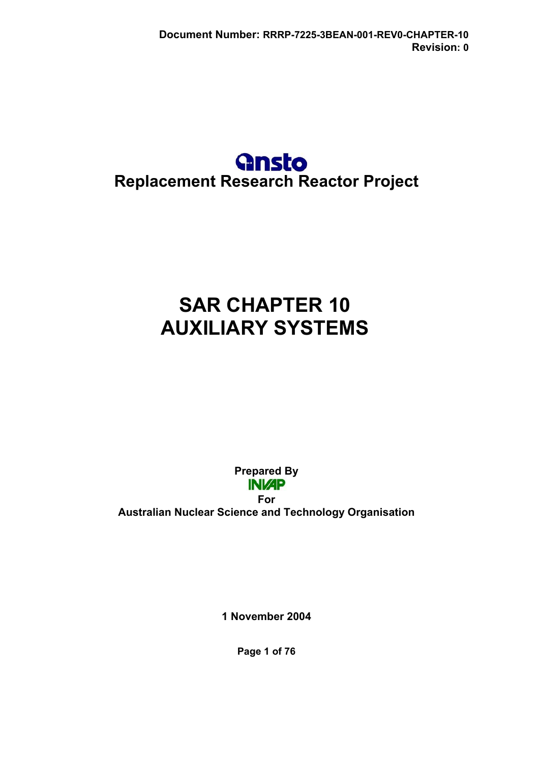Document Number: RRRP-7225-3BEAN-001-REV0-CHAPTER-10
Revision: 0

ansto

# Replacement Research Reactor Project

# SAR CHAPTER 10
# AUXILIARY SYSTEMS

**Prepared By**
**INVAP**
**For**
**Australian Nuclear Science and Technology Organisation**

**1 November 2004**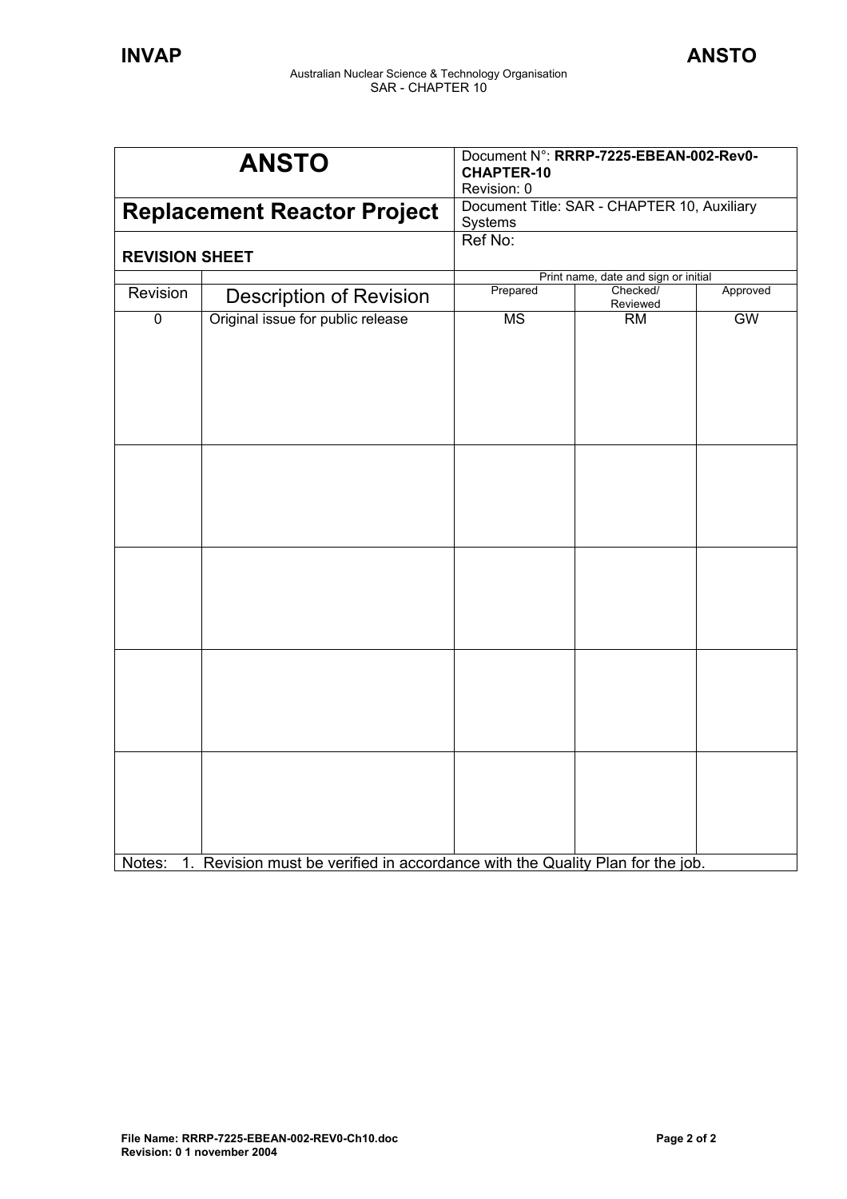| ANSTO | | Document N°: **RRRP-7225-EBEAN-002-Rev0-CHAPTER-10** Revision: 0 | | |
|---|---|---|---|---|
| **Replacement Reactor Project** | | Document Title: SAR - CHAPTER 10, Auxiliary Systems | | |
| **REVISION SHEET** | | Ref No: | | |
| | | Print name, date and sign or initial | | |
| Revision | Description of Revision | Prepared | Checked/ Reviewed | Approved |
| 0 | Original issue for public release | MS | RM | GW |
| | | | | |
| | | | | |
| | | | | |
| | | | | |

Notes: 1. Revision must be verified in accordance with the Quality Plan for the job.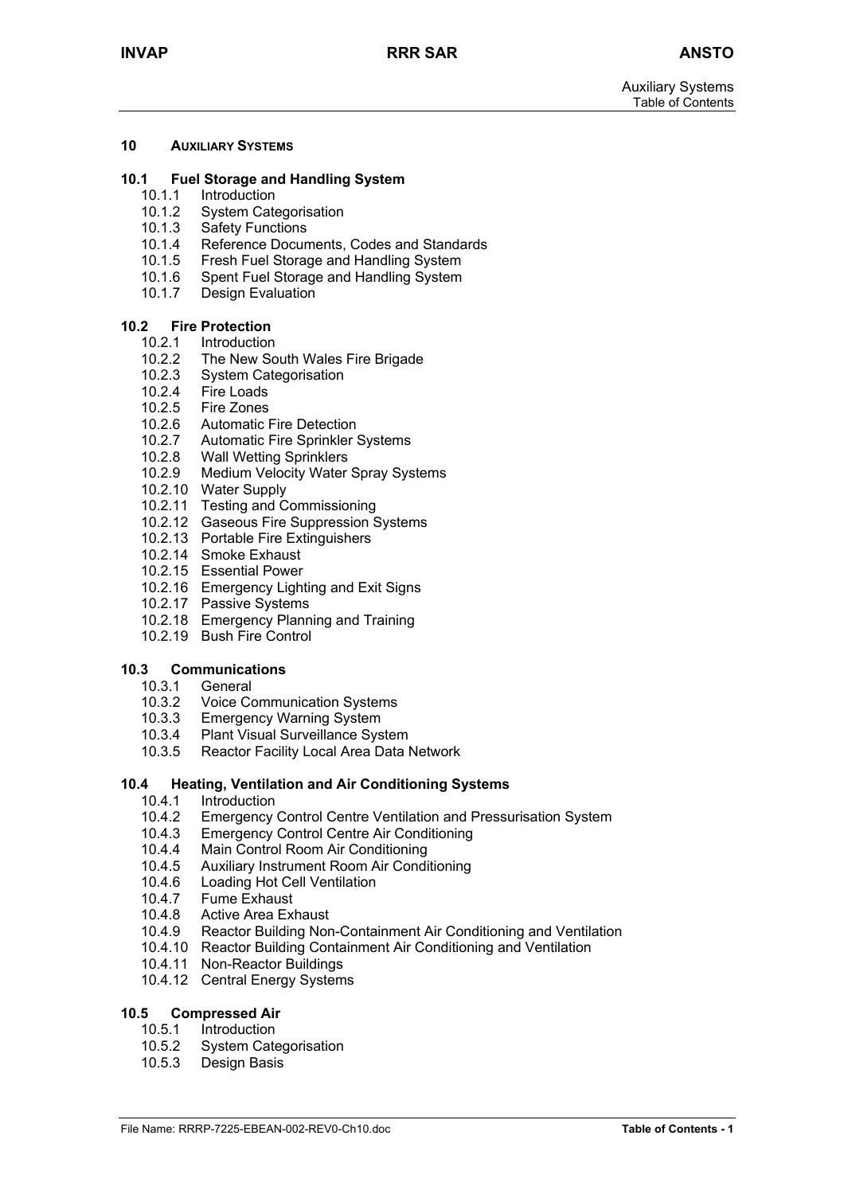# 10 AUXILIARY SYSTEMS

## 10.1 Fuel Storage and Handling System

- 10.1.1 Introduction
- 10.1.2 System Categorisation
- 10.1.3 Safety Functions
- 10.1.4 Reference Documents, Codes and Standards
- 10.1.5 Fresh Fuel Storage and Handling System
- 10.1.6 Spent Fuel Storage and Handling System
- 10.1.7 Design Evaluation

## 10.2 Fire Protection

- 10.2.1 Introduction
- 10.2.2 The New South Wales Fire Brigade
- 10.2.3 System Categorisation
- 10.2.4 Fire Loads
- 10.2.5 Fire Zones
- 10.2.6 Automatic Fire Detection
- 10.2.7 Automatic Fire Sprinkler Systems
- 10.2.8 Wall Wetting Sprinklers
- 10.2.9 Medium Velocity Water Spray Systems
- 10.2.10 Water Supply
- 10.2.11 Testing and Commissioning
- 10.2.12 Gaseous Fire Suppression Systems
- 10.2.13 Portable Fire Extinguishers
- 10.2.14 Smoke Exhaust
- 10.2.15 Essential Power
- 10.2.16 Emergency Lighting and Exit Signs
- 10.2.17 Passive Systems
- 10.2.18 Emergency Planning and Training
- 10.2.19 Bush Fire Control

## 10.3 Communications

- 10.3.1 General
- 10.3.2 Voice Communication Systems
- 10.3.3 Emergency Warning System
- 10.3.4 Plant Visual Surveillance System
- 10.3.5 Reactor Facility Local Area Data Network

## 10.4 Heating, Ventilation and Air Conditioning Systems

- 10.4.1 Introduction
- 10.4.2 Emergency Control Centre Ventilation and Pressurisation System
- 10.4.3 Emergency Control Centre Air Conditioning
- 10.4.4 Main Control Room Air Conditioning
- 10.4.5 Auxiliary Instrument Room Air Conditioning
- 10.4.6 Loading Hot Cell Ventilation
- 10.4.7 Fume Exhaust
- 10.4.8 Active Area Exhaust
- 10.4.9 Reactor Building Non-Containment Air Conditioning and Ventilation
- 10.4.10 Reactor Building Containment Air Conditioning and Ventilation
- 10.4.11 Non-Reactor Buildings
- 10.4.12 Central Energy Systems

## 10.5 Compressed Air

- 10.5.1 Introduction
- 10.5.2 System Categorisation
- 10.5.3 Design Basis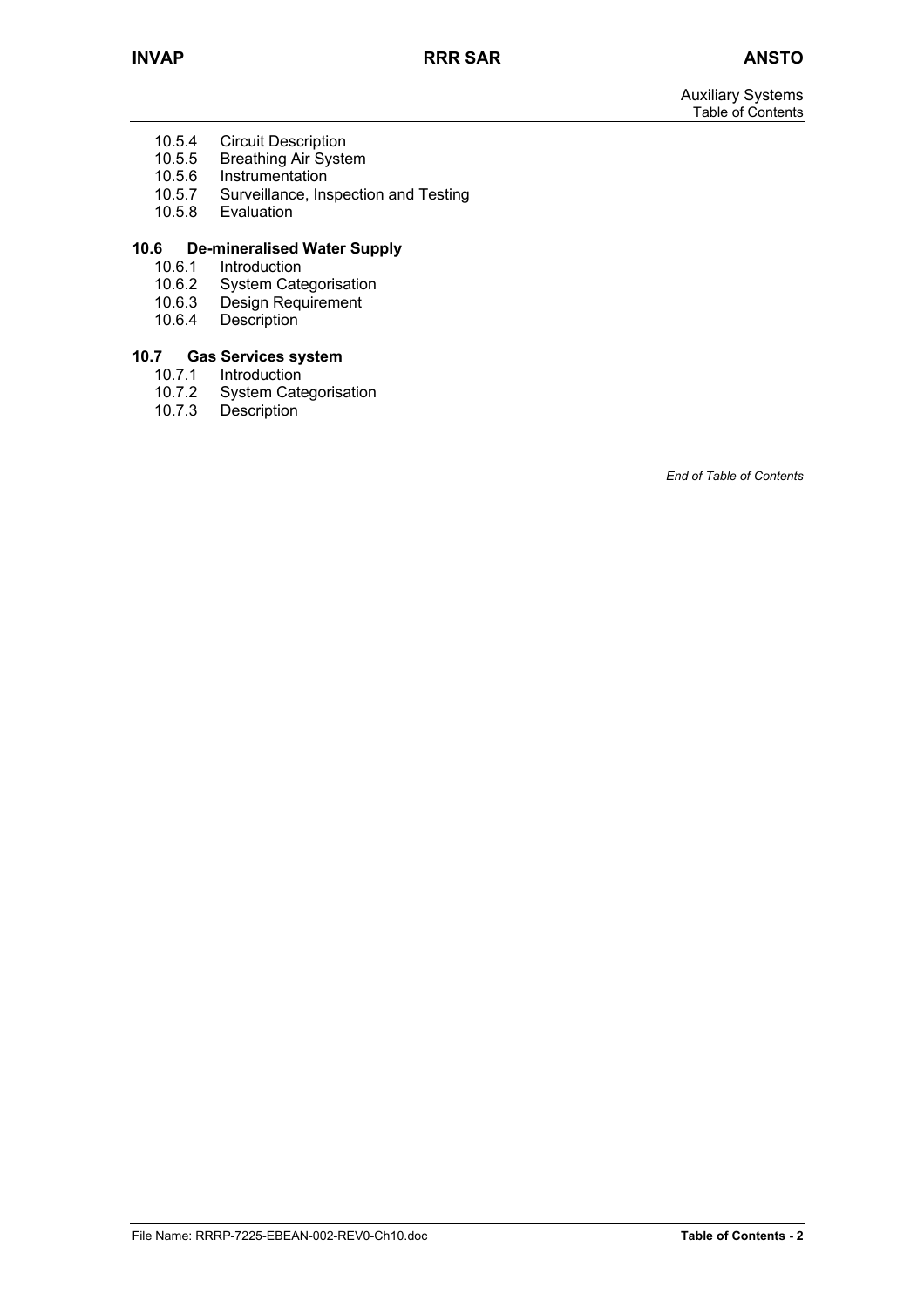- 10.5.4 Circuit Description
- 10.5.5 Breathing Air System
- 10.5.6 Instrumentation
- 10.5.7 Surveillance, Inspection and Testing
- 10.5.8 Evaluation

**10.6 De-mineralised Water Supply**

- 10.6.1 Introduction
- 10.6.2 System Categorisation
- 10.6.3 Design Requirement
- 10.6.4 Description

**10.7 Gas Services system**

- 10.7.1 Introduction
- 10.7.2 System Categorisation
- 10.7.3 Description

*End of Table of Contents*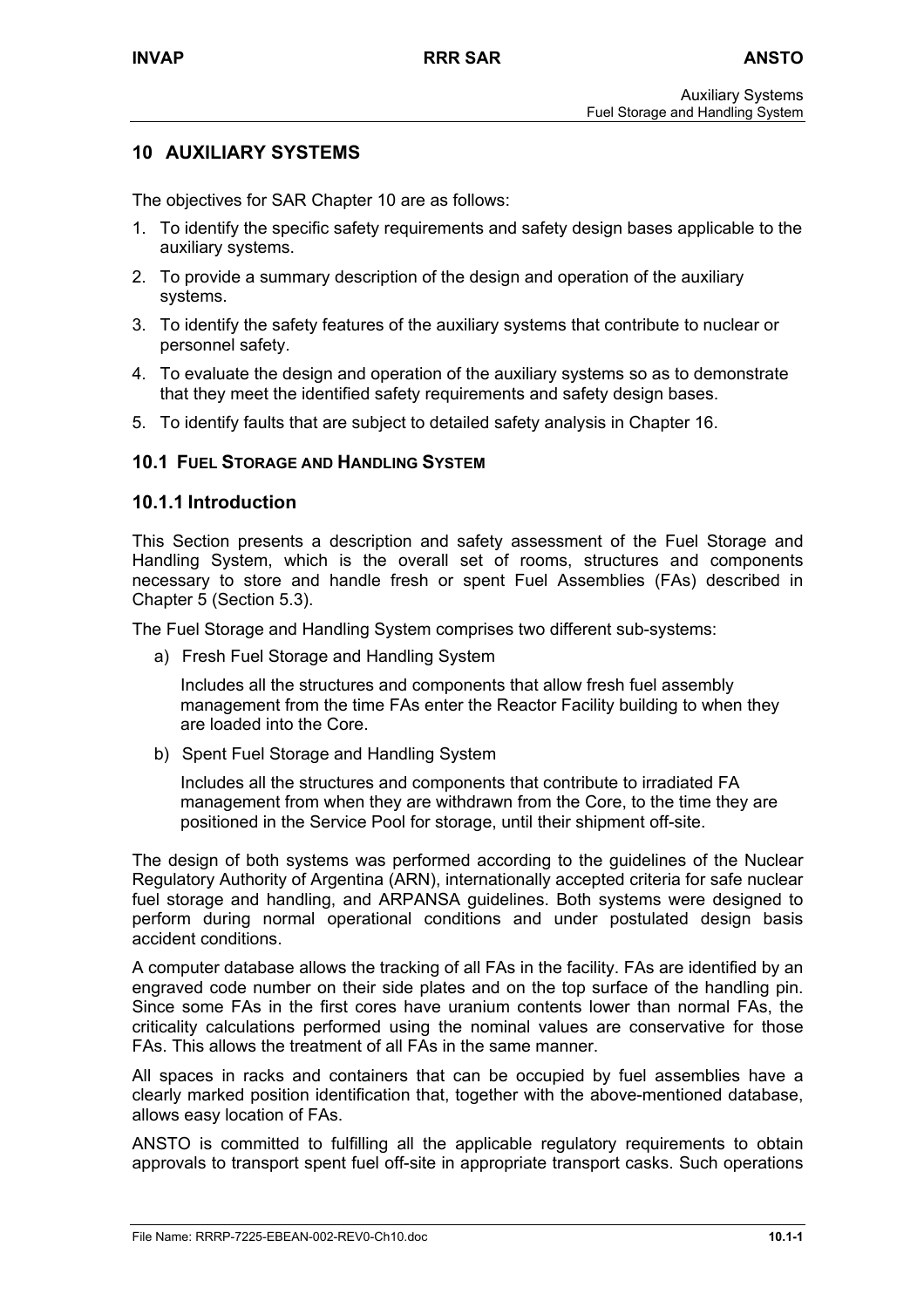# 10 AUXILIARY SYSTEMS

The objectives for SAR Chapter 10 are as follows:

1. To identify the specific safety requirements and safety design bases applicable to the auxiliary systems.
2. To provide a summary description of the design and operation of the auxiliary systems.
3. To identify the safety features of the auxiliary systems that contribute to nuclear or personnel safety.
4. To evaluate the design and operation of the auxiliary systems so as to demonstrate that they meet the identified safety requirements and safety design bases.
5. To identify faults that are subject to detailed safety analysis in Chapter 16.

## 10.1 FUEL STORAGE AND HANDLING SYSTEM

### 10.1.1 Introduction

This Section presents a description and safety assessment of the Fuel Storage and Handling System, which is the overall set of rooms, structures and components necessary to store and handle fresh or spent Fuel Assemblies (FAs) described in Chapter 5 (Section 5.3).

The Fuel Storage and Handling System comprises two different sub-systems:

a) Fresh Fuel Storage and Handling System

   Includes all the structures and components that allow fresh fuel assembly management from the time FAs enter the Reactor Facility building to when they are loaded into the Core.

b) Spent Fuel Storage and Handling System

   Includes all the structures and components that contribute to irradiated FA management from when they are withdrawn from the Core, to the time they are positioned in the Service Pool for storage, until their shipment off-site.

The design of both systems was performed according to the guidelines of the Nuclear Regulatory Authority of Argentina (ARN), internationally accepted criteria for safe nuclear fuel storage and handling, and ARPANSA guidelines. Both systems were designed to perform during normal operational conditions and under postulated design basis accident conditions.

A computer database allows the tracking of all FAs in the facility. FAs are identified by an engraved code number on their side plates and on the top surface of the handling pin. Since some FAs in the first cores have uranium contents lower than normal FAs, the criticality calculations performed using the nominal values are conservative for those FAs. This allows the treatment of all FAs in the same manner.

All spaces in racks and containers that can be occupied by fuel assemblies have a clearly marked position identification that, together with the above-mentioned database, allows easy location of FAs.

ANSTO is committed to fulfilling all the applicable regulatory requirements to obtain approvals to transport spent fuel off-site in appropriate transport casks. Such operations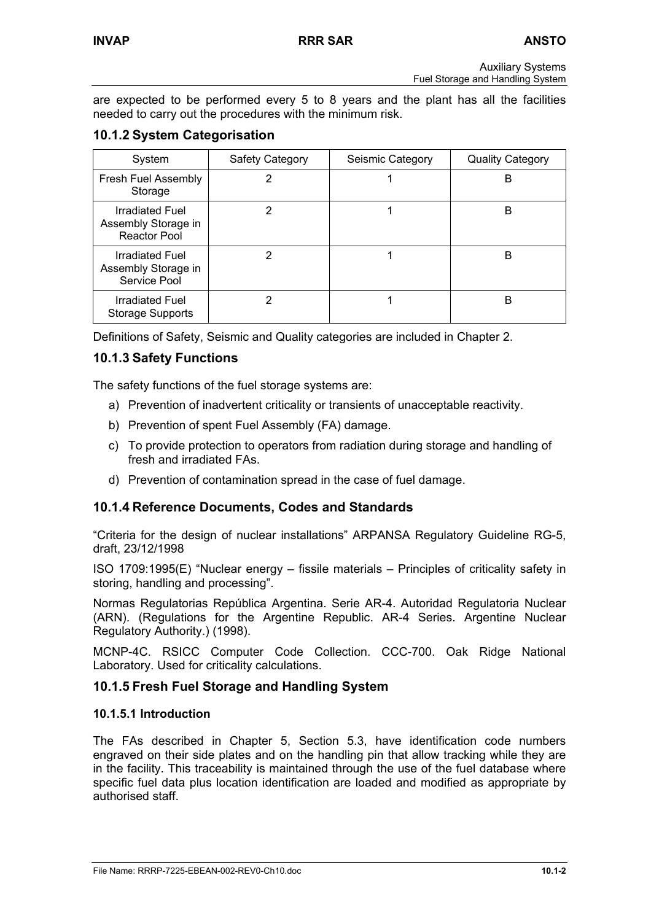are expected to be performed every 5 to 8 years and the plant has all the facilities needed to carry out the procedures with the minimum risk.

### 10.1.2 System Categorisation

| System | Safety Category | Seismic Category | Quality Category |
|---|---|---|---|
| Fresh Fuel Assembly Storage | 2 | 1 | B |
| Irradiated Fuel Assembly Storage in Reactor Pool | 2 | 1 | B |
| Irradiated Fuel Assembly Storage in Service Pool | 2 | 1 | B |
| Irradiated Fuel Storage Supports | 2 | 1 | B |

Definitions of Safety, Seismic and Quality categories are included in Chapter 2.

### 10.1.3 Safety Functions

The safety functions of the fuel storage systems are:

a) Prevention of inadvertent criticality or transients of unacceptable reactivity.

b) Prevention of spent Fuel Assembly (FA) damage.

c) To provide protection to operators from radiation during storage and handling of fresh and irradiated FAs.

d) Prevention of contamination spread in the case of fuel damage.

### 10.1.4 Reference Documents, Codes and Standards

"Criteria for the design of nuclear installations" ARPANSA Regulatory Guideline RG-5, draft, 23/12/1998

ISO 1709:1995(E) "Nuclear energy – fissile materials – Principles of criticality safety in storing, handling and processing".

Normas Regulatorias República Argentina. Serie AR-4. Autoridad Regulatoria Nuclear (ARN). (Regulations for the Argentine Republic. AR-4 Series. Argentine Nuclear Regulatory Authority.) (1998).

MCNP-4C. RSICC Computer Code Collection. CCC-700. Oak Ridge National Laboratory. Used for criticality calculations.

### 10.1.5 Fresh Fuel Storage and Handling System

#### 10.1.5.1 Introduction

The FAs described in Chapter 5, Section 5.3, have identification code numbers engraved on their side plates and on the handling pin that allow tracking while they are in the facility. This traceability is maintained through the use of the fuel database where specific fuel data plus location identification are loaded and modified as appropriate by authorised staff.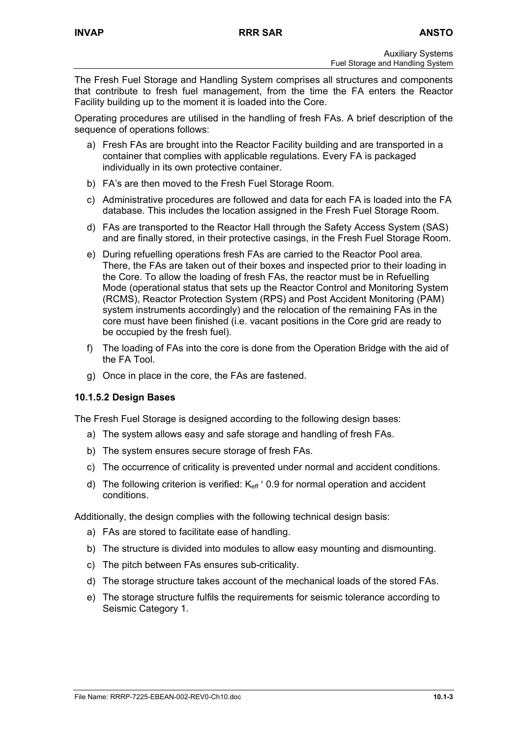The Fresh Fuel Storage and Handling System comprises all structures and components that contribute to fresh fuel management, from the time the FA enters the Reactor Facility building up to the moment it is loaded into the Core.

Operating procedures are utilised in the handling of fresh FAs. A brief description of the sequence of operations follows:

a) Fresh FAs are brought into the Reactor Facility building and are transported in a container that complies with applicable regulations. Every FA is packaged individually in its own protective container.

b) FA's are then moved to the Fresh Fuel Storage Room.

c) Administrative procedures are followed and data for each FA is loaded into the FA database. This includes the location assigned in the Fresh Fuel Storage Room.

d) FAs are transported to the Reactor Hall through the Safety Access System (SAS) and are finally stored, in their protective casings, in the Fresh Fuel Storage Room.

e) During refuelling operations fresh FAs are carried to the Reactor Pool area. There, the FAs are taken out of their boxes and inspected prior to their loading in the Core. To allow the loading of fresh FAs, the reactor must be in Refuelling Mode (operational status that sets up the Reactor Control and Monitoring System (RCMS), Reactor Protection System (RPS) and Post Accident Monitoring (PAM) system instruments accordingly) and the relocation of the remaining FAs in the core must have been finished (i.e. vacant positions in the Core grid are ready to be occupied by the fresh fuel).

f) The loading of FAs into the core is done from the Operation Bridge with the aid of the FA Tool.

g) Once in place in the core, the FAs are fastened.

### 10.1.5.2 Design Bases

The Fresh Fuel Storage is designed according to the following design bases:

a) The system allows easy and safe storage and handling of fresh FAs.

b) The system ensures secure storage of fresh FAs.

c) The occurrence of criticality is prevented under normal and accident conditions.

d) The following criterion is verified: $K_{eff} \leq 0.9$ for normal operation and accident conditions.

Additionally, the design complies with the following technical design basis:

a) FAs are stored to facilitate ease of handling.

b) The structure is divided into modules to allow easy mounting and dismounting.

c) The pitch between FAs ensures sub-criticality.

d) The storage structure takes account of the mechanical loads of the stored FAs.

e) The storage structure fulfils the requirements for seismic tolerance according to Seismic Category 1.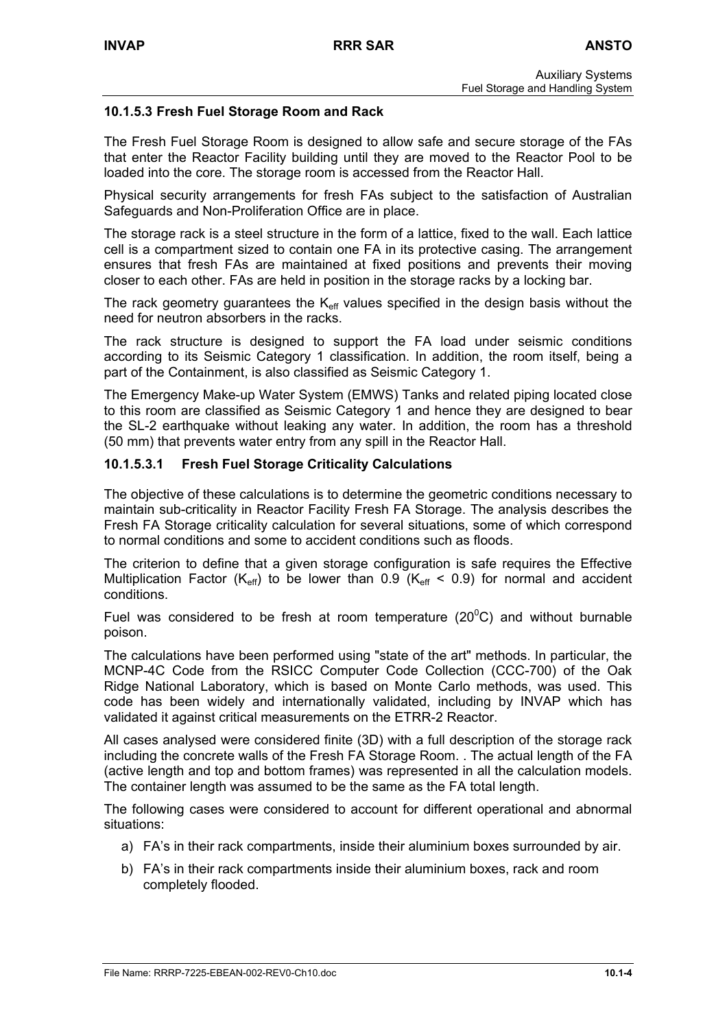### 10.1.5.3 Fresh Fuel Storage Room and Rack

The Fresh Fuel Storage Room is designed to allow safe and secure storage of the FAs that enter the Reactor Facility building until they are moved to the Reactor Pool to be loaded into the core. The storage room is accessed from the Reactor Hall.

Physical security arrangements for fresh FAs subject to the satisfaction of Australian Safeguards and Non-Proliferation Office are in place.

The storage rack is a steel structure in the form of a lattice, fixed to the wall. Each lattice cell is a compartment sized to contain one FA in its protective casing. The arrangement ensures that fresh FAs are maintained at fixed positions and prevents their moving closer to each other. FAs are held in position in the storage racks by a locking bar.

The rack geometry guarantees the $K_{eff}$ values specified in the design basis without the need for neutron absorbers in the racks.

The rack structure is designed to support the FA load under seismic conditions according to its Seismic Category 1 classification. In addition, the room itself, being a part of the Containment, is also classified as Seismic Category 1.

The Emergency Make-up Water System (EMWS) Tanks and related piping located close to this room are classified as Seismic Category 1 and hence they are designed to bear the SL-2 earthquake without leaking any water. In addition, the room has a threshold (50 mm) that prevents water entry from any spill in the Reactor Hall.

#### 10.1.5.3.1 Fresh Fuel Storage Criticality Calculations

The objective of these calculations is to determine the geometric conditions necessary to maintain sub-criticality in Reactor Facility Fresh FA Storage. The analysis describes the Fresh FA Storage criticality calculation for several situations, some of which correspond to normal conditions and some to accident conditions such as floods.

The criterion to define that a given storage configuration is safe requires the Effective Multiplication Factor ($K_{eff}$) to be lower than 0.9 ($K_{eff} < 0.9$) for normal and accident conditions.

Fuel was considered to be fresh at room temperature ($20^0$C) and without burnable poison.

The calculations have been performed using "state of the art" methods. In particular, the MCNP-4C Code from the RSICC Computer Code Collection (CCC-700) of the Oak Ridge National Laboratory, which is based on Monte Carlo methods, was used. This code has been widely and internationally validated, including by INVAP which has validated it against critical measurements on the ETRR-2 Reactor.

All cases analysed were considered finite (3D) with a full description of the storage rack including the concrete walls of the Fresh FA Storage Room. . The actual length of the FA (active length and top and bottom frames) was represented in all the calculation models. The container length was assumed to be the same as the FA total length.

The following cases were considered to account for different operational and abnormal situations:

a) FA's in their rack compartments, inside their aluminium boxes surrounded by air.

b) FA's in their rack compartments inside their aluminium boxes, rack and room completely flooded.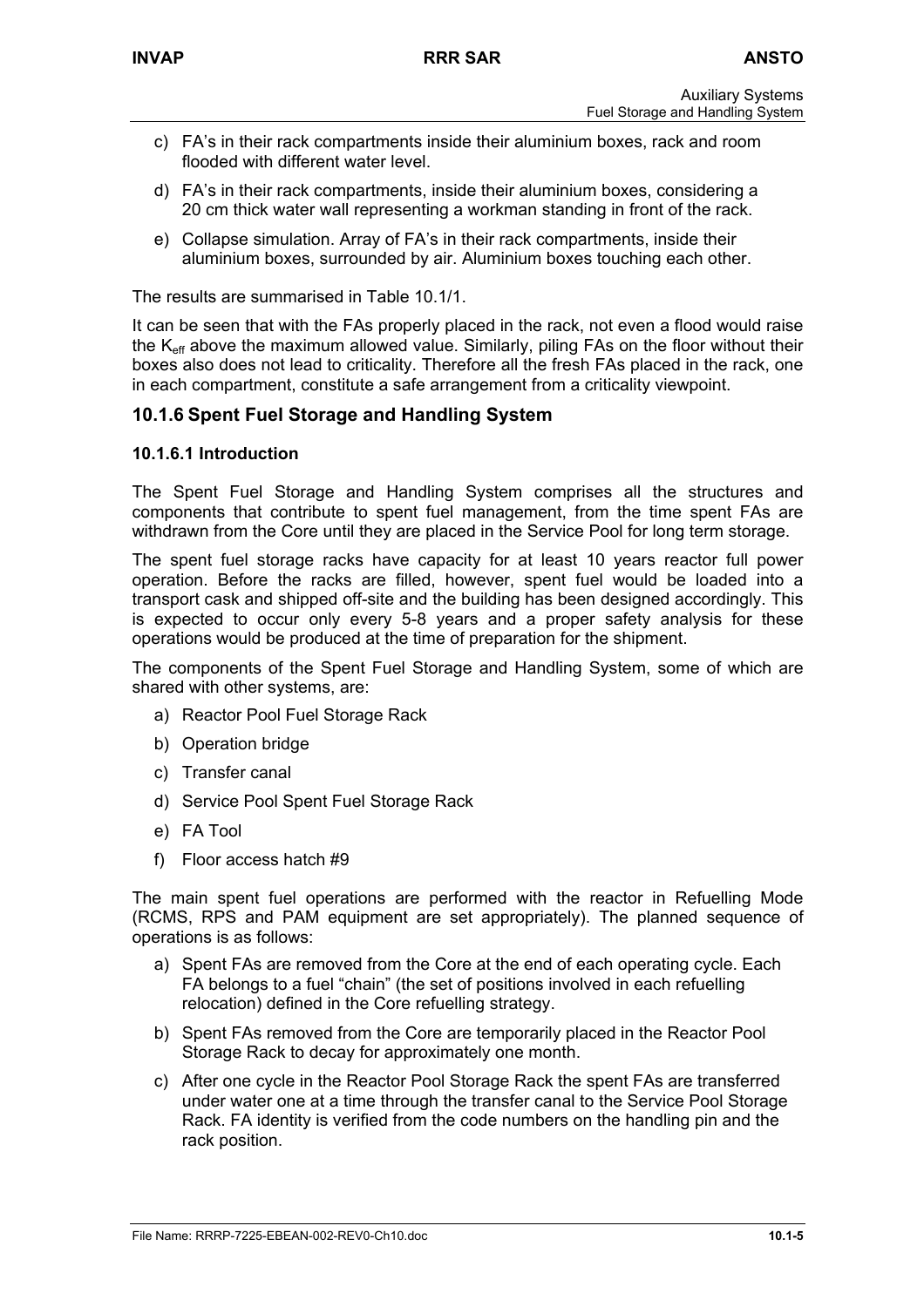c) FA's in their rack compartments inside their aluminium boxes, rack and room flooded with different water level.

d) FA's in their rack compartments, inside their aluminium boxes, considering a 20 cm thick water wall representing a workman standing in front of the rack.

e) Collapse simulation. Array of FA's in their rack compartments, inside their aluminium boxes, surrounded by air. Aluminium boxes touching each other.

The results are summarised in Table 10.1/1.

It can be seen that with the FAs properly placed in the rack, not even a flood would raise the $K_{eff}$ above the maximum allowed value. Similarly, piling FAs on the floor without their boxes also does not lead to criticality. Therefore all the fresh FAs placed in the rack, one in each compartment, constitute a safe arrangement from a criticality viewpoint.

## 10.1.6 Spent Fuel Storage and Handling System

### 10.1.6.1 Introduction

The Spent Fuel Storage and Handling System comprises all the structures and components that contribute to spent fuel management, from the time spent FAs are withdrawn from the Core until they are placed in the Service Pool for long term storage.

The spent fuel storage racks have capacity for at least 10 years reactor full power operation. Before the racks are filled, however, spent fuel would be loaded into a transport cask and shipped off-site and the building has been designed accordingly. This is expected to occur only every 5-8 years and a proper safety analysis for these operations would be produced at the time of preparation for the shipment.

The components of the Spent Fuel Storage and Handling System, some of which are shared with other systems, are:

a) Reactor Pool Fuel Storage Rack

b) Operation bridge

c) Transfer canal

d) Service Pool Spent Fuel Storage Rack

e) FA Tool

f) Floor access hatch #9

The main spent fuel operations are performed with the reactor in Refuelling Mode (RCMS, RPS and PAM equipment are set appropriately). The planned sequence of operations is as follows:

a) Spent FAs are removed from the Core at the end of each operating cycle. Each FA belongs to a fuel "chain" (the set of positions involved in each refuelling relocation) defined in the Core refuelling strategy.

b) Spent FAs removed from the Core are temporarily placed in the Reactor Pool Storage Rack to decay for approximately one month.

c) After one cycle in the Reactor Pool Storage Rack the spent FAs are transferred under water one at a time through the transfer canal to the Service Pool Storage Rack. FA identity is verified from the code numbers on the handling pin and the rack position.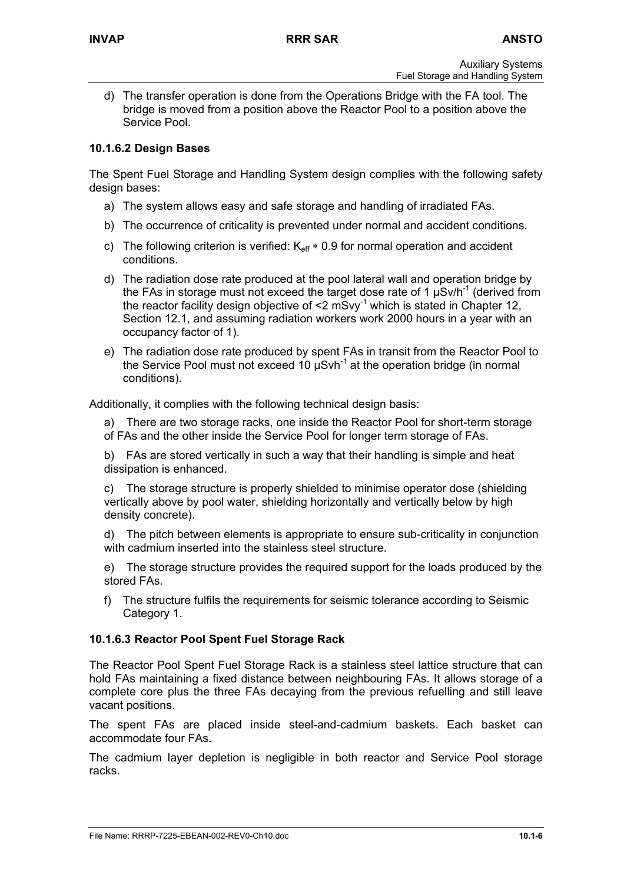d) The transfer operation is done from the Operations Bridge with the FA tool. The bridge is moved from a position above the Reactor Pool to a position above the Service Pool.

### 10.1.6.2 Design Bases

The Spent Fuel Storage and Handling System design complies with the following safety design bases:

a) The system allows easy and safe storage and handling of irradiated FAs.

b) The occurrence of criticality is prevented under normal and accident conditions.

c) The following criterion is verified: $K_{eff} * 0.9$ for normal operation and accident conditions.

d) The radiation dose rate produced at the pool lateral wall and operation bridge by the FAs in storage must not exceed the target dose rate of 1 $\mu Sv/h^{-1}$ (derived from the reactor facility design objective of <2 $mSvy^{-1}$ which is stated in Chapter 12, Section 12.1, and assuming radiation workers work 2000 hours in a year with an occupancy factor of 1).

e) The radiation dose rate produced by spent FAs in transit from the Reactor Pool to the Service Pool must not exceed 10 $\mu Svh^{-1}$ at the operation bridge (in normal conditions).

Additionally, it complies with the following technical design basis:

a) There are two storage racks, one inside the Reactor Pool for short-term storage of FAs and the other inside the Service Pool for longer term storage of FAs.

b) FAs are stored vertically in such a way that their handling is simple and heat dissipation is enhanced.

c) The storage structure is properly shielded to minimise operator dose (shielding vertically above by pool water, shielding horizontally and vertically below by high density concrete).

d) The pitch between elements is appropriate to ensure sub-criticality in conjunction with cadmium inserted into the stainless steel structure.

e) The storage structure provides the required support for the loads produced by the stored FAs.

f) The structure fulfils the requirements for seismic tolerance according to Seismic Category 1.

### 10.1.6.3 Reactor Pool Spent Fuel Storage Rack

The Reactor Pool Spent Fuel Storage Rack is a stainless steel lattice structure that can hold FAs maintaining a fixed distance between neighbouring FAs. It allows storage of a complete core plus the three FAs decaying from the previous refuelling and still leave vacant positions.

The spent FAs are placed inside steel-and-cadmium baskets. Each basket can accommodate four FAs.

The cadmium layer depletion is negligible in both reactor and Service Pool storage racks.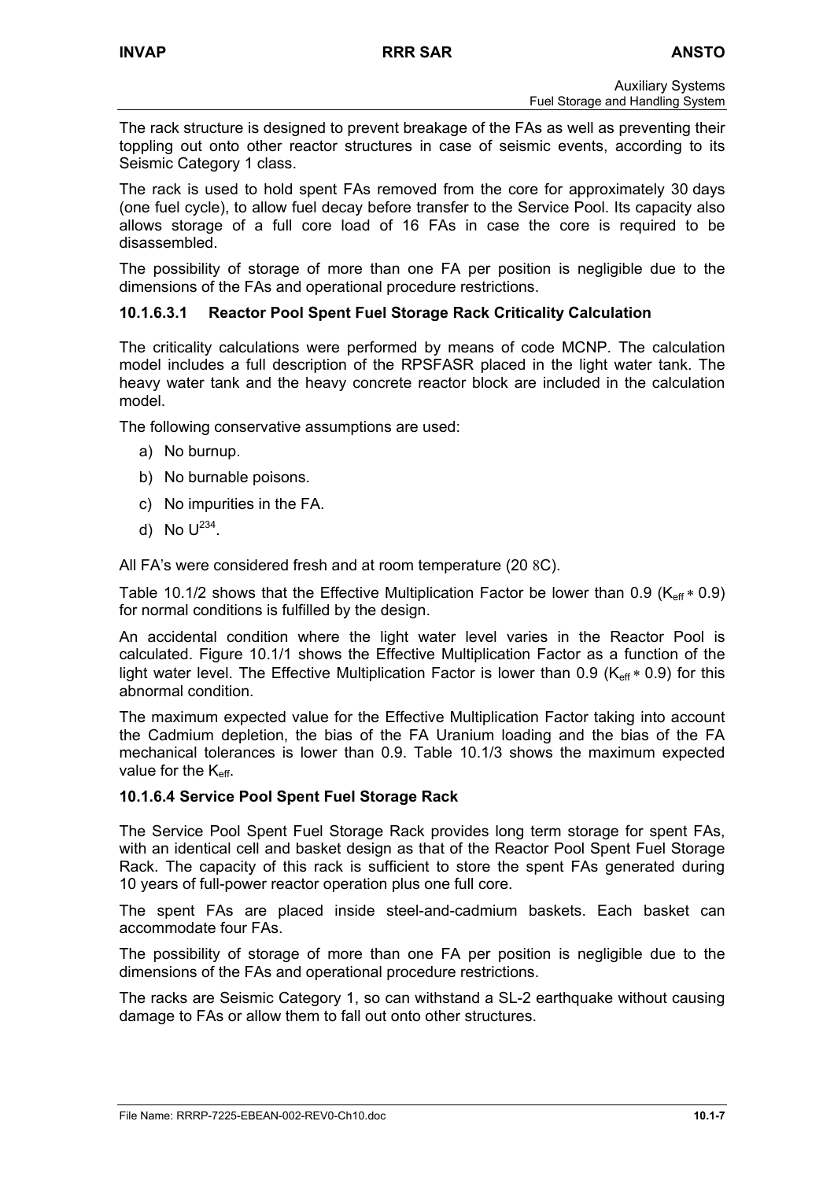The rack structure is designed to prevent breakage of the FAs as well as preventing their toppling out onto other reactor structures in case of seismic events, according to its Seismic Category 1 class.

The rack is used to hold spent FAs removed from the core for approximately 30 days (one fuel cycle), to allow fuel decay before transfer to the Service Pool. Its capacity also allows storage of a full core load of 16 FAs in case the core is required to be disassembled.

The possibility of storage of more than one FA per position is negligible due to the dimensions of the FAs and operational procedure restrictions.

#### 10.1.6.3.1 Reactor Pool Spent Fuel Storage Rack Criticality Calculation

The criticality calculations were performed by means of code MCNP. The calculation model includes a full description of the RPSFASR placed in the light water tank. The heavy water tank and the heavy concrete reactor block are included in the calculation model.

The following conservative assumptions are used:

a) No burnup.
b) No burnable poisons.
c) No impurities in the FA.
d) No $U^{234}$.

All FA's were considered fresh and at room temperature (20 °C).

Table 10.1/2 shows that the Effective Multiplication Factor be lower than 0.9 ($K_{eff} \leq 0.9$) for normal conditions is fulfilled by the design.

An accidental condition where the light water level varies in the Reactor Pool is calculated. Figure 10.1/1 shows the Effective Multiplication Factor as a function of the light water level. The Effective Multiplication Factor is lower than 0.9 ($K_{eff} \leq 0.9$) for this abnormal condition.

The maximum expected value for the Effective Multiplication Factor taking into account the Cadmium depletion, the bias of the FA Uranium loading and the bias of the FA mechanical tolerances is lower than 0.9. Table 10.1/3 shows the maximum expected value for the $K_{eff}$.

### 10.1.6.4 Service Pool Spent Fuel Storage Rack

The Service Pool Spent Fuel Storage Rack provides long term storage for spent FAs, with an identical cell and basket design as that of the Reactor Pool Spent Fuel Storage Rack. The capacity of this rack is sufficient to store the spent FAs generated during 10 years of full-power reactor operation plus one full core.

The spent FAs are placed inside steel-and-cadmium baskets. Each basket can accommodate four FAs.

The possibility of storage of more than one FA per position is negligible due to the dimensions of the FAs and operational procedure restrictions.

The racks are Seismic Category 1, so can withstand a SL-2 earthquake without causing damage to FAs or allow them to fall out onto other structures.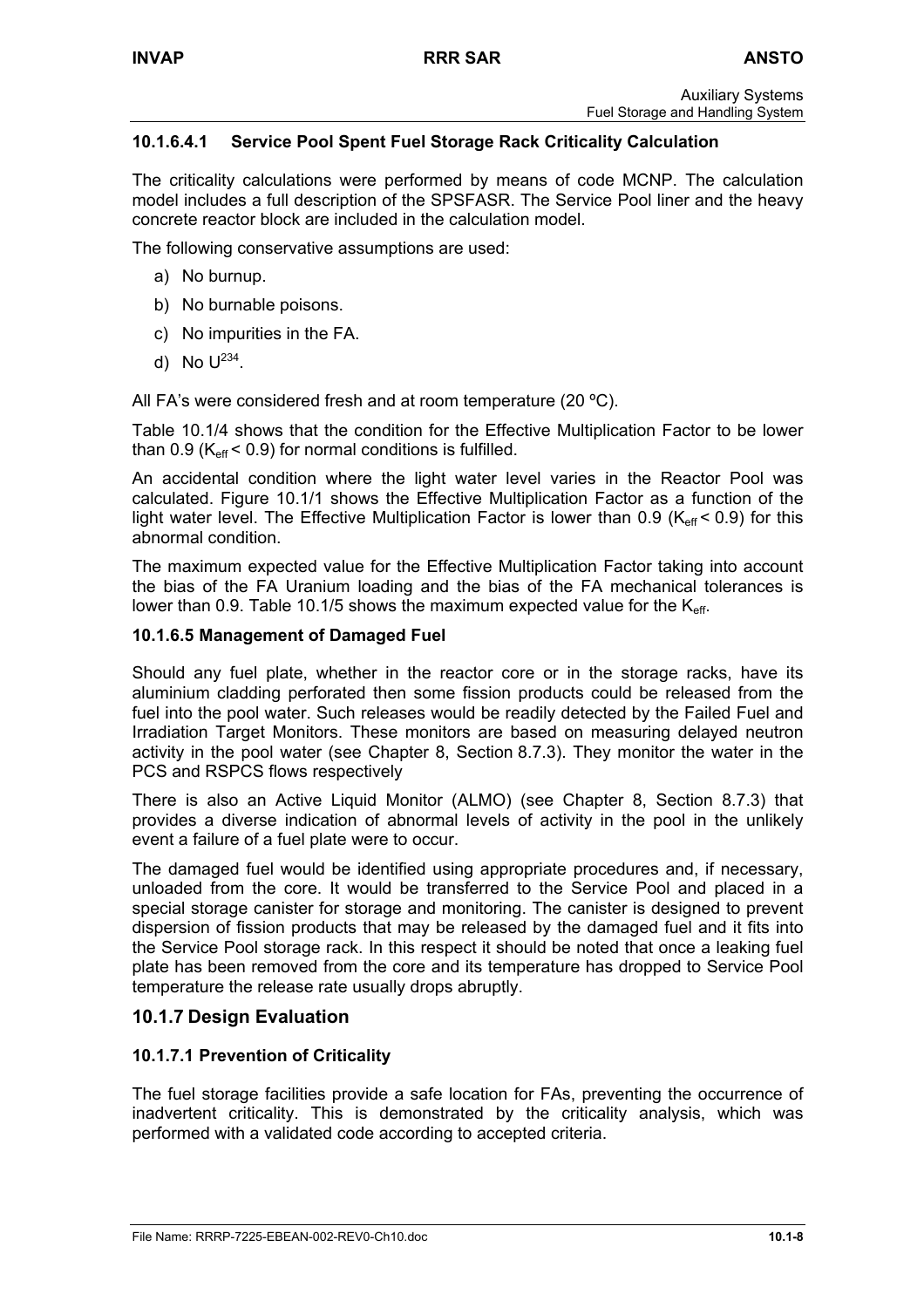#### 10.1.6.4.1 Service Pool Spent Fuel Storage Rack Criticality Calculation

The criticality calculations were performed by means of code MCNP. The calculation model includes a full description of the SPSFASR. The Service Pool liner and the heavy concrete reactor block are included in the calculation model.

The following conservative assumptions are used:

a) No burnup.
b) No burnable poisons.
c) No impurities in the FA.
d) No $U^{234}$.

All FA's were considered fresh and at room temperature (20 ºC).

Table 10.1/4 shows that the condition for the Effective Multiplication Factor to be lower than 0.9 ($K_{eff} < 0.9$) for normal conditions is fulfilled.

An accidental condition where the light water level varies in the Reactor Pool was calculated. Figure 10.1/1 shows the Effective Multiplication Factor as a function of the light water level. The Effective Multiplication Factor is lower than 0.9 ($K_{eff} < 0.9$) for this abnormal condition.

The maximum expected value for the Effective Multiplication Factor taking into account the bias of the FA Uranium loading and the bias of the FA mechanical tolerances is lower than 0.9. Table 10.1/5 shows the maximum expected value for the $K_{eff}$.

### 10.1.6.5 Management of Damaged Fuel

Should any fuel plate, whether in the reactor core or in the storage racks, have its aluminium cladding perforated then some fission products could be released from the fuel into the pool water. Such releases would be readily detected by the Failed Fuel and Irradiation Target Monitors. These monitors are based on measuring delayed neutron activity in the pool water (see Chapter 8, Section 8.7.3). They monitor the water in the PCS and RSPCS flows respectively

There is also an Active Liquid Monitor (ALMO) (see Chapter 8, Section 8.7.3) that provides a diverse indication of abnormal levels of activity in the pool in the unlikely event a failure of a fuel plate were to occur.

The damaged fuel would be identified using appropriate procedures and, if necessary, unloaded from the core. It would be transferred to the Service Pool and placed in a special storage canister for storage and monitoring. The canister is designed to prevent dispersion of fission products that may be released by the damaged fuel and it fits into the Service Pool storage rack. In this respect it should be noted that once a leaking fuel plate has been removed from the core and its temperature has dropped to Service Pool temperature the release rate usually drops abruptly.

## 10.1.7 Design Evaluation

### 10.1.7.1 Prevention of Criticality

The fuel storage facilities provide a safe location for FAs, preventing the occurrence of inadvertent criticality. This is demonstrated by the criticality analysis, which was performed with a validated code according to accepted criteria.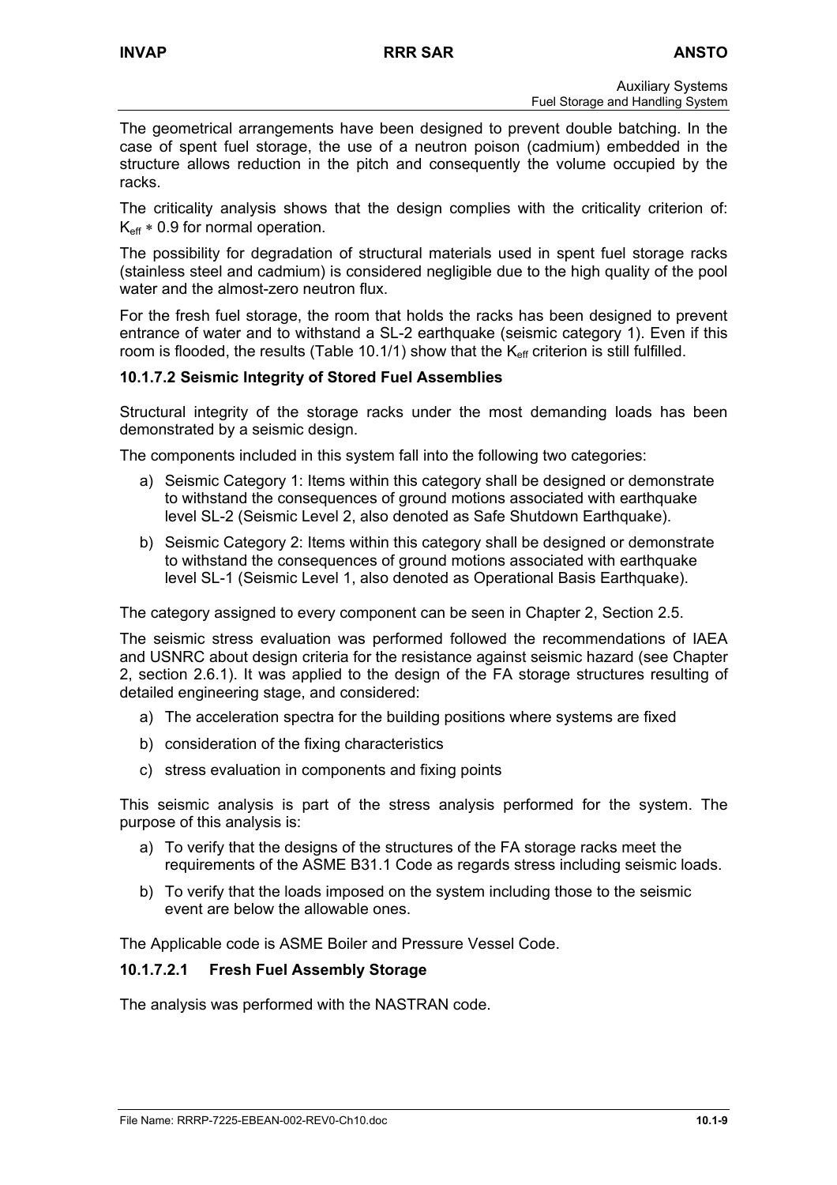The geometrical arrangements have been designed to prevent double batching. In the case of spent fuel storage, the use of a neutron poison (cadmium) embedded in the structure allows reduction in the pitch and consequently the volume occupied by the racks.

The criticality analysis shows that the design complies with the criticality criterion of: $K_{eff} * 0.9$ for normal operation.

The possibility for degradation of structural materials used in spent fuel storage racks (stainless steel and cadmium) is considered negligible due to the high quality of the pool water and the almost-zero neutron flux.

For the fresh fuel storage, the room that holds the racks has been designed to prevent entrance of water and to withstand a SL-2 earthquake (seismic category 1). Even if this room is flooded, the results (Table 10.1/1) show that the $K_{eff}$ criterion is still fulfilled.

### 10.1.7.2 Seismic Integrity of Stored Fuel Assemblies

Structural integrity of the storage racks under the most demanding loads has been demonstrated by a seismic design.

The components included in this system fall into the following two categories:

a) Seismic Category 1: Items within this category shall be designed or demonstrate to withstand the consequences of ground motions associated with earthquake level SL-2 (Seismic Level 2, also denoted as Safe Shutdown Earthquake).

b) Seismic Category 2: Items within this category shall be designed or demonstrate to withstand the consequences of ground motions associated with earthquake level SL-1 (Seismic Level 1, also denoted as Operational Basis Earthquake).

The category assigned to every component can be seen in Chapter 2, Section 2.5.

The seismic stress evaluation was performed followed the recommendations of IAEA and USNRC about design criteria for the resistance against seismic hazard (see Chapter 2, section 2.6.1). It was applied to the design of the FA storage structures resulting of detailed engineering stage, and considered:

a) The acceleration spectra for the building positions where systems are fixed

b) consideration of the fixing characteristics

c) stress evaluation in components and fixing points

This seismic analysis is part of the stress analysis performed for the system. The purpose of this analysis is:

a) To verify that the designs of the structures of the FA storage racks meet the requirements of the ASME B31.1 Code as regards stress including seismic loads.

b) To verify that the loads imposed on the system including those to the seismic event are below the allowable ones.

The Applicable code is ASME Boiler and Pressure Vessel Code.

#### 10.1.7.2.1 Fresh Fuel Assembly Storage

The analysis was performed with the NASTRAN code.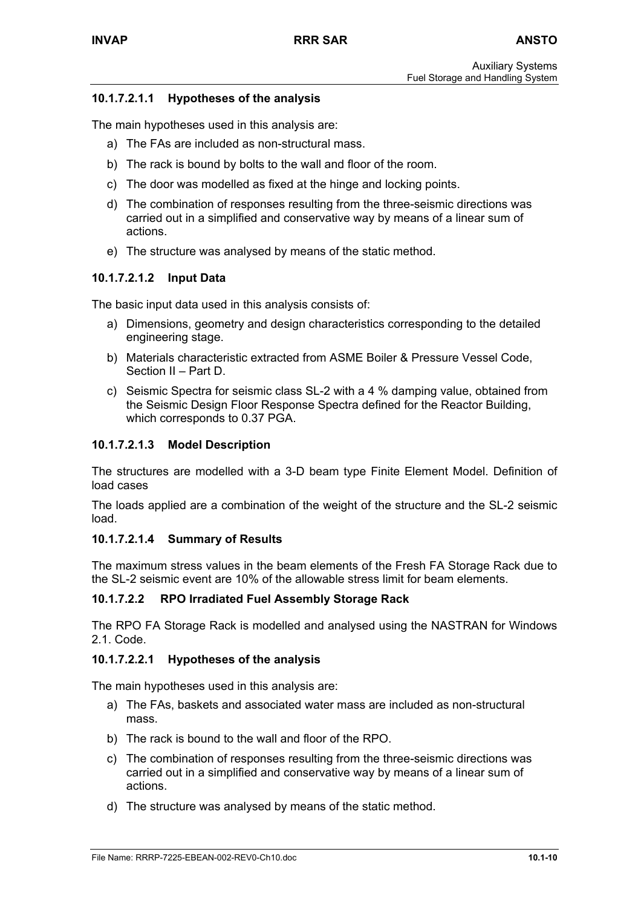#### 10.1.7.2.1.1 Hypotheses of the analysis

The main hypotheses used in this analysis are:

a) The FAs are included as non-structural mass.

b) The rack is bound by bolts to the wall and floor of the room.

c) The door was modelled as fixed at the hinge and locking points.

d) The combination of responses resulting from the three-seismic directions was carried out in a simplified and conservative way by means of a linear sum of actions.

e) The structure was analysed by means of the static method.

#### 10.1.7.2.1.2 Input Data

The basic input data used in this analysis consists of:

a) Dimensions, geometry and design characteristics corresponding to the detailed engineering stage.

b) Materials characteristic extracted from ASME Boiler & Pressure Vessel Code, Section II – Part D.

c) Seismic Spectra for seismic class SL-2 with a 4 % damping value, obtained from the Seismic Design Floor Response Spectra defined for the Reactor Building, which corresponds to 0.37 PGA.

#### 10.1.7.2.1.3 Model Description

The structures are modelled with a 3-D beam type Finite Element Model. Definition of load cases

The loads applied are a combination of the weight of the structure and the SL-2 seismic load.

#### 10.1.7.2.1.4 Summary of Results

The maximum stress values in the beam elements of the Fresh FA Storage Rack due to the SL-2 seismic event are 10% of the allowable stress limit for beam elements.

### 10.1.7.2.2 RPO Irradiated Fuel Assembly Storage Rack

The RPO FA Storage Rack is modelled and analysed using the NASTRAN for Windows 2.1. Code.

#### 10.1.7.2.2.1 Hypotheses of the analysis

The main hypotheses used in this analysis are:

a) The FAs, baskets and associated water mass are included as non-structural mass.

b) The rack is bound to the wall and floor of the RPO.

c) The combination of responses resulting from the three-seismic directions was carried out in a simplified and conservative way by means of a linear sum of actions.

d) The structure was analysed by means of the static method.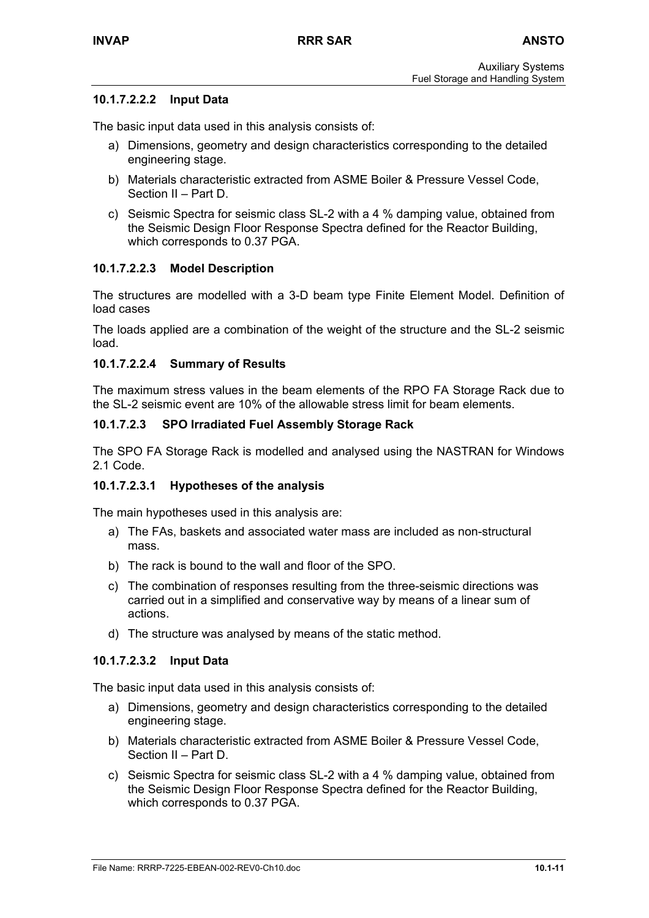#### 10.1.7.2.2.2 Input Data

The basic input data used in this analysis consists of:

a) Dimensions, geometry and design characteristics corresponding to the detailed engineering stage.

b) Materials characteristic extracted from ASME Boiler & Pressure Vessel Code, Section II – Part D.

c) Seismic Spectra for seismic class SL-2 with a 4 % damping value, obtained from the Seismic Design Floor Response Spectra defined for the Reactor Building, which corresponds to 0.37 PGA.

#### 10.1.7.2.2.3 Model Description

The structures are modelled with a 3-D beam type Finite Element Model. Definition of load cases

The loads applied are a combination of the weight of the structure and the SL-2 seismic load.

#### 10.1.7.2.2.4 Summary of Results

The maximum stress values in the beam elements of the RPO FA Storage Rack due to the SL-2 seismic event are 10% of the allowable stress limit for beam elements.

### 10.1.7.2.3 SPO Irradiated Fuel Assembly Storage Rack

The SPO FA Storage Rack is modelled and analysed using the NASTRAN for Windows 2.1 Code.

#### 10.1.7.2.3.1 Hypotheses of the analysis

The main hypotheses used in this analysis are:

a) The FAs, baskets and associated water mass are included as non-structural mass.

b) The rack is bound to the wall and floor of the SPO.

c) The combination of responses resulting from the three-seismic directions was carried out in a simplified and conservative way by means of a linear sum of actions.

d) The structure was analysed by means of the static method.

#### 10.1.7.2.3.2 Input Data

The basic input data used in this analysis consists of:

a) Dimensions, geometry and design characteristics corresponding to the detailed engineering stage.

b) Materials characteristic extracted from ASME Boiler & Pressure Vessel Code, Section II – Part D.

c) Seismic Spectra for seismic class SL-2 with a 4 % damping value, obtained from the Seismic Design Floor Response Spectra defined for the Reactor Building, which corresponds to 0.37 PGA.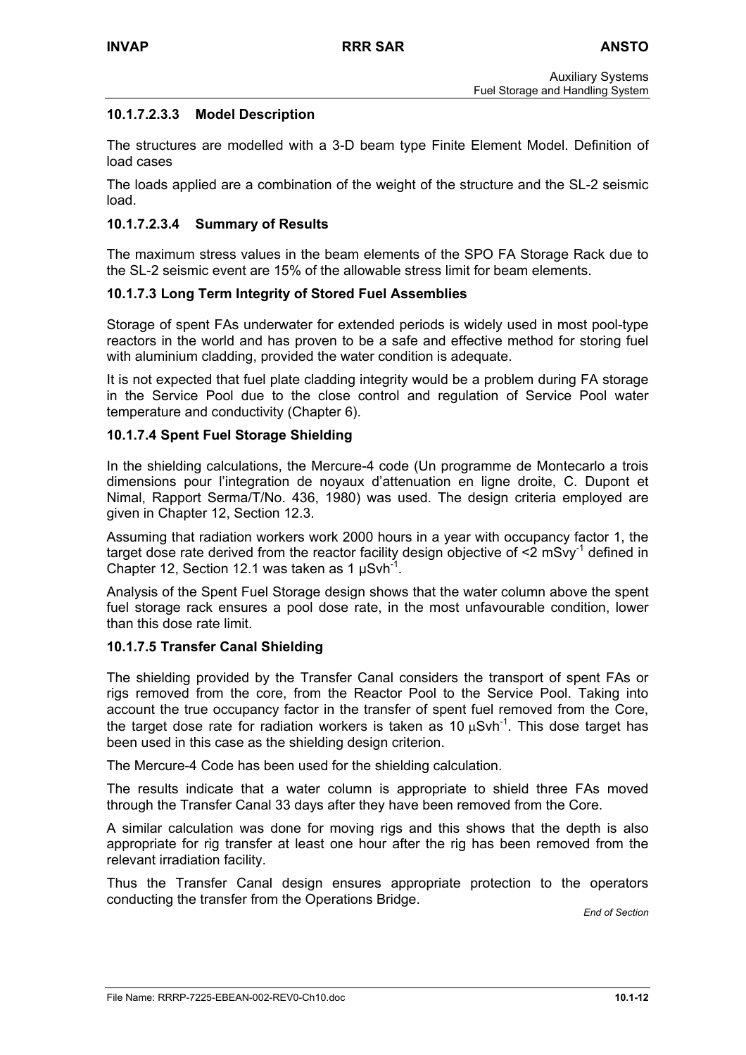#### 10.1.7.2.3.3 Model Description

The structures are modelled with a 3-D beam type Finite Element Model. Definition of load cases

The loads applied are a combination of the weight of the structure and the SL-2 seismic load.

#### 10.1.7.2.3.4 Summary of Results

The maximum stress values in the beam elements of the SPO FA Storage Rack due to the SL-2 seismic event are 15% of the allowable stress limit for beam elements.

### 10.1.7.3 Long Term Integrity of Stored Fuel Assemblies

Storage of spent FAs underwater for extended periods is widely used in most pool-type reactors in the world and has proven to be a safe and effective method for storing fuel with aluminium cladding, provided the water condition is adequate.

It is not expected that fuel plate cladding integrity would be a problem during FA storage in the Service Pool due to the close control and regulation of Service Pool water temperature and conductivity (Chapter 6).

### 10.1.7.4 Spent Fuel Storage Shielding

In the shielding calculations, the Mercure-4 code (Un programme de Montecarlo a trois dimensions pour l'integration de noyaux d'attenuation en ligne droite, C. Dupont et Nimal, Rapport Serma/T/No. 436, 1980) was used. The design criteria employed are given in Chapter 12, Section 12.3.

Assuming that radiation workers work 2000 hours in a year with occupancy factor 1, the target dose rate derived from the reactor facility design objective of <2 $mSvy^{-1}$ defined in Chapter 12, Section 12.1 was taken as 1 $\mu Svh^{-1}$.

Analysis of the Spent Fuel Storage design shows that the water column above the spent fuel storage rack ensures a pool dose rate, in the most unfavourable condition, lower than this dose rate limit.

### 10.1.7.5 Transfer Canal Shielding

The shielding provided by the Transfer Canal considers the transport of spent FAs or rigs removed from the core, from the Reactor Pool to the Service Pool. Taking into account the true occupancy factor in the transfer of spent fuel removed from the Core, the target dose rate for radiation workers is taken as 10 $\mu Svh^{-1}$. This dose target has been used in this case as the shielding design criterion.

The Mercure-4 Code has been used for the shielding calculation.

The results indicate that a water column is appropriate to shield three FAs moved through the Transfer Canal 33 days after they have been removed from the Core.

A similar calculation was done for moving rigs and this shows that the depth is also appropriate for rig transfer at least one hour after the rig has been removed from the relevant irradiation facility.

Thus the Transfer Canal design ensures appropriate protection to the operators conducting the transfer from the Operations Bridge.

*End of Section*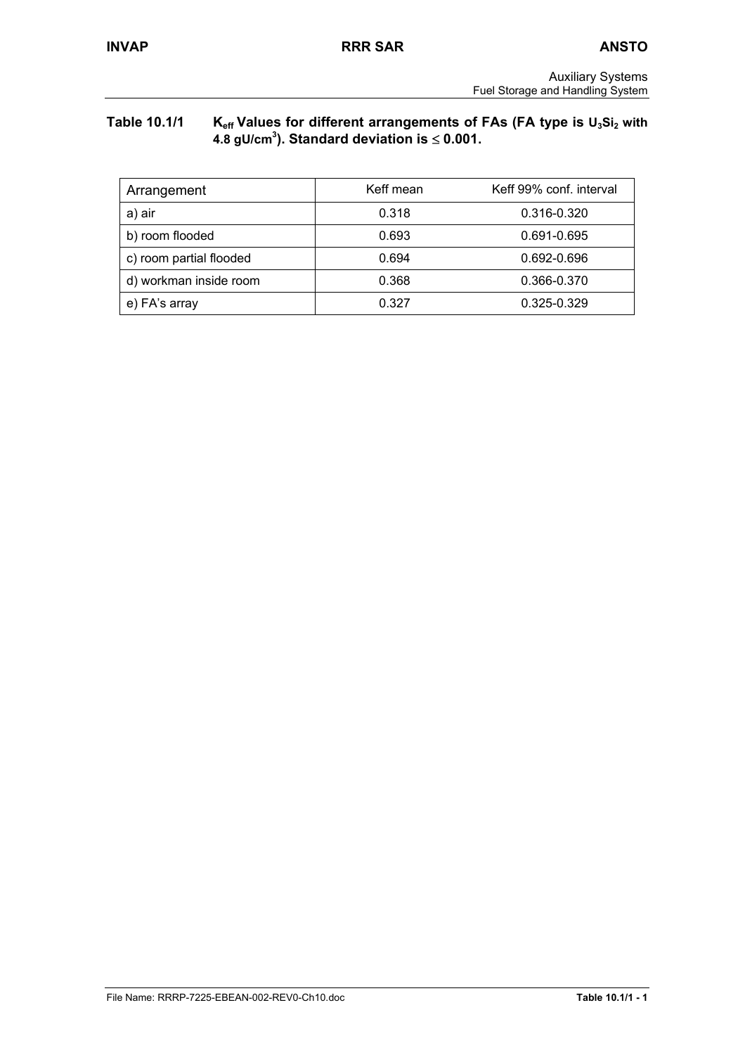**Table 10.1/1 $K_{eff}$ Values for different arrangements of FAs (FA type is $U_3Si_2$ with 4.8 $gU/cm^3$). Standard deviation is $\leq$ 0.001.**

| Arrangement | Keff mean | Keff 99% conf. interval |
|---|---|---|
| a) air | 0.318 | 0.316-0.320 |
| b) room flooded | 0.693 | 0.691-0.695 |
| c) room partial flooded | 0.694 | 0.692-0.696 |
| d) workman inside room | 0.368 | 0.366-0.370 |
| e) FA's array | 0.327 | 0.325-0.329 |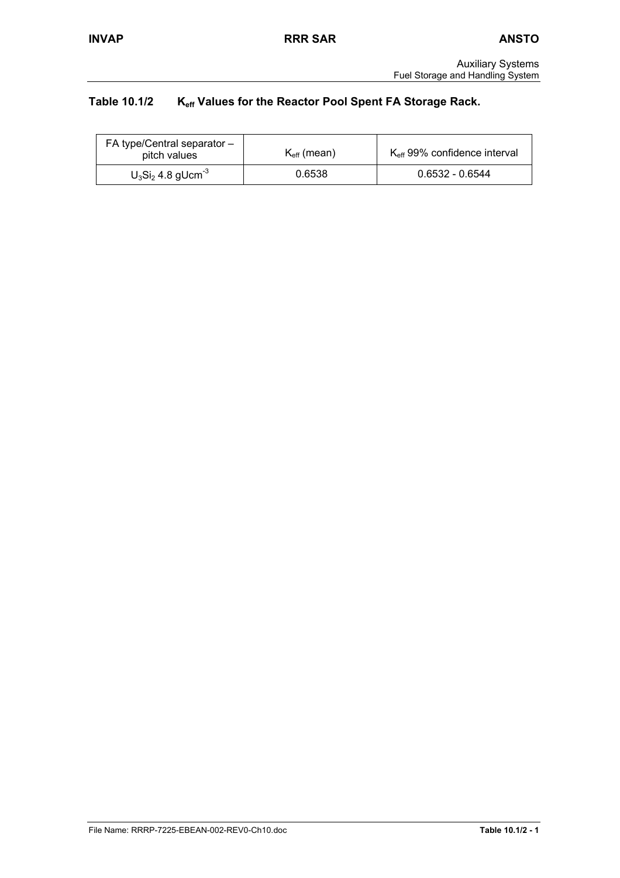## Table 10.1/2 $K_{eff}$ Values for the Reactor Pool Spent FA Storage Rack.

| FA type/Central separator – pitch values | $K_{eff}$ (mean) | $K_{eff}$ 99% confidence interval |
| --- | --- | --- |
| $U_3Si_2$ 4.8 $gUcm^{-3}$ | 0.6538 | 0.6532 - 0.6544 |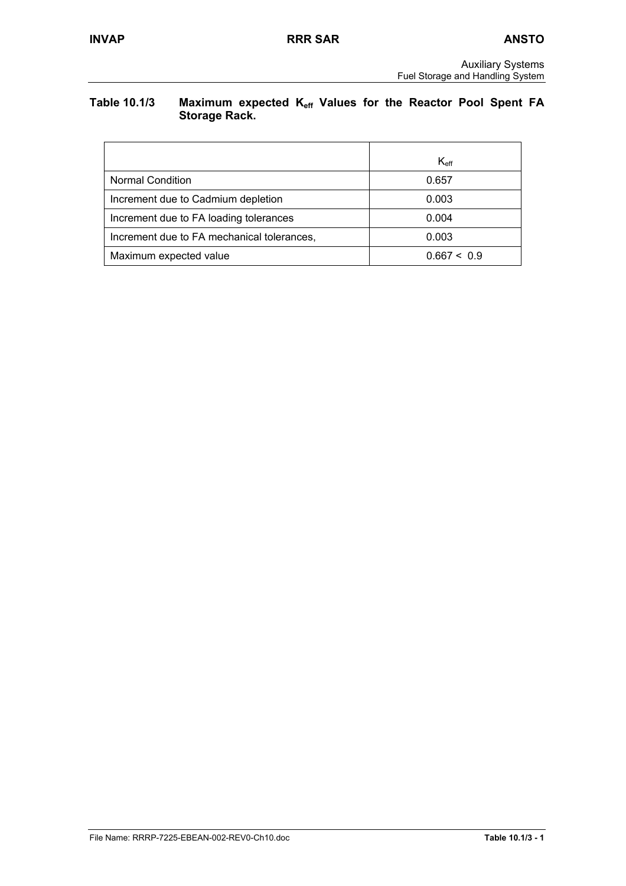**Table 10.1/3 Maximum expected $K_{eff}$ Values for the Reactor Pool Spent FA Storage Rack.**

| | $K_{eff}$ |
|---|---|
| Normal Condition | 0.657 |
| Increment due to Cadmium depletion | 0.003 |
| Increment due to FA loading tolerances | 0.004 |
| Increment due to FA mechanical tolerances, | 0.003 |
| Maximum expected value | 0.667 < 0.9 |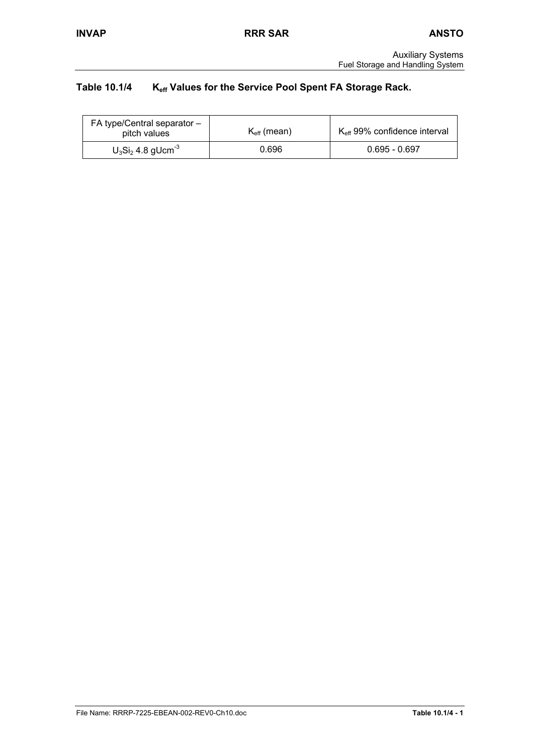## Table 10.1/4 $K_{eff}$ Values for the Service Pool Spent FA Storage Rack.

| FA type/Central separator – pitch values | $K_{eff}$ (mean) | $K_{eff}$ 99% confidence interval |
|---|---|---|
| $U_3Si_2$ 4.8 $gUcm^{-3}$ | 0.696 | 0.695 - 0.697 |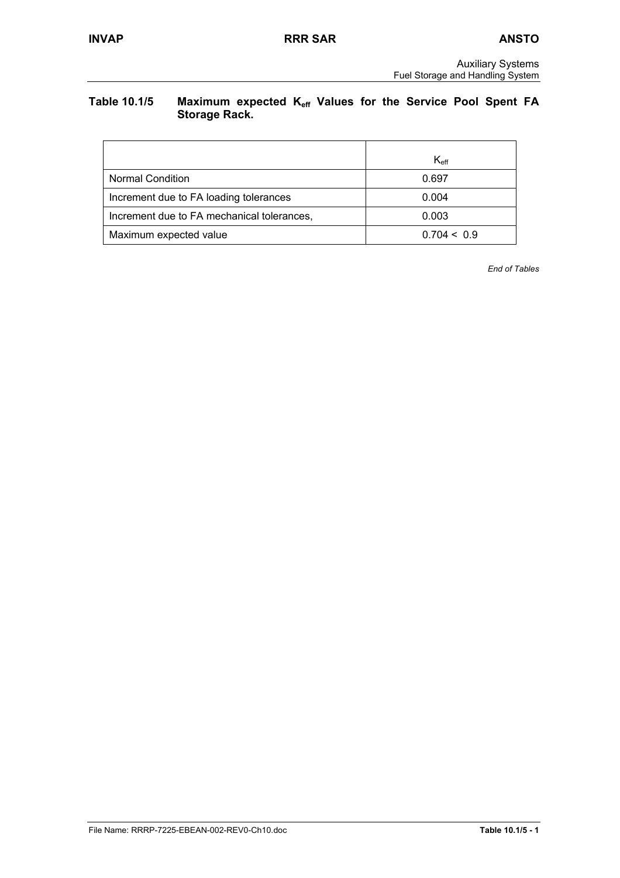**Table 10.1/5 Maximum expected $K_{eff}$ Values for the Service Pool Spent FA Storage Rack.**

| | $K_{eff}$ |
|---|---|
| Normal Condition | 0.697 |
| Increment due to FA loading tolerances | 0.004 |
| Increment due to FA mechanical tolerances, | 0.003 |
| Maximum expected value | 0.704 < 0.9 |

*End of Tables*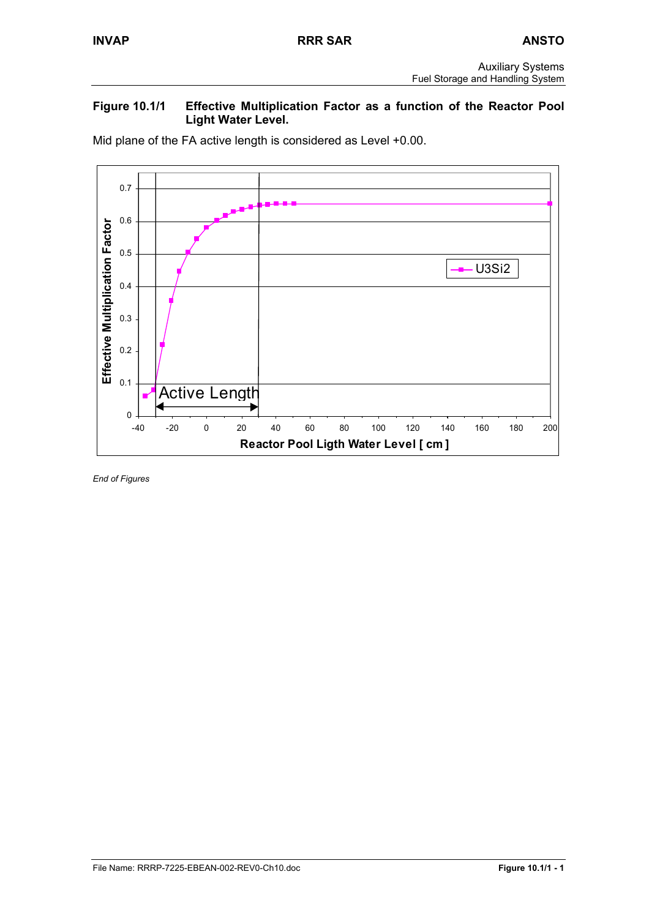**Figure 10.1/1 Effective Multiplication Factor as a function of the Reactor Pool Light Water Level.**

Mid plane of the FA active length is considered as Level +0.00.

*End of Figures*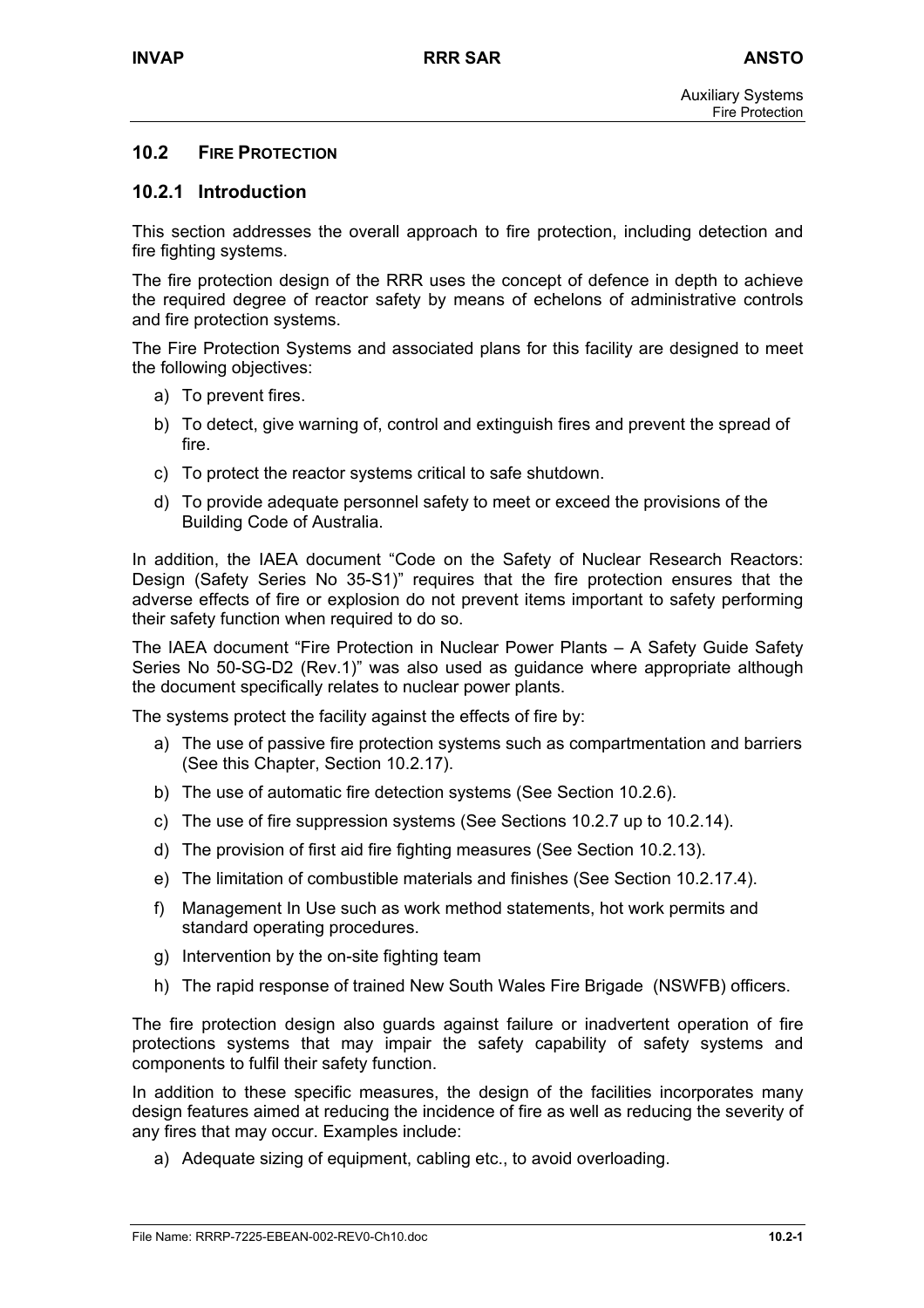## 10.2 FIRE PROTECTION

### 10.2.1 Introduction

This section addresses the overall approach to fire protection, including detection and fire fighting systems.

The fire protection design of the RRR uses the concept of defence in depth to achieve the required degree of reactor safety by means of echelons of administrative controls and fire protection systems.

The Fire Protection Systems and associated plans for this facility are designed to meet the following objectives:

a) To prevent fires.
b) To detect, give warning of, control and extinguish fires and prevent the spread of fire.
c) To protect the reactor systems critical to safe shutdown.
d) To provide adequate personnel safety to meet or exceed the provisions of the Building Code of Australia.

In addition, the IAEA document "Code on the Safety of Nuclear Research Reactors: Design (Safety Series No 35-S1)" requires that the fire protection ensures that the adverse effects of fire or explosion do not prevent items important to safety performing their safety function when required to do so.

The IAEA document "Fire Protection in Nuclear Power Plants – A Safety Guide Safety Series No 50-SG-D2 (Rev.1)" was also used as guidance where appropriate although the document specifically relates to nuclear power plants.

The systems protect the facility against the effects of fire by:

a) The use of passive fire protection systems such as compartmentation and barriers (See this Chapter, Section 10.2.17).
b) The use of automatic fire detection systems (See Section 10.2.6).
c) The use of fire suppression systems (See Sections 10.2.7 up to 10.2.14).
d) The provision of first aid fire fighting measures (See Section 10.2.13).
e) The limitation of combustible materials and finishes (See Section 10.2.17.4).
f) Management In Use such as work method statements, hot work permits and standard operating procedures.
g) Intervention by the on-site fighting team
h) The rapid response of trained New South Wales Fire Brigade (NSWFB) officers.

The fire protection design also guards against failure or inadvertent operation of fire protections systems that may impair the safety capability of safety systems and components to fulfil their safety function.

In addition to these specific measures, the design of the facilities incorporates many design features aimed at reducing the incidence of fire as well as reducing the severity of any fires that may occur. Examples include:

a) Adequate sizing of equipment, cabling etc., to avoid overloading.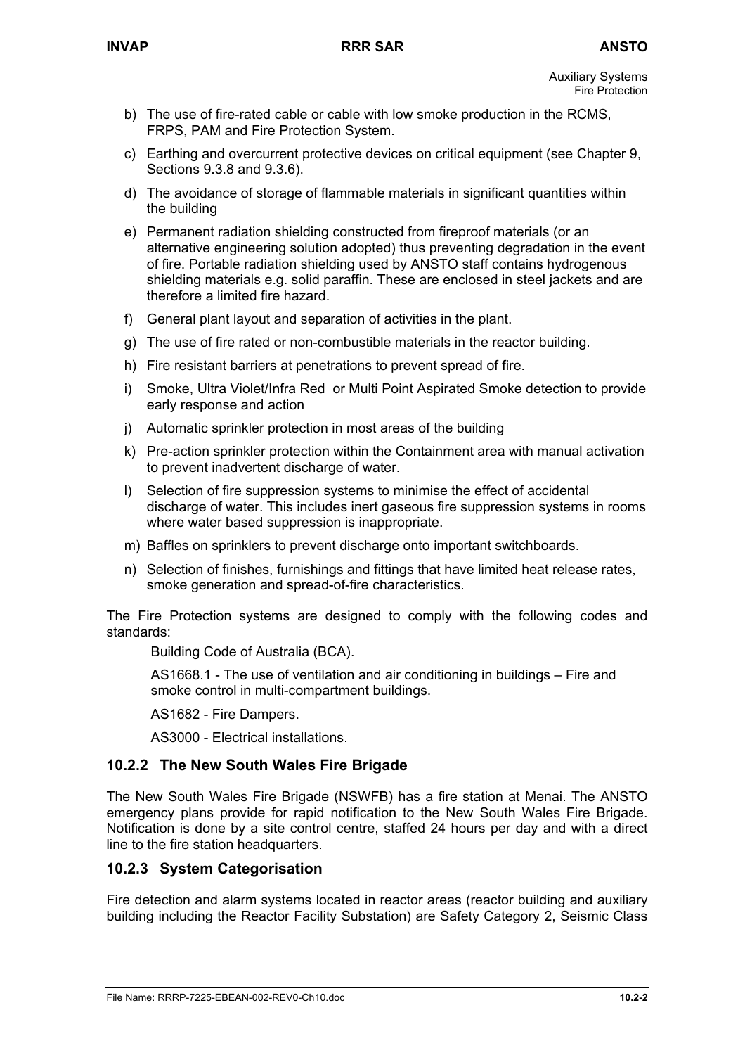b) The use of fire-rated cable or cable with low smoke production in the RCMS, FRPS, PAM and Fire Protection System.

c) Earthing and overcurrent protective devices on critical equipment (see Chapter 9, Sections 9.3.8 and 9.3.6).

d) The avoidance of storage of flammable materials in significant quantities within the building

e) Permanent radiation shielding constructed from fireproof materials (or an alternative engineering solution adopted) thus preventing degradation in the event of fire. Portable radiation shielding used by ANSTO staff contains hydrogenous shielding materials e.g. solid paraffin. These are enclosed in steel jackets and are therefore a limited fire hazard.

f) General plant layout and separation of activities in the plant.

g) The use of fire rated or non-combustible materials in the reactor building.

h) Fire resistant barriers at penetrations to prevent spread of fire.

i) Smoke, Ultra Violet/Infra Red or Multi Point Aspirated Smoke detection to provide early response and action

j) Automatic sprinkler protection in most areas of the building

k) Pre-action sprinkler protection within the Containment area with manual activation to prevent inadvertent discharge of water.

l) Selection of fire suppression systems to minimise the effect of accidental discharge of water. This includes inert gaseous fire suppression systems in rooms where water based suppression is inappropriate.

m) Baffles on sprinklers to prevent discharge onto important switchboards.

n) Selection of finishes, furnishings and fittings that have limited heat release rates, smoke generation and spread-of-fire characteristics.

The Fire Protection systems are designed to comply with the following codes and standards:

Building Code of Australia (BCA).

AS1668.1 - The use of ventilation and air conditioning in buildings – Fire and smoke control in multi-compartment buildings.

AS1682 - Fire Dampers.

AS3000 - Electrical installations.

### 10.2.2 The New South Wales Fire Brigade

The New South Wales Fire Brigade (NSWFB) has a fire station at Menai. The ANSTO emergency plans provide for rapid notification to the New South Wales Fire Brigade. Notification is done by a site control centre, staffed 24 hours per day and with a direct line to the fire station headquarters.

### 10.2.3 System Categorisation

Fire detection and alarm systems located in reactor areas (reactor building and auxiliary building including the Reactor Facility Substation) are Safety Category 2, Seismic Class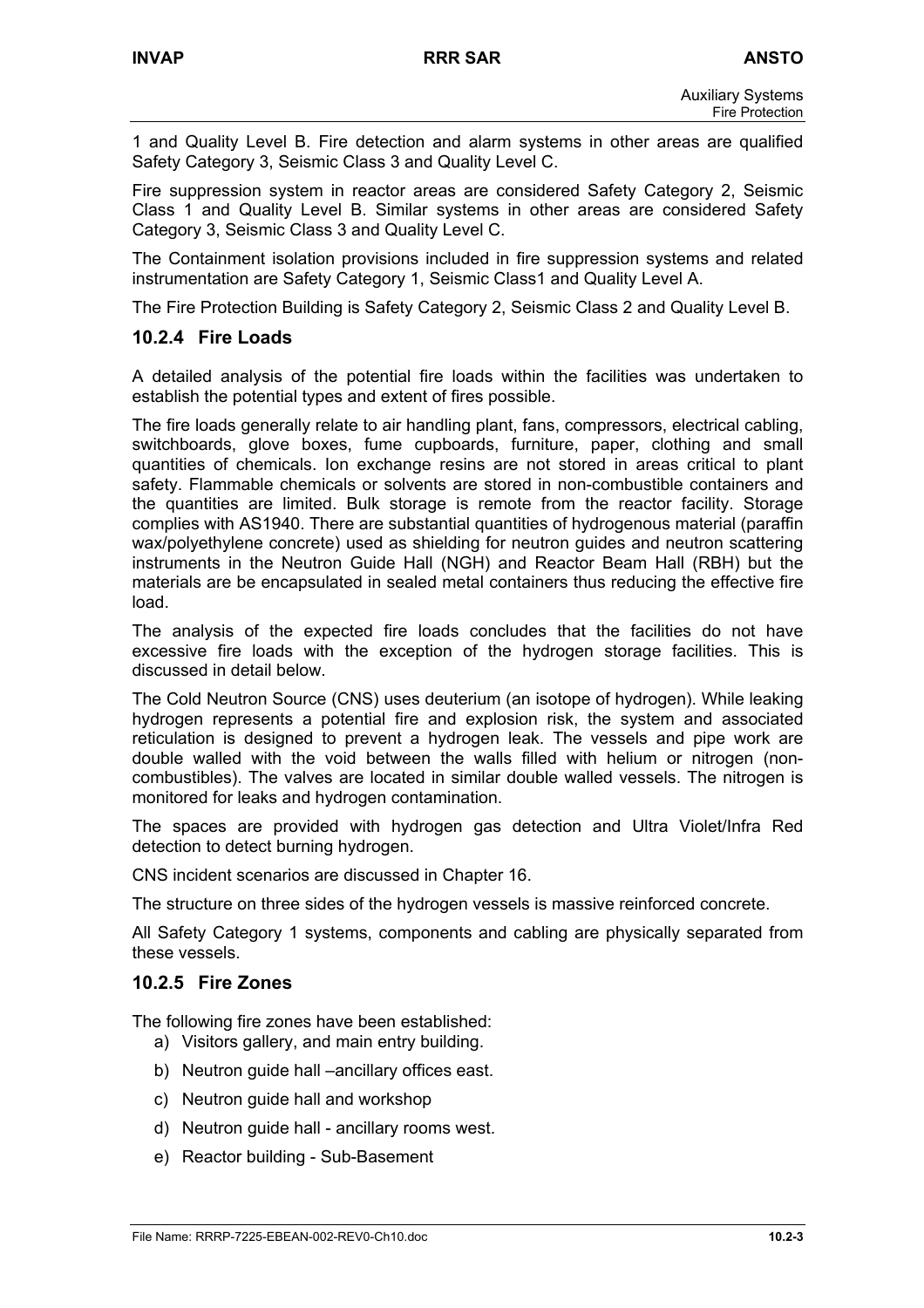1 and Quality Level B. Fire detection and alarm systems in other areas are qualified Safety Category 3, Seismic Class 3 and Quality Level C.

Fire suppression system in reactor areas are considered Safety Category 2, Seismic Class 1 and Quality Level B. Similar systems in other areas are considered Safety Category 3, Seismic Class 3 and Quality Level C.

The Containment isolation provisions included in fire suppression systems and related instrumentation are Safety Category 1, Seismic Class1 and Quality Level A.

The Fire Protection Building is Safety Category 2, Seismic Class 2 and Quality Level B.

### 10.2.4 Fire Loads

A detailed analysis of the potential fire loads within the facilities was undertaken to establish the potential types and extent of fires possible.

The fire loads generally relate to air handling plant, fans, compressors, electrical cabling, switchboards, glove boxes, fume cupboards, furniture, paper, clothing and small quantities of chemicals. Ion exchange resins are not stored in areas critical to plant safety. Flammable chemicals or solvents are stored in non-combustible containers and the quantities are limited. Bulk storage is remote from the reactor facility. Storage complies with AS1940. There are substantial quantities of hydrogenous material (paraffin wax/polyethylene concrete) used as shielding for neutron guides and neutron scattering instruments in the Neutron Guide Hall (NGH) and Reactor Beam Hall (RBH) but the materials are be encapsulated in sealed metal containers thus reducing the effective fire load.

The analysis of the expected fire loads concludes that the facilities do not have excessive fire loads with the exception of the hydrogen storage facilities. This is discussed in detail below.

The Cold Neutron Source (CNS) uses deuterium (an isotope of hydrogen). While leaking hydrogen represents a potential fire and explosion risk, the system and associated reticulation is designed to prevent a hydrogen leak. The vessels and pipe work are double walled with the void between the walls filled with helium or nitrogen (non-combustibles). The valves are located in similar double walled vessels. The nitrogen is monitored for leaks and hydrogen contamination.

The spaces are provided with hydrogen gas detection and Ultra Violet/Infra Red detection to detect burning hydrogen.

CNS incident scenarios are discussed in Chapter 16.

The structure on three sides of the hydrogen vessels is massive reinforced concrete.

All Safety Category 1 systems, components and cabling are physically separated from these vessels.

### 10.2.5 Fire Zones

The following fire zones have been established:

a) Visitors gallery, and main entry building.
b) Neutron guide hall –ancillary offices east.
c) Neutron guide hall and workshop
d) Neutron guide hall - ancillary rooms west.
e) Reactor building - Sub-Basement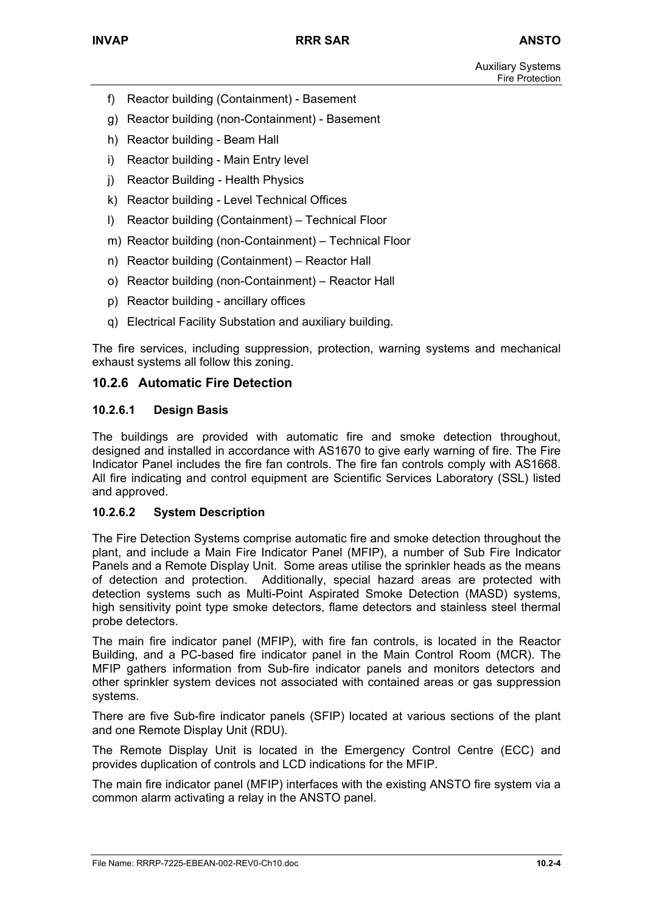f) Reactor building (Containment) - Basement
g) Reactor building (non-Containment) - Basement
h) Reactor building - Beam Hall
i) Reactor building - Main Entry level
j) Reactor Building - Health Physics
k) Reactor building - Level Technical Offices
l) Reactor building (Containment) – Technical Floor
m) Reactor building (non-Containment) – Technical Floor
n) Reactor building (Containment) – Reactor Hall
o) Reactor building (non-Containment) – Reactor Hall
p) Reactor building - ancillary offices
q) Electrical Facility Substation and auxiliary building.

The fire services, including suppression, protection, warning systems and mechanical exhaust systems all follow this zoning.

### 10.2.6 Automatic Fire Detection

#### 10.2.6.1 Design Basis

The buildings are provided with automatic fire and smoke detection throughout, designed and installed in accordance with AS1670 to give early warning of fire. The Fire Indicator Panel includes the fire fan controls. The fire fan controls comply with AS1668. All fire indicating and control equipment are Scientific Services Laboratory (SSL) listed and approved.

#### 10.2.6.2 System Description

The Fire Detection Systems comprise automatic fire and smoke detection throughout the plant, and include a Main Fire Indicator Panel (MFIP), a number of Sub Fire Indicator Panels and a Remote Display Unit. Some areas utilise the sprinkler heads as the means of detection and protection. Additionally, special hazard areas are protected with detection systems such as Multi-Point Aspirated Smoke Detection (MASD) systems, high sensitivity point type smoke detectors, flame detectors and stainless steel thermal probe detectors.

The main fire indicator panel (MFIP), with fire fan controls, is located in the Reactor Building, and a PC-based fire indicator panel in the Main Control Room (MCR). The MFIP gathers information from Sub-fire indicator panels and monitors detectors and other sprinkler system devices not associated with contained areas or gas suppression systems.

There are five Sub-fire indicator panels (SFIP) located at various sections of the plant and one Remote Display Unit (RDU).

The Remote Display Unit is located in the Emergency Control Centre (ECC) and provides duplication of controls and LCD indications for the MFIP.

The main fire indicator panel (MFIP) interfaces with the existing ANSTO fire system via a common alarm activating a relay in the ANSTO panel.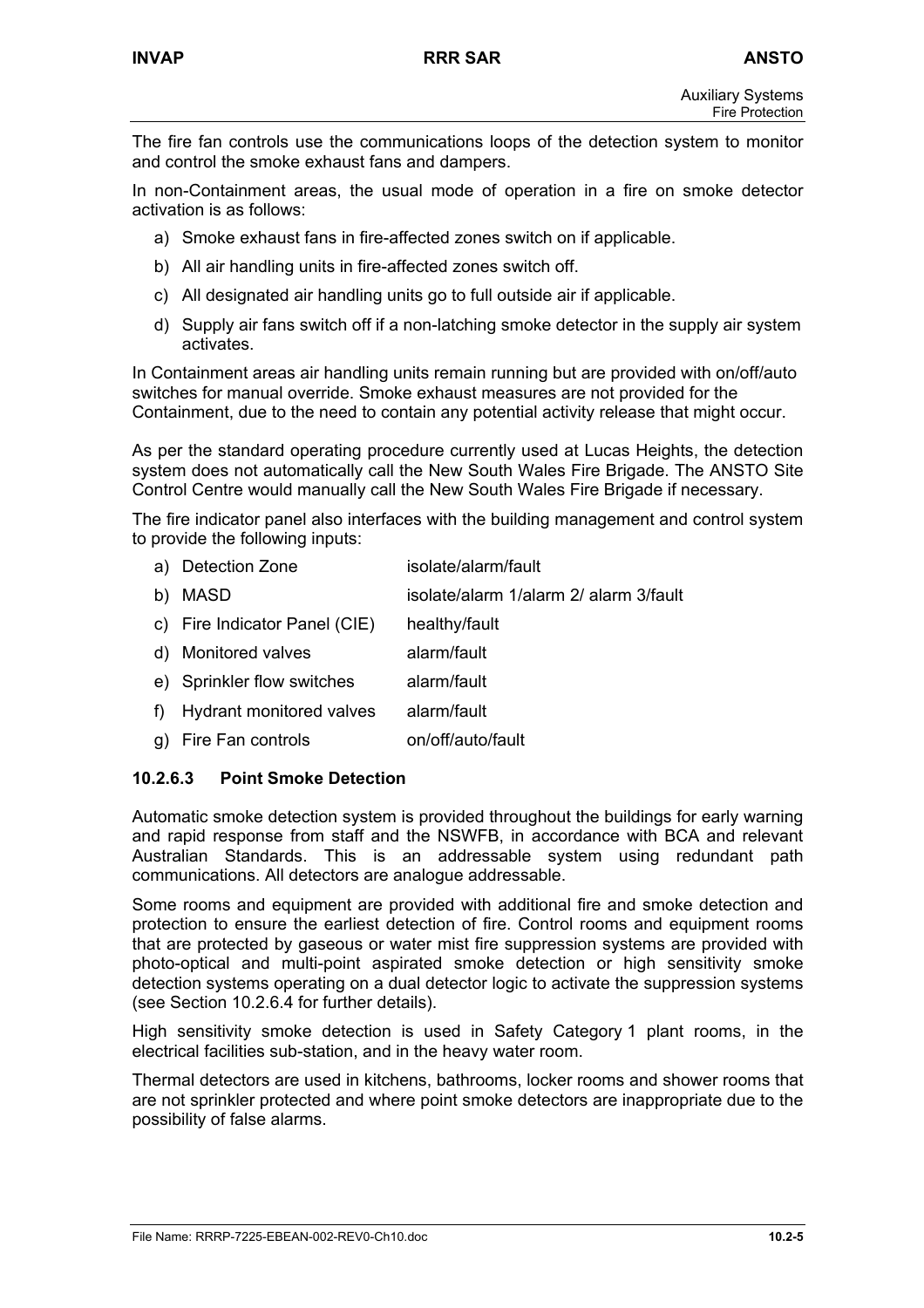The fire fan controls use the communications loops of the detection system to monitor and control the smoke exhaust fans and dampers.

In non-Containment areas, the usual mode of operation in a fire on smoke detector activation is as follows:

a) Smoke exhaust fans in fire-affected zones switch on if applicable.

b) All air handling units in fire-affected zones switch off.

c) All designated air handling units go to full outside air if applicable.

d) Supply air fans switch off if a non-latching smoke detector in the supply air system activates.

In Containment areas air handling units remain running but are provided with on/off/auto switches for manual override. Smoke exhaust measures are not provided for the Containment, due to the need to contain any potential activity release that might occur.

As per the standard operating procedure currently used at Lucas Heights, the detection system does not automatically call the New South Wales Fire Brigade. The ANSTO Site Control Centre would manually call the New South Wales Fire Brigade if necessary.

The fire indicator panel also interfaces with the building management and control system to provide the following inputs:

| | |
|---|---|
| a) Detection Zone | isolate/alarm/fault |
| b) MASD | isolate/alarm 1/alarm 2/ alarm 3/fault |
| c) Fire Indicator Panel (CIE) | healthy/fault |
| d) Monitored valves | alarm/fault |
| e) Sprinkler flow switches | alarm/fault |
| f) Hydrant monitored valves | alarm/fault |
| g) Fire Fan controls | on/off/auto/fault |

#### 10.2.6.3 Point Smoke Detection

Automatic smoke detection system is provided throughout the buildings for early warning and rapid response from staff and the NSWFB, in accordance with BCA and relevant Australian Standards. This is an addressable system using redundant path communications. All detectors are analogue addressable.

Some rooms and equipment are provided with additional fire and smoke detection and protection to ensure the earliest detection of fire. Control rooms and equipment rooms that are protected by gaseous or water mist fire suppression systems are provided with photo-optical and multi-point aspirated smoke detection or high sensitivity smoke detection systems operating on a dual detector logic to activate the suppression systems (see Section 10.2.6.4 for further details).

High sensitivity smoke detection is used in Safety Category 1 plant rooms, in the electrical facilities sub-station, and in the heavy water room.

Thermal detectors are used in kitchens, bathrooms, locker rooms and shower rooms that are not sprinkler protected and where point smoke detectors are inappropriate due to the possibility of false alarms.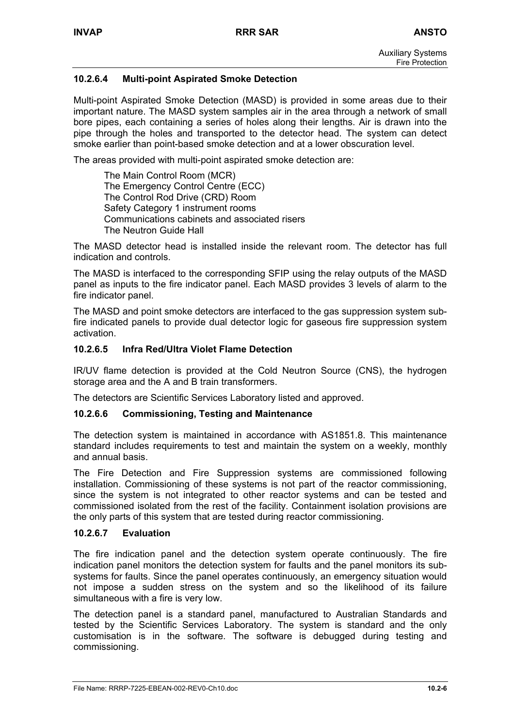#### 10.2.6.4 Multi-point Aspirated Smoke Detection

Multi-point Aspirated Smoke Detection (MASD) is provided in some areas due to their important nature. The MASD system samples air in the area through a network of small bore pipes, each containing a series of holes along their lengths. Air is drawn into the pipe through the holes and transported to the detector head. The system can detect smoke earlier than point-based smoke detection and at a lower obscuration level.

The areas provided with multi-point aspirated smoke detection are:

- The Main Control Room (MCR)
- The Emergency Control Centre (ECC)
- The Control Rod Drive (CRD) Room
- Safety Category 1 instrument rooms
- Communications cabinets and associated risers
- The Neutron Guide Hall

The MASD detector head is installed inside the relevant room. The detector has full indication and controls.

The MASD is interfaced to the corresponding SFIP using the relay outputs of the MASD panel as inputs to the fire indicator panel. Each MASD provides 3 levels of alarm to the fire indicator panel.

The MASD and point smoke detectors are interfaced to the gas suppression system sub-fire indicated panels to provide dual detector logic for gaseous fire suppression system activation.

#### 10.2.6.5 Infra Red/Ultra Violet Flame Detection

IR/UV flame detection is provided at the Cold Neutron Source (CNS), the hydrogen storage area and the A and B train transformers.

The detectors are Scientific Services Laboratory listed and approved.

#### 10.2.6.6 Commissioning, Testing and Maintenance

The detection system is maintained in accordance with AS1851.8. This maintenance standard includes requirements to test and maintain the system on a weekly, monthly and annual basis.

The Fire Detection and Fire Suppression systems are commissioned following installation. Commissioning of these systems is not part of the reactor commissioning, since the system is not integrated to other reactor systems and can be tested and commissioned isolated from the rest of the facility. Containment isolation provisions are the only parts of this system that are tested during reactor commissioning.

#### 10.2.6.7 Evaluation

The fire indication panel and the detection system operate continuously. The fire indication panel monitors the detection system for faults and the panel monitors its sub-systems for faults. Since the panel operates continuously, an emergency situation would not impose a sudden stress on the system and so the likelihood of its failure simultaneous with a fire is very low.

The detection panel is a standard panel, manufactured to Australian Standards and tested by the Scientific Services Laboratory. The system is standard and the only customisation is in the software. The software is debugged during testing and commissioning.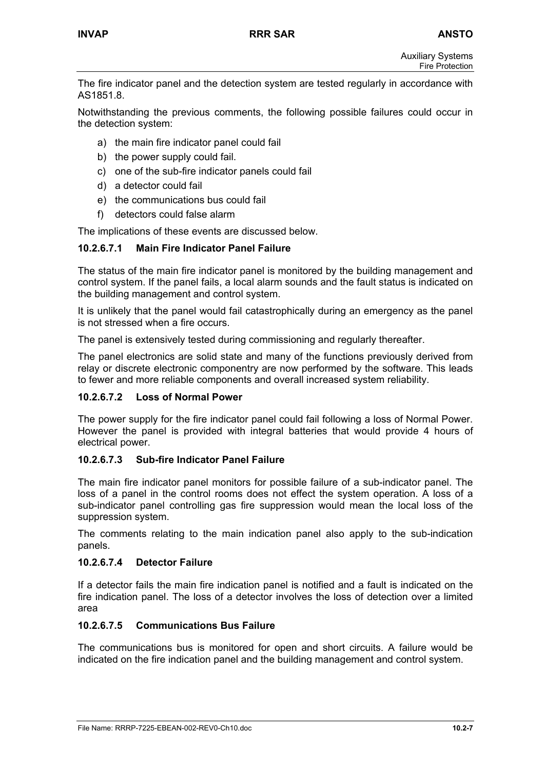The fire indicator panel and the detection system are tested regularly in accordance with AS1851.8.

Notwithstanding the previous comments, the following possible failures could occur in the detection system:

a) the main fire indicator panel could fail
b) the power supply could fail.
c) one of the sub-fire indicator panels could fail
d) a detector could fail
e) the communications bus could fail
f) detectors could false alarm

The implications of these events are discussed below.

#### 10.2.6.7.1 Main Fire Indicator Panel Failure

The status of the main fire indicator panel is monitored by the building management and control system. If the panel fails, a local alarm sounds and the fault status is indicated on the building management and control system.

It is unlikely that the panel would fail catastrophically during an emergency as the panel is not stressed when a fire occurs.

The panel is extensively tested during commissioning and regularly thereafter.

The panel electronics are solid state and many of the functions previously derived from relay or discrete electronic componentry are now performed by the software. This leads to fewer and more reliable components and overall increased system reliability.

#### 10.2.6.7.2 Loss of Normal Power

The power supply for the fire indicator panel could fail following a loss of Normal Power. However the panel is provided with integral batteries that would provide 4 hours of electrical power.

#### 10.2.6.7.3 Sub-fire Indicator Panel Failure

The main fire indicator panel monitors for possible failure of a sub-indicator panel. The loss of a panel in the control rooms does not effect the system operation. A loss of a sub-indicator panel controlling gas fire suppression would mean the local loss of the suppression system.

The comments relating to the main indication panel also apply to the sub-indication panels.

#### 10.2.6.7.4 Detector Failure

If a detector fails the main fire indication panel is notified and a fault is indicated on the fire indication panel. The loss of a detector involves the loss of detection over a limited area

#### 10.2.6.7.5 Communications Bus Failure

The communications bus is monitored for open and short circuits. A failure would be indicated on the fire indication panel and the building management and control system.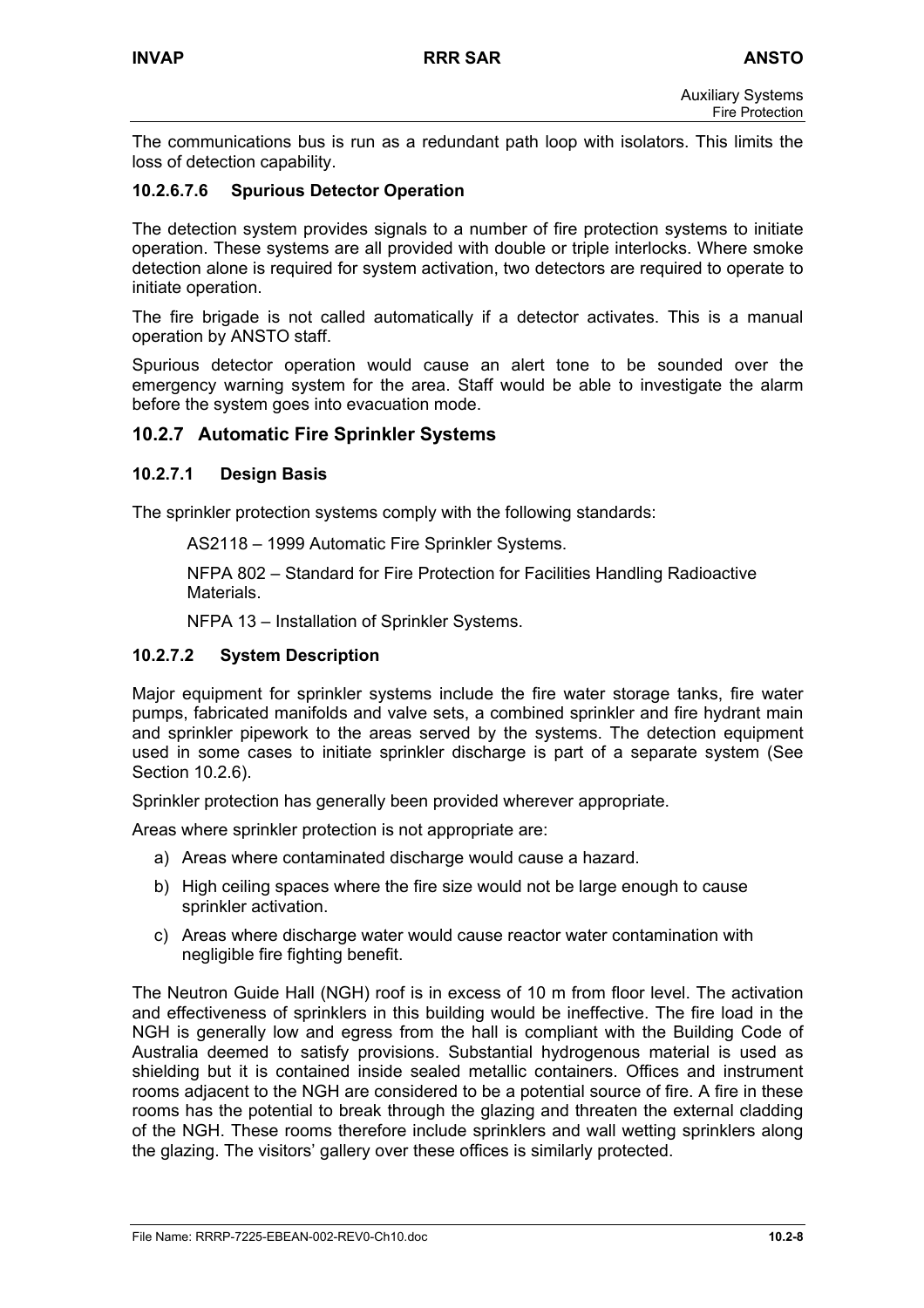The communications bus is run as a redundant path loop with isolators. This limits the loss of detection capability.

#### 10.2.6.7.6 Spurious Detector Operation

The detection system provides signals to a number of fire protection systems to initiate operation. These systems are all provided with double or triple interlocks. Where smoke detection alone is required for system activation, two detectors are required to operate to initiate operation.

The fire brigade is not called automatically if a detector activates. This is a manual operation by ANSTO staff.

Spurious detector operation would cause an alert tone to be sounded over the emergency warning system for the area. Staff would be able to investigate the alarm before the system goes into evacuation mode.

## 10.2.7 Automatic Fire Sprinkler Systems

### 10.2.7.1 Design Basis

The sprinkler protection systems comply with the following standards:

AS2118 – 1999 Automatic Fire Sprinkler Systems.

NFPA 802 – Standard for Fire Protection for Facilities Handling Radioactive Materials.

NFPA 13 – Installation of Sprinkler Systems.

### 10.2.7.2 System Description

Major equipment for sprinkler systems include the fire water storage tanks, fire water pumps, fabricated manifolds and valve sets, a combined sprinkler and fire hydrant main and sprinkler pipework to the areas served by the systems. The detection equipment used in some cases to initiate sprinkler discharge is part of a separate system (See Section 10.2.6).

Sprinkler protection has generally been provided wherever appropriate.

Areas where sprinkler protection is not appropriate are:

a) Areas where contaminated discharge would cause a hazard.

b) High ceiling spaces where the fire size would not be large enough to cause sprinkler activation.

c) Areas where discharge water would cause reactor water contamination with negligible fire fighting benefit.

The Neutron Guide Hall (NGH) roof is in excess of 10 m from floor level. The activation and effectiveness of sprinklers in this building would be ineffective. The fire load in the NGH is generally low and egress from the hall is compliant with the Building Code of Australia deemed to satisfy provisions. Substantial hydrogenous material is used as shielding but it is contained inside sealed metallic containers. Offices and instrument rooms adjacent to the NGH are considered to be a potential source of fire. A fire in these rooms has the potential to break through the glazing and threaten the external cladding of the NGH. These rooms therefore include sprinklers and wall wetting sprinklers along the glazing. The visitors' gallery over these offices is similarly protected.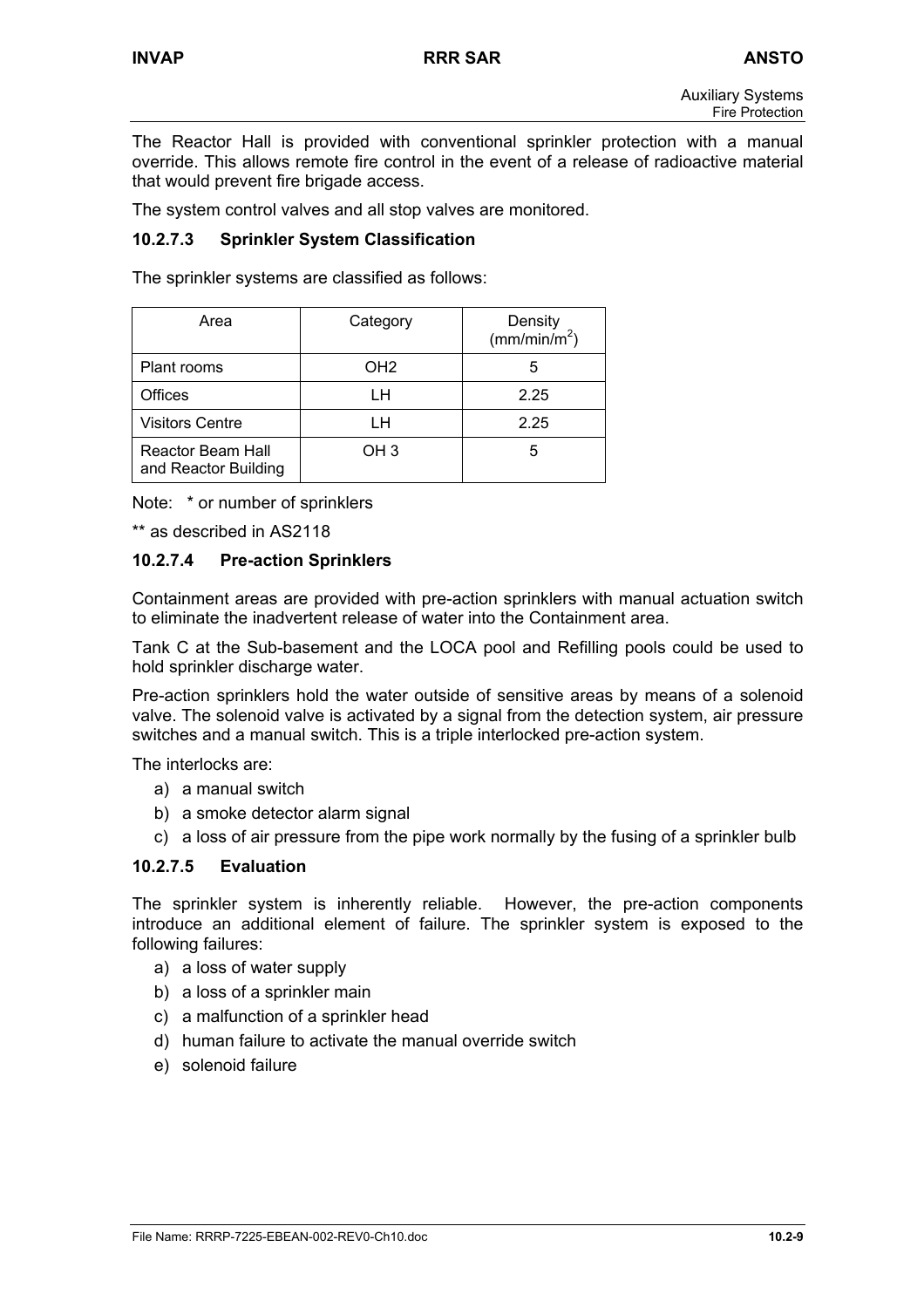The Reactor Hall is provided with conventional sprinkler protection with a manual override. This allows remote fire control in the event of a release of radioactive material that would prevent fire brigade access.

The system control valves and all stop valves are monitored.

#### 10.2.7.3 Sprinkler System Classification

The sprinkler systems are classified as follows:

| Area | Category | Density ($mm/min/m^2$) |
|---|---|---|
| Plant rooms | OH2 | 5 |
| Offices | LH | 2.25 |
| Visitors Centre | LH | 2.25 |
| Reactor Beam Hall and Reactor Building | OH 3 | 5 |

Note: * or number of sprinklers

** as described in AS2118

#### 10.2.7.4 Pre-action Sprinklers

Containment areas are provided with pre-action sprinklers with manual actuation switch to eliminate the inadvertent release of water into the Containment area.

Tank C at the Sub-basement and the LOCA pool and Refilling pools could be used to hold sprinkler discharge water.

Pre-action sprinklers hold the water outside of sensitive areas by means of a solenoid valve. The solenoid valve is activated by a signal from the detection system, air pressure switches and a manual switch. This is a triple interlocked pre-action system.

The interlocks are:

a) a manual switch
b) a smoke detector alarm signal
c) a loss of air pressure from the pipe work normally by the fusing of a sprinkler bulb

#### 10.2.7.5 Evaluation

The sprinkler system is inherently reliable. However, the pre-action components introduce an additional element of failure. The sprinkler system is exposed to the following failures:

a) a loss of water supply
b) a loss of a sprinkler main
c) a malfunction of a sprinkler head
d) human failure to activate the manual override switch
e) solenoid failure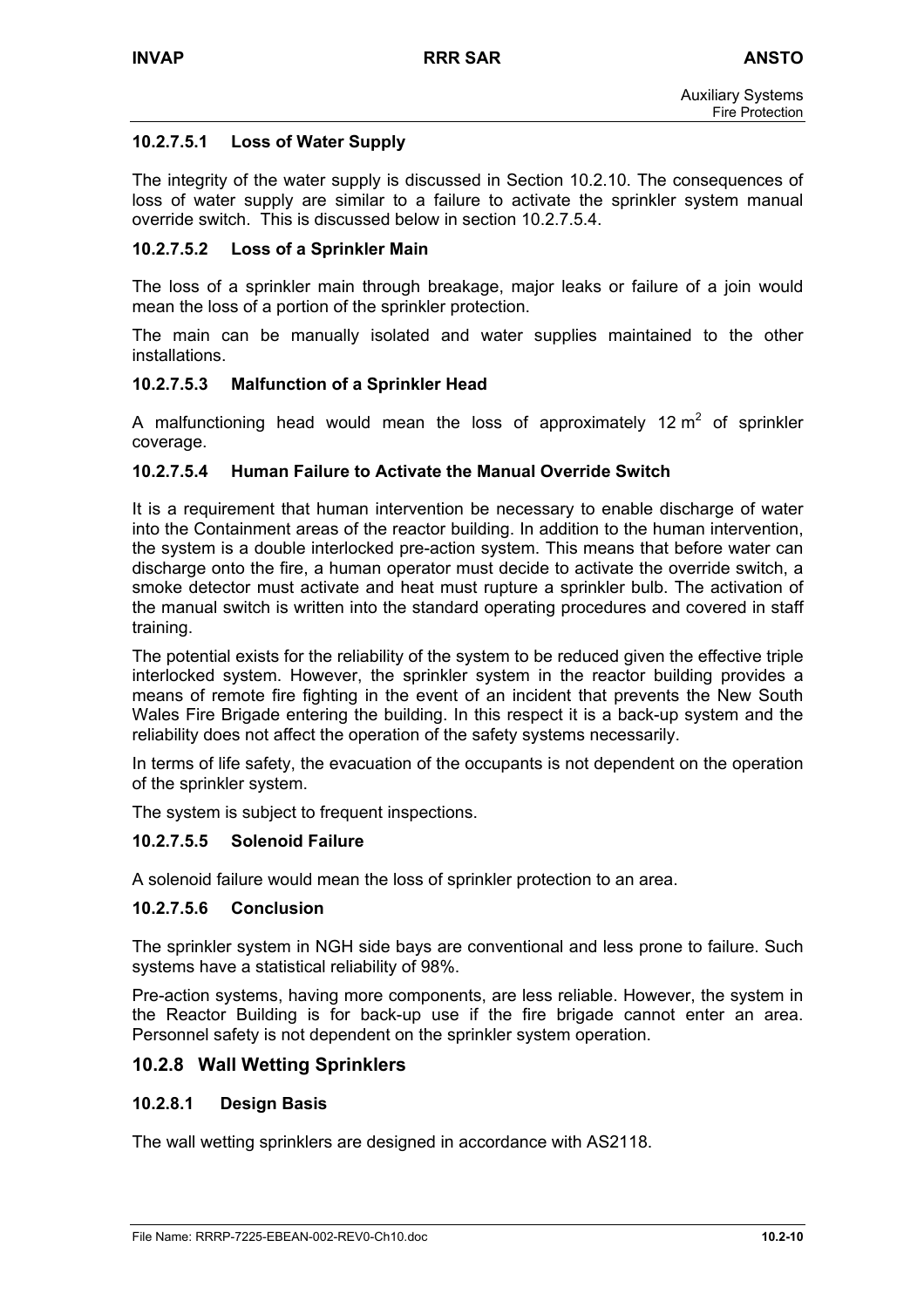#### 10.2.7.5.1 Loss of Water Supply

The integrity of the water supply is discussed in Section 10.2.10. The consequences of loss of water supply are similar to a failure to activate the sprinkler system manual override switch. This is discussed below in section 10.2.7.5.4.

#### 10.2.7.5.2 Loss of a Sprinkler Main

The loss of a sprinkler main through breakage, major leaks or failure of a join would mean the loss of a portion of the sprinkler protection.

The main can be manually isolated and water supplies maintained to the other installations.

#### 10.2.7.5.3 Malfunction of a Sprinkler Head

A malfunctioning head would mean the loss of approximately 12 $m^2$ of sprinkler coverage.

#### 10.2.7.5.4 Human Failure to Activate the Manual Override Switch

It is a requirement that human intervention be necessary to enable discharge of water into the Containment areas of the reactor building. In addition to the human intervention, the system is a double interlocked pre-action system. This means that before water can discharge onto the fire, a human operator must decide to activate the override switch, a smoke detector must activate and heat must rupture a sprinkler bulb. The activation of the manual switch is written into the standard operating procedures and covered in staff training.

The potential exists for the reliability of the system to be reduced given the effective triple interlocked system. However, the sprinkler system in the reactor building provides a means of remote fire fighting in the event of an incident that prevents the New South Wales Fire Brigade entering the building. In this respect it is a back-up system and the reliability does not affect the operation of the safety systems necessarily.

In terms of life safety, the evacuation of the occupants is not dependent on the operation of the sprinkler system.

The system is subject to frequent inspections.

#### 10.2.7.5.5 Solenoid Failure

A solenoid failure would mean the loss of sprinkler protection to an area.

#### 10.2.7.5.6 Conclusion

The sprinkler system in NGH side bays are conventional and less prone to failure. Such systems have a statistical reliability of 98%.

Pre-action systems, having more components, are less reliable. However, the system in the Reactor Building is for back-up use if the fire brigade cannot enter an area. Personnel safety is not dependent on the sprinkler system operation.

## 10.2.8 Wall Wetting Sprinklers

### 10.2.8.1 Design Basis

The wall wetting sprinklers are designed in accordance with AS2118.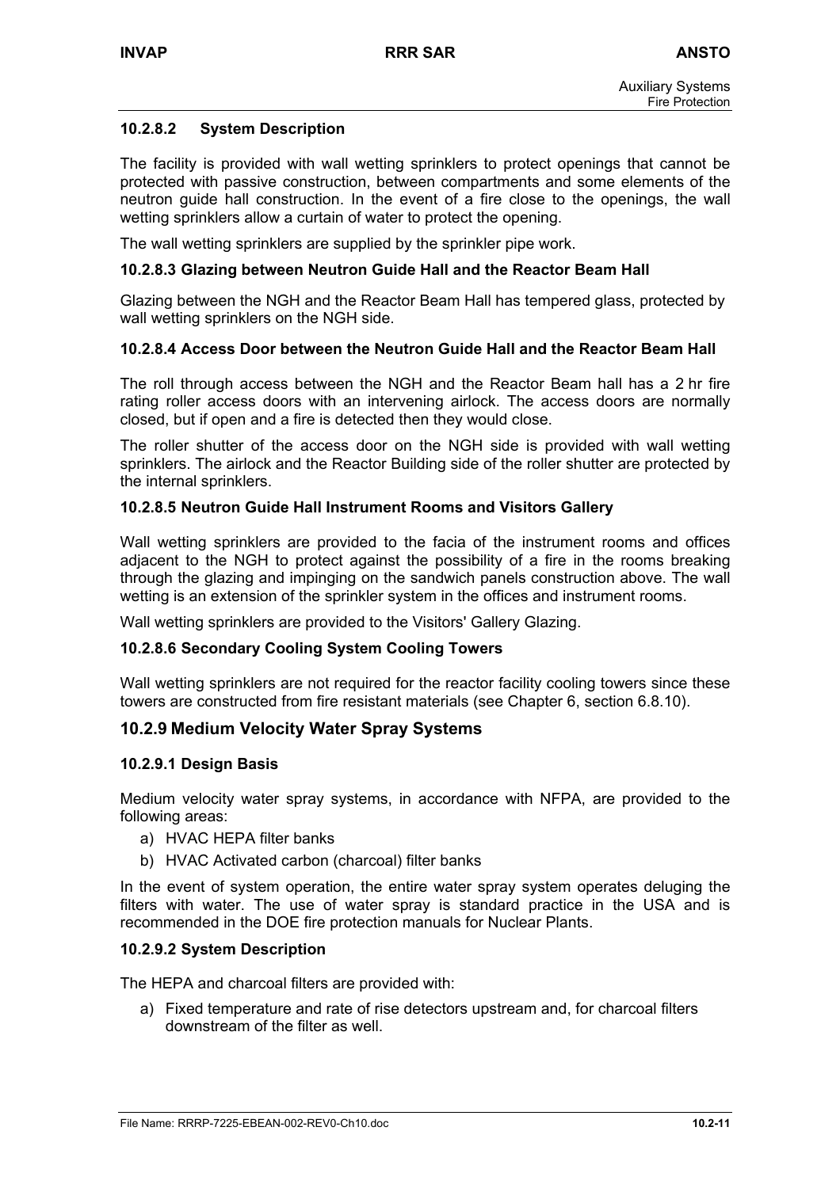#### 10.2.8.2 System Description

The facility is provided with wall wetting sprinklers to protect openings that cannot be protected with passive construction, between compartments and some elements of the neutron guide hall construction. In the event of a fire close to the openings, the wall wetting sprinklers allow a curtain of water to protect the opening.

The wall wetting sprinklers are supplied by the sprinkler pipe work.

#### 10.2.8.3 Glazing between Neutron Guide Hall and the Reactor Beam Hall

Glazing between the NGH and the Reactor Beam Hall has tempered glass, protected by wall wetting sprinklers on the NGH side.

#### 10.2.8.4 Access Door between the Neutron Guide Hall and the Reactor Beam Hall

The roll through access between the NGH and the Reactor Beam hall has a 2 hr fire rating roller access doors with an intervening airlock. The access doors are normally closed, but if open and a fire is detected then they would close.

The roller shutter of the access door on the NGH side is provided with wall wetting sprinklers. The airlock and the Reactor Building side of the roller shutter are protected by the internal sprinklers.

#### 10.2.8.5 Neutron Guide Hall Instrument Rooms and Visitors Gallery

Wall wetting sprinklers are provided to the facia of the instrument rooms and offices adjacent to the NGH to protect against the possibility of a fire in the rooms breaking through the glazing and impinging on the sandwich panels construction above. The wall wetting is an extension of the sprinkler system in the offices and instrument rooms.

Wall wetting sprinklers are provided to the Visitors' Gallery Glazing.

#### 10.2.8.6 Secondary Cooling System Cooling Towers

Wall wetting sprinklers are not required for the reactor facility cooling towers since these towers are constructed from fire resistant materials (see Chapter 6, section 6.8.10).

### 10.2.9 Medium Velocity Water Spray Systems

#### 10.2.9.1 Design Basis

Medium velocity water spray systems, in accordance with NFPA, are provided to the following areas:

a) HVAC HEPA filter banks
b) HVAC Activated carbon (charcoal) filter banks

In the event of system operation, the entire water spray system operates deluging the filters with water. The use of water spray is standard practice in the USA and is recommended in the DOE fire protection manuals for Nuclear Plants.

#### 10.2.9.2 System Description

The HEPA and charcoal filters are provided with:

a) Fixed temperature and rate of rise detectors upstream and, for charcoal filters downstream of the filter as well.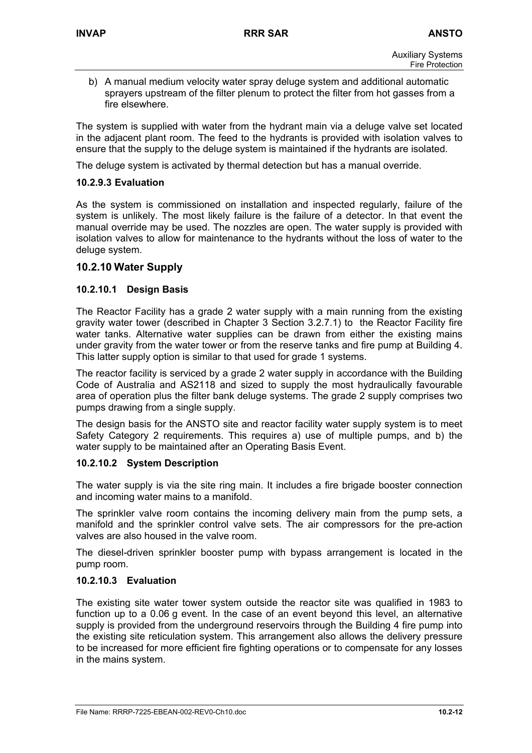b) A manual medium velocity water spray deluge system and additional automatic sprayers upstream of the filter plenum to protect the filter from hot gasses from a fire elsewhere.

The system is supplied with water from the hydrant main via a deluge valve set located in the adjacent plant room. The feed to the hydrants is provided with isolation valves to ensure that the supply to the deluge system is maintained if the hydrants are isolated.

The deluge system is activated by thermal detection but has a manual override.

#### 10.2.9.3 Evaluation

As the system is commissioned on installation and inspected regularly, failure of the system is unlikely. The most likely failure is the failure of a detector. In that event the manual override may be used. The nozzles are open. The water supply is provided with isolation valves to allow for maintenance to the hydrants without the loss of water to the deluge system.

### 10.2.10 Water Supply

#### 10.2.10.1 Design Basis

The Reactor Facility has a grade 2 water supply with a main running from the existing gravity water tower (described in Chapter 3 Section 3.2.7.1) to the Reactor Facility fire water tanks. Alternative water supplies can be drawn from either the existing mains under gravity from the water tower or from the reserve tanks and fire pump at Building 4. This latter supply option is similar to that used for grade 1 systems.

The reactor facility is serviced by a grade 2 water supply in accordance with the Building Code of Australia and AS2118 and sized to supply the most hydraulically favourable area of operation plus the filter bank deluge systems. The grade 2 supply comprises two pumps drawing from a single supply.

The design basis for the ANSTO site and reactor facility water supply system is to meet Safety Category 2 requirements. This requires a) use of multiple pumps, and b) the water supply to be maintained after an Operating Basis Event.

#### 10.2.10.2 System Description

The water supply is via the site ring main. It includes a fire brigade booster connection and incoming water mains to a manifold.

The sprinkler valve room contains the incoming delivery main from the pump sets, a manifold and the sprinkler control valve sets. The air compressors for the pre-action valves are also housed in the valve room.

The diesel-driven sprinkler booster pump with bypass arrangement is located in the pump room.

#### 10.2.10.3 Evaluation

The existing site water tower system outside the reactor site was qualified in 1983 to function up to a 0.06 g event. In the case of an event beyond this level, an alternative supply is provided from the underground reservoirs through the Building 4 fire pump into the existing site reticulation system. This arrangement also allows the delivery pressure to be increased for more efficient fire fighting operations or to compensate for any losses in the mains system.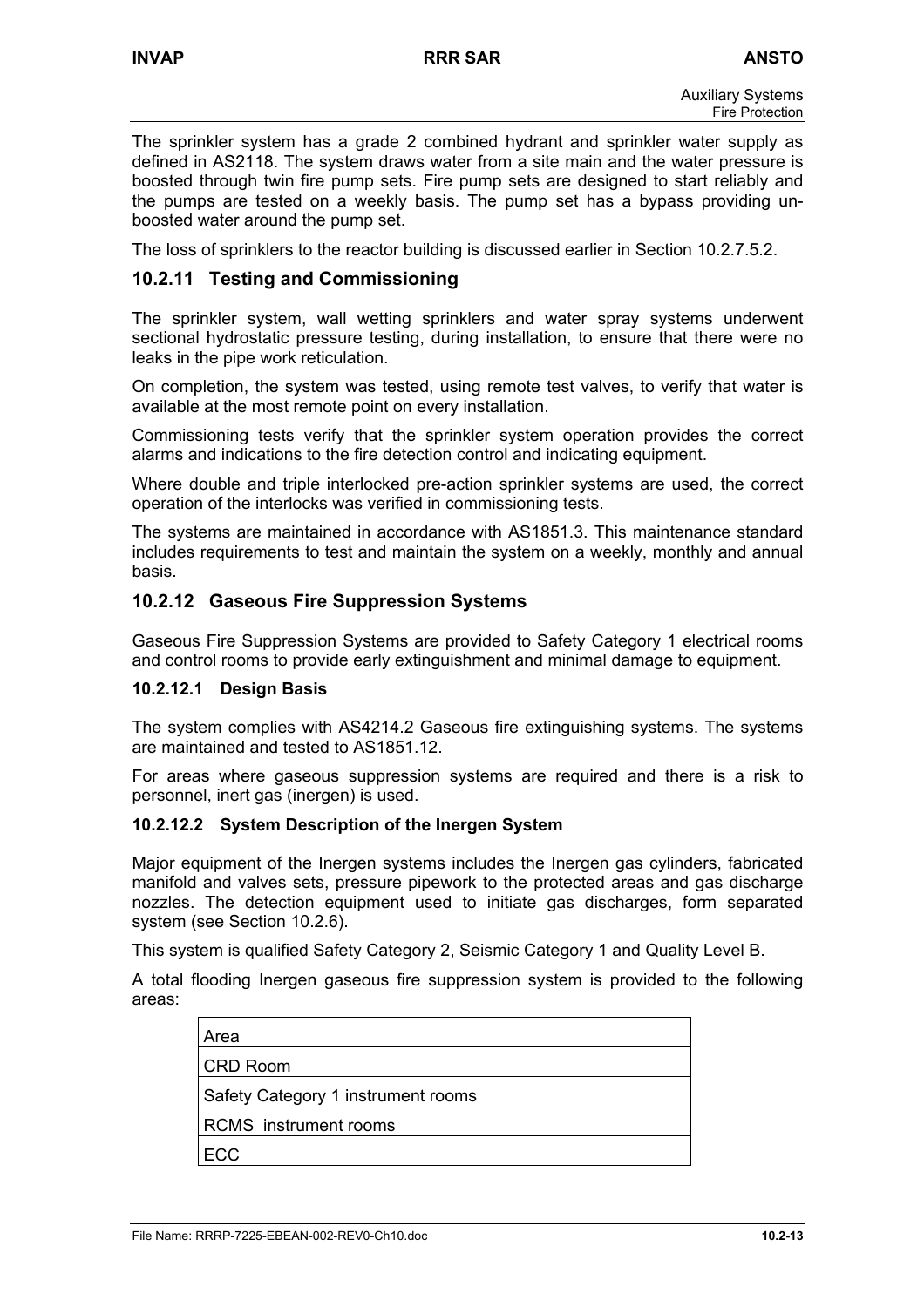The sprinkler system has a grade 2 combined hydrant and sprinkler water supply as defined in AS2118. The system draws water from a site main and the water pressure is boosted through twin fire pump sets. Fire pump sets are designed to start reliably and the pumps are tested on a weekly basis. The pump set has a bypass providing un-boosted water around the pump set.

The loss of sprinklers to the reactor building is discussed earlier in Section 10.2.7.5.2.

## 10.2.11 Testing and Commissioning

The sprinkler system, wall wetting sprinklers and water spray systems underwent sectional hydrostatic pressure testing, during installation, to ensure that there were no leaks in the pipe work reticulation.

On completion, the system was tested, using remote test valves, to verify that water is available at the most remote point on every installation.

Commissioning tests verify that the sprinkler system operation provides the correct alarms and indications to the fire detection control and indicating equipment.

Where double and triple interlocked pre-action sprinkler systems are used, the correct operation of the interlocks was verified in commissioning tests.

The systems are maintained in accordance with AS1851.3. This maintenance standard includes requirements to test and maintain the system on a weekly, monthly and annual basis.

## 10.2.12 Gaseous Fire Suppression Systems

Gaseous Fire Suppression Systems are provided to Safety Category 1 electrical rooms and control rooms to provide early extinguishment and minimal damage to equipment.

### 10.2.12.1 Design Basis

The system complies with AS4214.2 Gaseous fire extinguishing systems. The systems are maintained and tested to AS1851.12.

For areas where gaseous suppression systems are required and there is a risk to personnel, inert gas (inergen) is used.

### 10.2.12.2 System Description of the Inergen System

Major equipment of the Inergen systems includes the Inergen gas cylinders, fabricated manifold and valves sets, pressure pipework to the protected areas and gas discharge nozzles. The detection equipment used to initiate gas discharges, form separated system (see Section 10.2.6).

This system is qualified Safety Category 2, Seismic Category 1 and Quality Level B.

A total flooding Inergen gaseous fire suppression system is provided to the following areas:

| Area |
|---|
| CRD Room |
| Safety Category 1 instrument rooms |
| RCMS instrument rooms |
| ECC |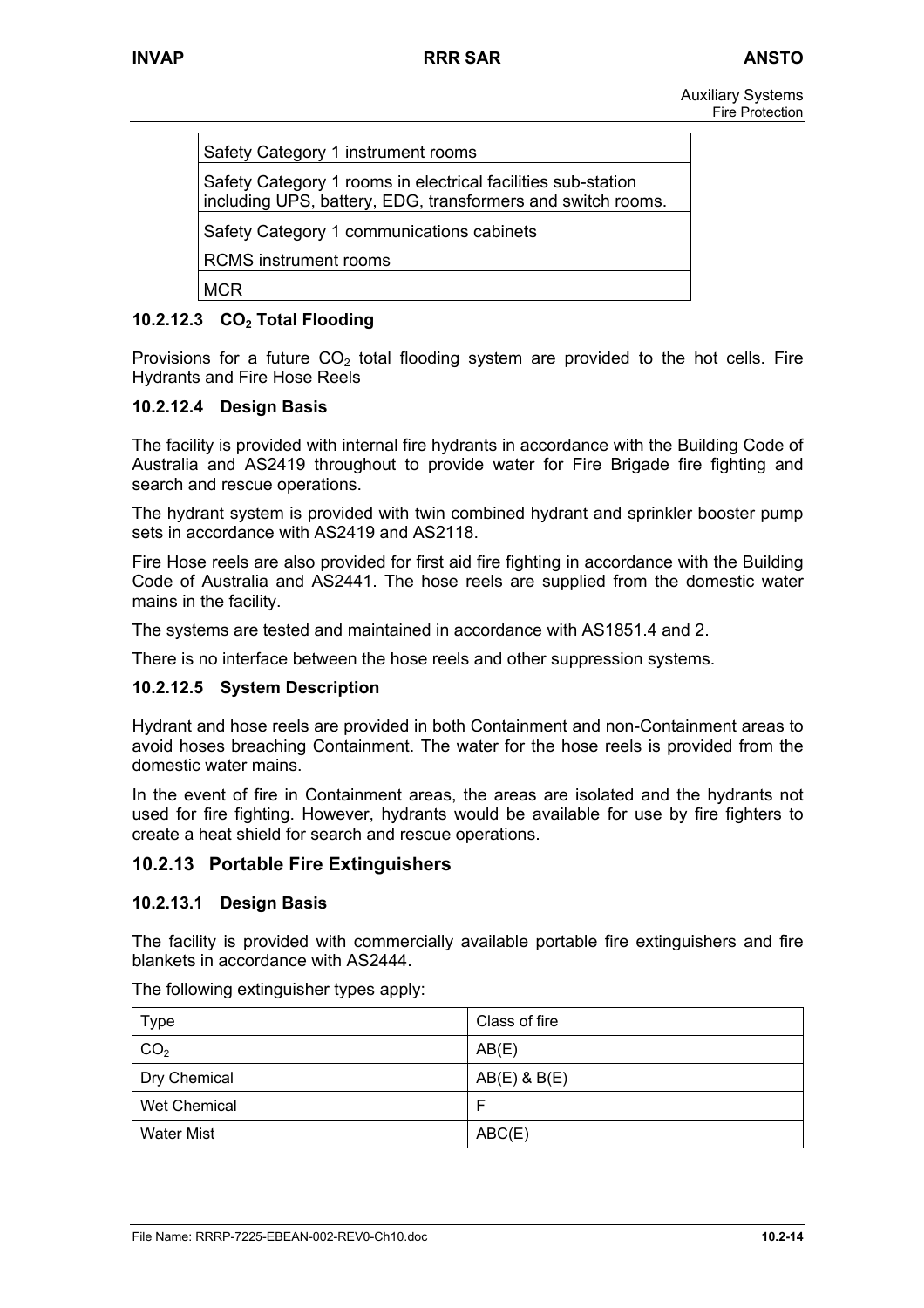| Safety Category 1 instrument rooms |
|---|
| Safety Category 1 rooms in electrical facilities sub-station including UPS, battery, EDG, transformers and switch rooms. |
| Safety Category 1 communications cabinets |
| RCMS instrument rooms |
| MCR |

#### 10.2.12.3 $CO_2$ Total Flooding

Provisions for a future $CO_2$ total flooding system are provided to the hot cells. Fire Hydrants and Fire Hose Reels

#### 10.2.12.4 Design Basis

The facility is provided with internal fire hydrants in accordance with the Building Code of Australia and AS2419 throughout to provide water for Fire Brigade fire fighting and search and rescue operations.

The hydrant system is provided with twin combined hydrant and sprinkler booster pump sets in accordance with AS2419 and AS2118.

Fire Hose reels are also provided for first aid fire fighting in accordance with the Building Code of Australia and AS2441. The hose reels are supplied from the domestic water mains in the facility.

The systems are tested and maintained in accordance with AS1851.4 and 2.

There is no interface between the hose reels and other suppression systems.

#### 10.2.12.5 System Description

Hydrant and hose reels are provided in both Containment and non-Containment areas to avoid hoses breaching Containment. The water for the hose reels is provided from the domestic water mains.

In the event of fire in Containment areas, the areas are isolated and the hydrants not used for fire fighting. However, hydrants would be available for use by fire fighters to create a heat shield for search and rescue operations.

### 10.2.13 Portable Fire Extinguishers

#### 10.2.13.1 Design Basis

The facility is provided with commercially available portable fire extinguishers and fire blankets in accordance with AS2444.

The following extinguisher types apply:

| Type | Class of fire |
|---|---|
| $CO_2$ | AB(E) |
| Dry Chemical | AB(E) & B(E) |
| Wet Chemical | F |
| Water Mist | ABC(E) |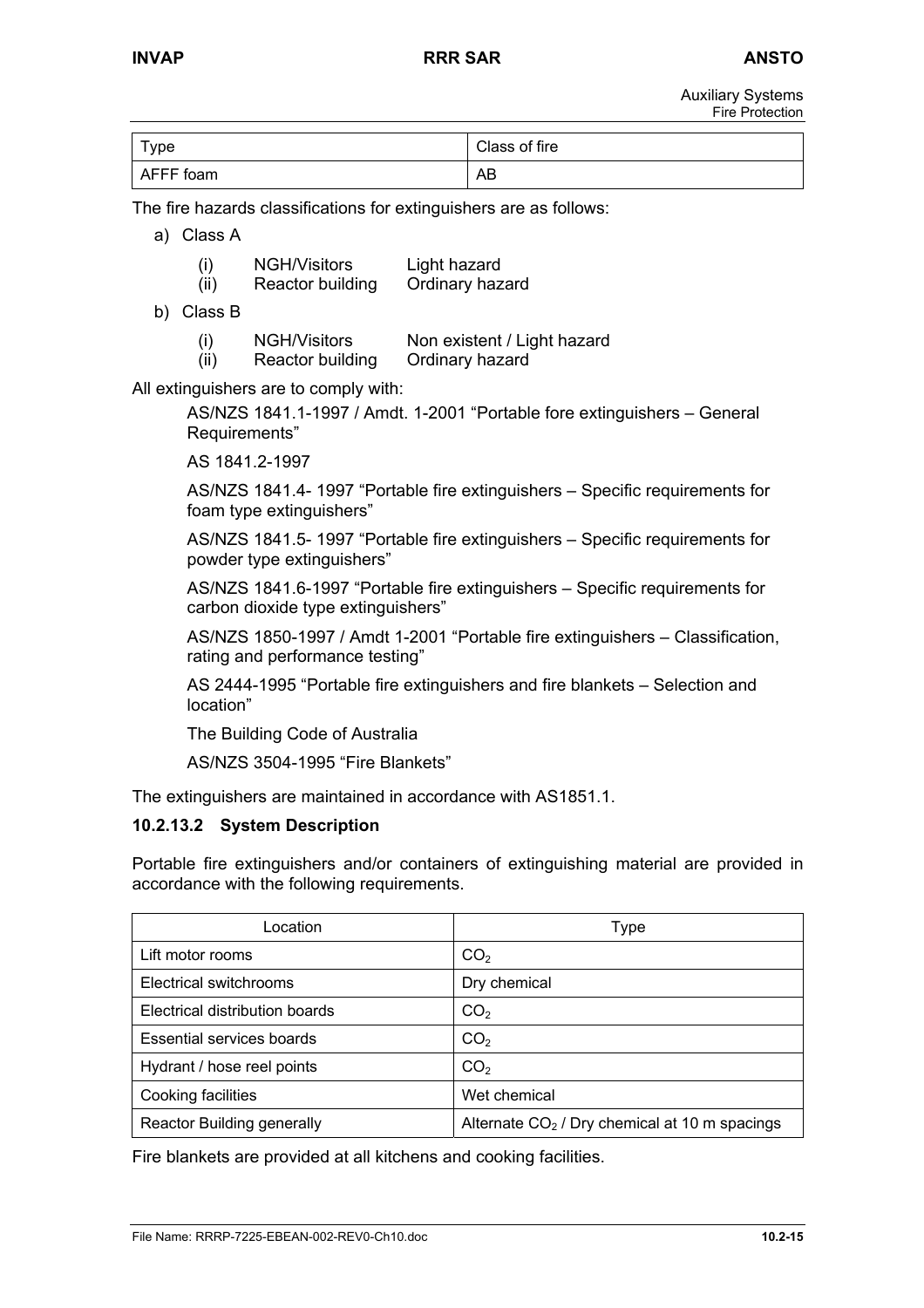| Type | Class of fire |
| --- | --- |
| AFFF foam | AB |

The fire hazards classifications for extinguishers are as follows:

a) Class A

(i) NGH/Visitors Light hazard
(ii) Reactor building Ordinary hazard

b) Class B

(i) NGH/Visitors Non existent / Light hazard
(ii) Reactor building Ordinary hazard

All extinguishers are to comply with:

AS/NZS 1841.1-1997 / Amdt. 1-2001 "Portable fore extinguishers – General Requirements"

AS 1841.2-1997

AS/NZS 1841.4- 1997 "Portable fire extinguishers – Specific requirements for foam type extinguishers"

AS/NZS 1841.5- 1997 "Portable fire extinguishers – Specific requirements for powder type extinguishers"

AS/NZS 1841.6-1997 "Portable fire extinguishers – Specific requirements for carbon dioxide type extinguishers"

AS/NZS 1850-1997 / Amdt 1-2001 "Portable fire extinguishers – Classification, rating and performance testing"

AS 2444-1995 "Portable fire extinguishers and fire blankets – Selection and location"

The Building Code of Australia

AS/NZS 3504-1995 "Fire Blankets"

The extinguishers are maintained in accordance with AS1851.1.

#### 10.2.13.2 System Description

Portable fire extinguishers and/or containers of extinguishing material are provided in accordance with the following requirements.

| Location | Type |
| --- | --- |
| Lift motor rooms | $CO_2$ |
| Electrical switchrooms | Dry chemical |
| Electrical distribution boards | $CO_2$ |
| Essential services boards | $CO_2$ |
| Hydrant / hose reel points | $CO_2$ |
| Cooking facilities | Wet chemical |
| Reactor Building generally | Alternate $CO_2$ / Dry chemical at 10 m spacings |

Fire blankets are provided at all kitchens and cooking facilities.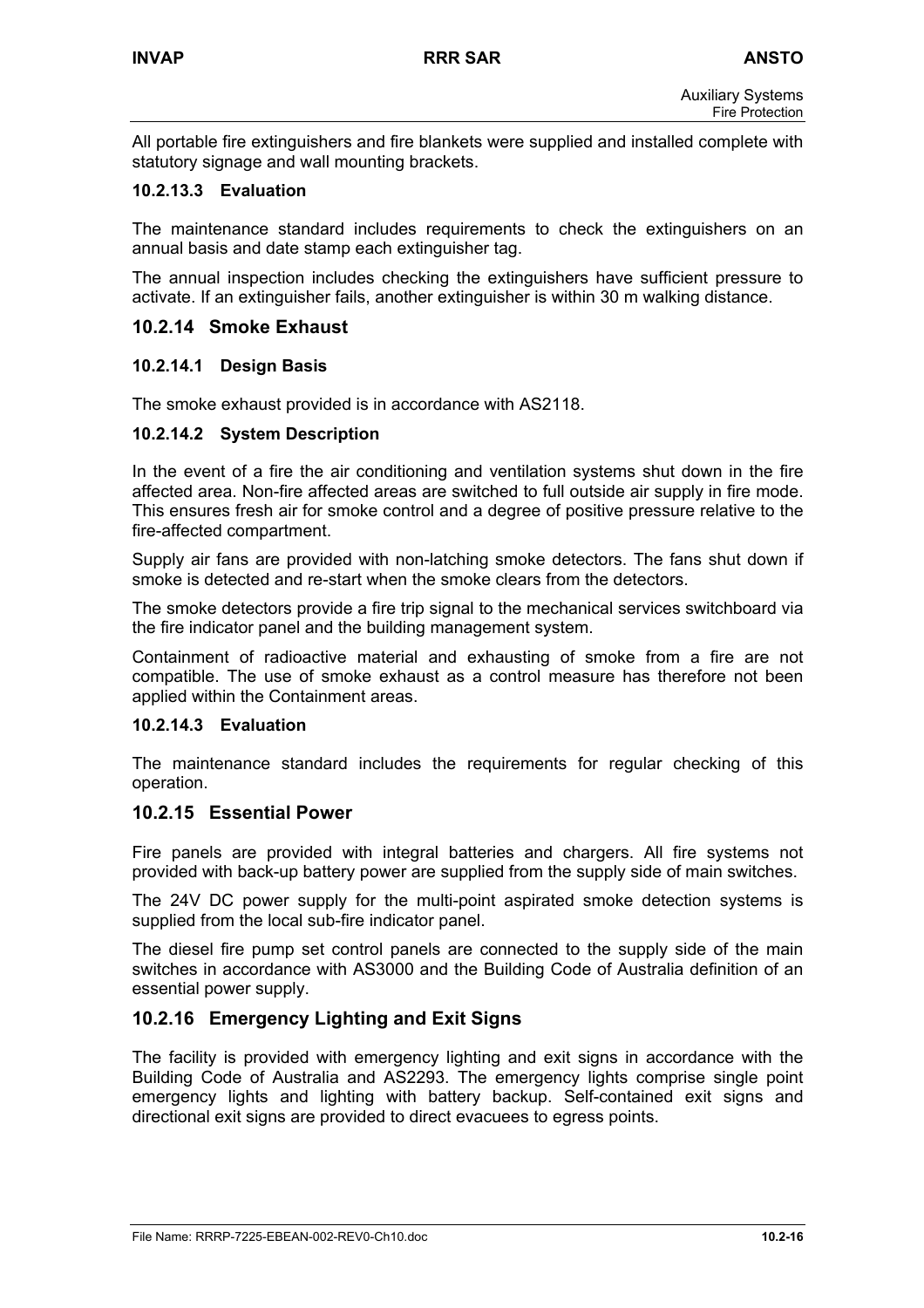All portable fire extinguishers and fire blankets were supplied and installed complete with statutory signage and wall mounting brackets.

#### 10.2.13.3 Evaluation

The maintenance standard includes requirements to check the extinguishers on an annual basis and date stamp each extinguisher tag.

The annual inspection includes checking the extinguishers have sufficient pressure to activate. If an extinguisher fails, another extinguisher is within 30 m walking distance.

### 10.2.14 Smoke Exhaust

#### 10.2.14.1 Design Basis

The smoke exhaust provided is in accordance with AS2118.

#### 10.2.14.2 System Description

In the event of a fire the air conditioning and ventilation systems shut down in the fire affected area. Non-fire affected areas are switched to full outside air supply in fire mode. This ensures fresh air for smoke control and a degree of positive pressure relative to the fire-affected compartment.

Supply air fans are provided with non-latching smoke detectors. The fans shut down if smoke is detected and re-start when the smoke clears from the detectors.

The smoke detectors provide a fire trip signal to the mechanical services switchboard via the fire indicator panel and the building management system.

Containment of radioactive material and exhausting of smoke from a fire are not compatible. The use of smoke exhaust as a control measure has therefore not been applied within the Containment areas.

#### 10.2.14.3 Evaluation

The maintenance standard includes the requirements for regular checking of this operation.

### 10.2.15 Essential Power

Fire panels are provided with integral batteries and chargers. All fire systems not provided with back-up battery power are supplied from the supply side of main switches.

The 24V DC power supply for the multi-point aspirated smoke detection systems is supplied from the local sub-fire indicator panel.

The diesel fire pump set control panels are connected to the supply side of the main switches in accordance with AS3000 and the Building Code of Australia definition of an essential power supply.

### 10.2.16 Emergency Lighting and Exit Signs

The facility is provided with emergency lighting and exit signs in accordance with the Building Code of Australia and AS2293. The emergency lights comprise single point emergency lights and lighting with battery backup. Self-contained exit signs and directional exit signs are provided to direct evacuees to egress points.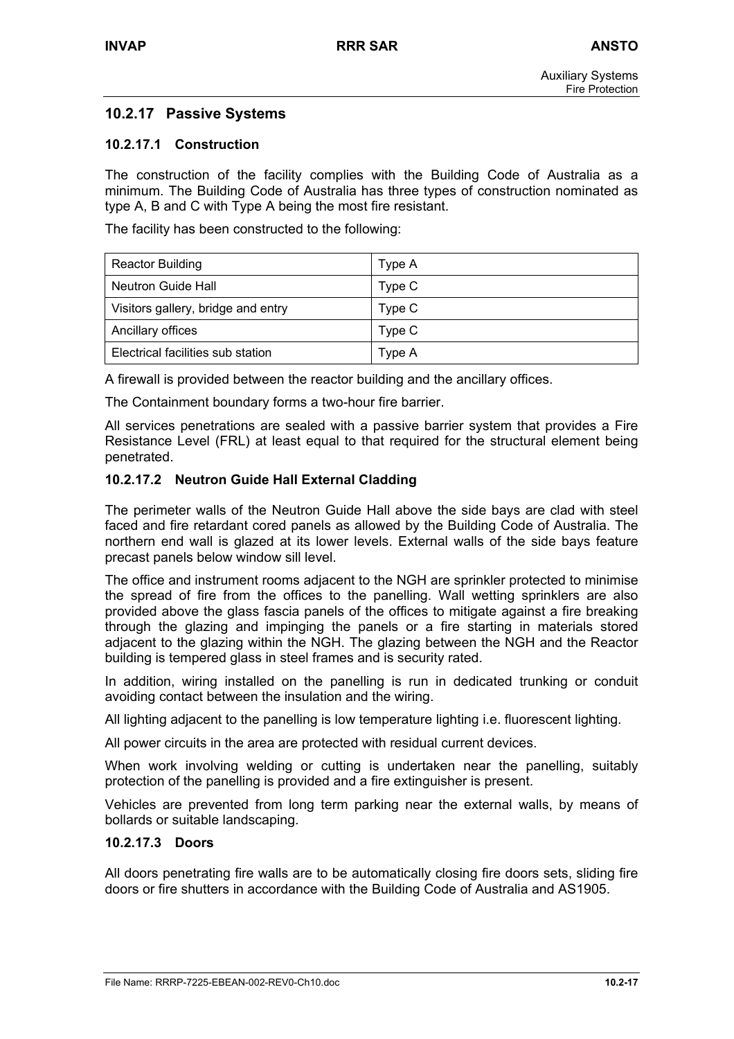## 10.2.17 Passive Systems

### 10.2.17.1 Construction

The construction of the facility complies with the Building Code of Australia as a minimum. The Building Code of Australia has three types of construction nominated as type A, B and C with Type A being the most fire resistant.

The facility has been constructed to the following:

| Reactor Building | Type A |
|---|---|
| Neutron Guide Hall | Type C |
| Visitors gallery, bridge and entry | Type C |
| Ancillary offices | Type C |
| Electrical facilities sub station | Type A |

A firewall is provided between the reactor building and the ancillary offices.

The Containment boundary forms a two-hour fire barrier.

All services penetrations are sealed with a passive barrier system that provides a Fire Resistance Level (FRL) at least equal to that required for the structural element being penetrated.

### 10.2.17.2 Neutron Guide Hall External Cladding

The perimeter walls of the Neutron Guide Hall above the side bays are clad with steel faced and fire retardant cored panels as allowed by the Building Code of Australia. The northern end wall is glazed at its lower levels. External walls of the side bays feature precast panels below window sill level.

The office and instrument rooms adjacent to the NGH are sprinkler protected to minimise the spread of fire from the offices to the panelling. Wall wetting sprinklers are also provided above the glass fascia panels of the offices to mitigate against a fire breaking through the glazing and impinging the panels or a fire starting in materials stored adjacent to the glazing within the NGH. The glazing between the NGH and the Reactor building is tempered glass in steel frames and is security rated.

In addition, wiring installed on the panelling is run in dedicated trunking or conduit avoiding contact between the insulation and the wiring.

All lighting adjacent to the panelling is low temperature lighting i.e. fluorescent lighting.

All power circuits in the area are protected with residual current devices.

When work involving welding or cutting is undertaken near the panelling, suitably protection of the panelling is provided and a fire extinguisher is present.

Vehicles are prevented from long term parking near the external walls, by means of bollards or suitable landscaping.

### 10.2.17.3 Doors

All doors penetrating fire walls are to be automatically closing fire doors sets, sliding fire doors or fire shutters in accordance with the Building Code of Australia and AS1905.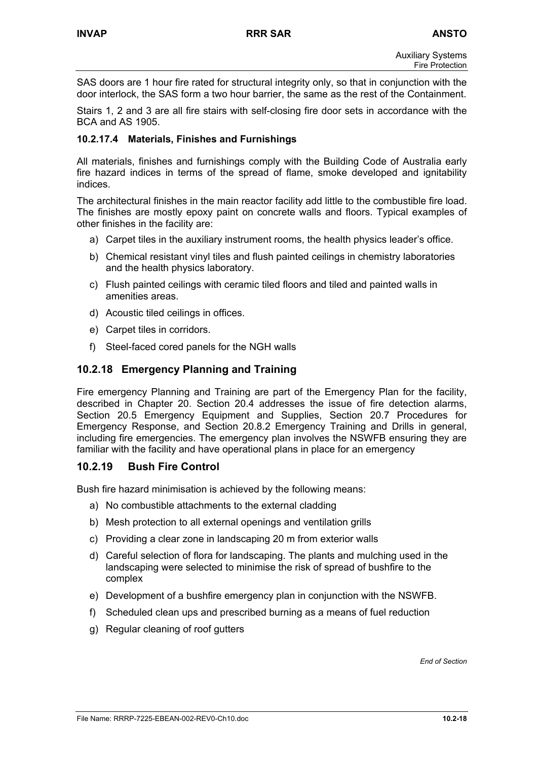SAS doors are 1 hour fire rated for structural integrity only, so that in conjunction with the door interlock, the SAS form a two hour barrier, the same as the rest of the Containment.

Stairs 1, 2 and 3 are all fire stairs with self-closing fire door sets in accordance with the BCA and AS 1905.

#### 10.2.17.4 Materials, Finishes and Furnishings

All materials, finishes and furnishings comply with the Building Code of Australia early fire hazard indices in terms of the spread of flame, smoke developed and ignitability indices.

The architectural finishes in the main reactor facility add little to the combustible fire load. The finishes are mostly epoxy paint on concrete walls and floors. Typical examples of other finishes in the facility are:

a) Carpet tiles in the auxiliary instrument rooms, the health physics leader's office.
b) Chemical resistant vinyl tiles and flush painted ceilings in chemistry laboratories and the health physics laboratory.
c) Flush painted ceilings with ceramic tiled floors and tiled and painted walls in amenities areas.
d) Acoustic tiled ceilings in offices.
e) Carpet tiles in corridors.
f) Steel-faced cored panels for the NGH walls

### 10.2.18 Emergency Planning and Training

Fire emergency Planning and Training are part of the Emergency Plan for the facility, described in Chapter 20. Section 20.4 addresses the issue of fire detection alarms, Section 20.5 Emergency Equipment and Supplies, Section 20.7 Procedures for Emergency Response, and Section 20.8.2 Emergency Training and Drills in general, including fire emergencies. The emergency plan involves the NSWFB ensuring they are familiar with the facility and have operational plans in place for an emergency

### 10.2.19 Bush Fire Control

Bush fire hazard minimisation is achieved by the following means:

a) No combustible attachments to the external cladding
b) Mesh protection to all external openings and ventilation grills
c) Providing a clear zone in landscaping 20 m from exterior walls
d) Careful selection of flora for landscaping. The plants and mulching used in the landscaping were selected to minimise the risk of spread of bushfire to the complex
e) Development of a bushfire emergency plan in conjunction with the NSWFB.
f) Scheduled clean ups and prescribed burning as a means of fuel reduction
g) Regular cleaning of roof gutters

*End of Section*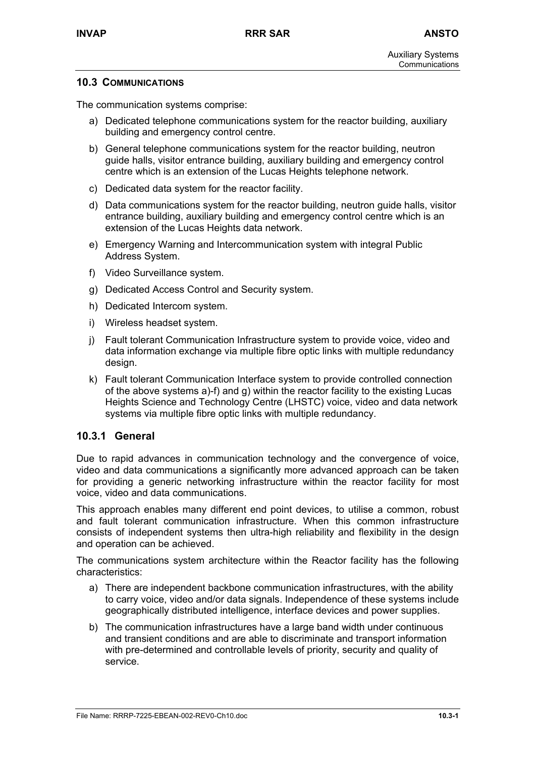## 10.3 COMMUNICATIONS

The communication systems comprise:

a) Dedicated telephone communications system for the reactor building, auxiliary building and emergency control centre.

b) General telephone communications system for the reactor building, neutron guide halls, visitor entrance building, auxiliary building and emergency control centre which is an extension of the Lucas Heights telephone network.

c) Dedicated data system for the reactor facility.

d) Data communications system for the reactor building, neutron guide halls, visitor entrance building, auxiliary building and emergency control centre which is an extension of the Lucas Heights data network.

e) Emergency Warning and Intercommunication system with integral Public Address System.

f) Video Surveillance system.

g) Dedicated Access Control and Security system.

h) Dedicated Intercom system.

i) Wireless headset system.

j) Fault tolerant Communication Infrastructure system to provide voice, video and data information exchange via multiple fibre optic links with multiple redundancy design.

k) Fault tolerant Communication Interface system to provide controlled connection of the above systems a)-f) and g) within the reactor facility to the existing Lucas Heights Science and Technology Centre (LHSTC) voice, video and data network systems via multiple fibre optic links with multiple redundancy.

### 10.3.1 General

Due to rapid advances in communication technology and the convergence of voice, video and data communications a significantly more advanced approach can be taken for providing a generic networking infrastructure within the reactor facility for most voice, video and data communications.

This approach enables many different end point devices, to utilise a common, robust and fault tolerant communication infrastructure. When this common infrastructure consists of independent systems then ultra-high reliability and flexibility in the design and operation can be achieved.

The communications system architecture within the Reactor facility has the following characteristics:

a) There are independent backbone communication infrastructures, with the ability to carry voice, video and/or data signals. Independence of these systems include geographically distributed intelligence, interface devices and power supplies.

b) The communication infrastructures have a large band width under continuous and transient conditions and are able to discriminate and transport information with pre-determined and controllable levels of priority, security and quality of service.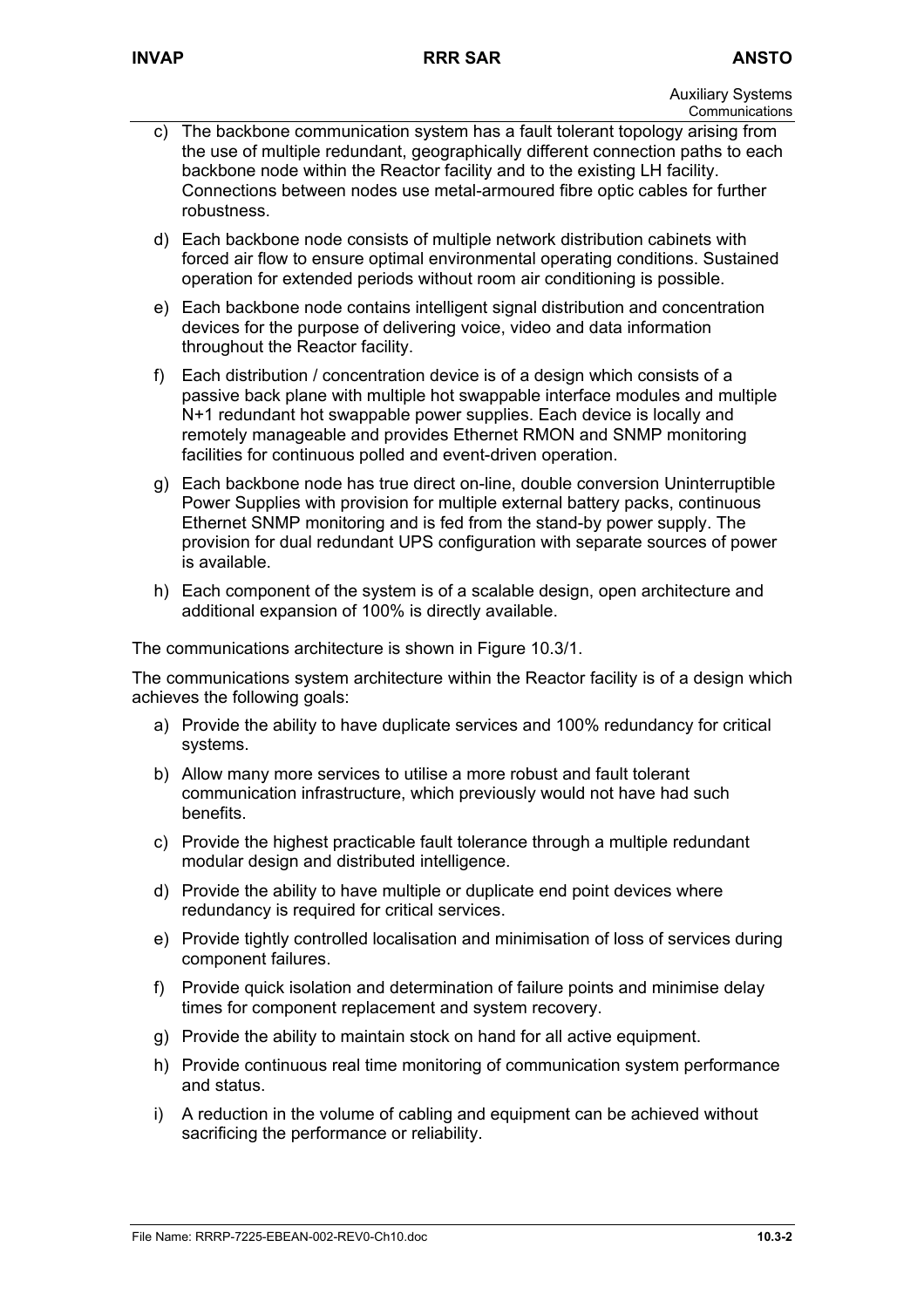c) The backbone communication system has a fault tolerant topology arising from the use of multiple redundant, geographically different connection paths to each backbone node within the Reactor facility and to the existing LH facility. Connections between nodes use metal-armoured fibre optic cables for further robustness.

d) Each backbone node consists of multiple network distribution cabinets with forced air flow to ensure optimal environmental operating conditions. Sustained operation for extended periods without room air conditioning is possible.

e) Each backbone node contains intelligent signal distribution and concentration devices for the purpose of delivering voice, video and data information throughout the Reactor facility.

f) Each distribution / concentration device is of a design which consists of a passive back plane with multiple hot swappable interface modules and multiple N+1 redundant hot swappable power supplies. Each device is locally and remotely manageable and provides Ethernet RMON and SNMP monitoring facilities for continuous polled and event-driven operation.

g) Each backbone node has true direct on-line, double conversion Uninterruptible Power Supplies with provision for multiple external battery packs, continuous Ethernet SNMP monitoring and is fed from the stand-by power supply. The provision for dual redundant UPS configuration with separate sources of power is available.

h) Each component of the system is of a scalable design, open architecture and additional expansion of 100% is directly available.

The communications architecture is shown in Figure 10.3/1.

The communications system architecture within the Reactor facility is of a design which achieves the following goals:

a) Provide the ability to have duplicate services and 100% redundancy for critical systems.

b) Allow many more services to utilise a more robust and fault tolerant communication infrastructure, which previously would not have had such benefits.

c) Provide the highest practicable fault tolerance through a multiple redundant modular design and distributed intelligence.

d) Provide the ability to have multiple or duplicate end point devices where redundancy is required for critical services.

e) Provide tightly controlled localisation and minimisation of loss of services during component failures.

f) Provide quick isolation and determination of failure points and minimise delay times for component replacement and system recovery.

g) Provide the ability to maintain stock on hand for all active equipment.

h) Provide continuous real time monitoring of communication system performance and status.

i) A reduction in the volume of cabling and equipment can be achieved without sacrificing the performance or reliability.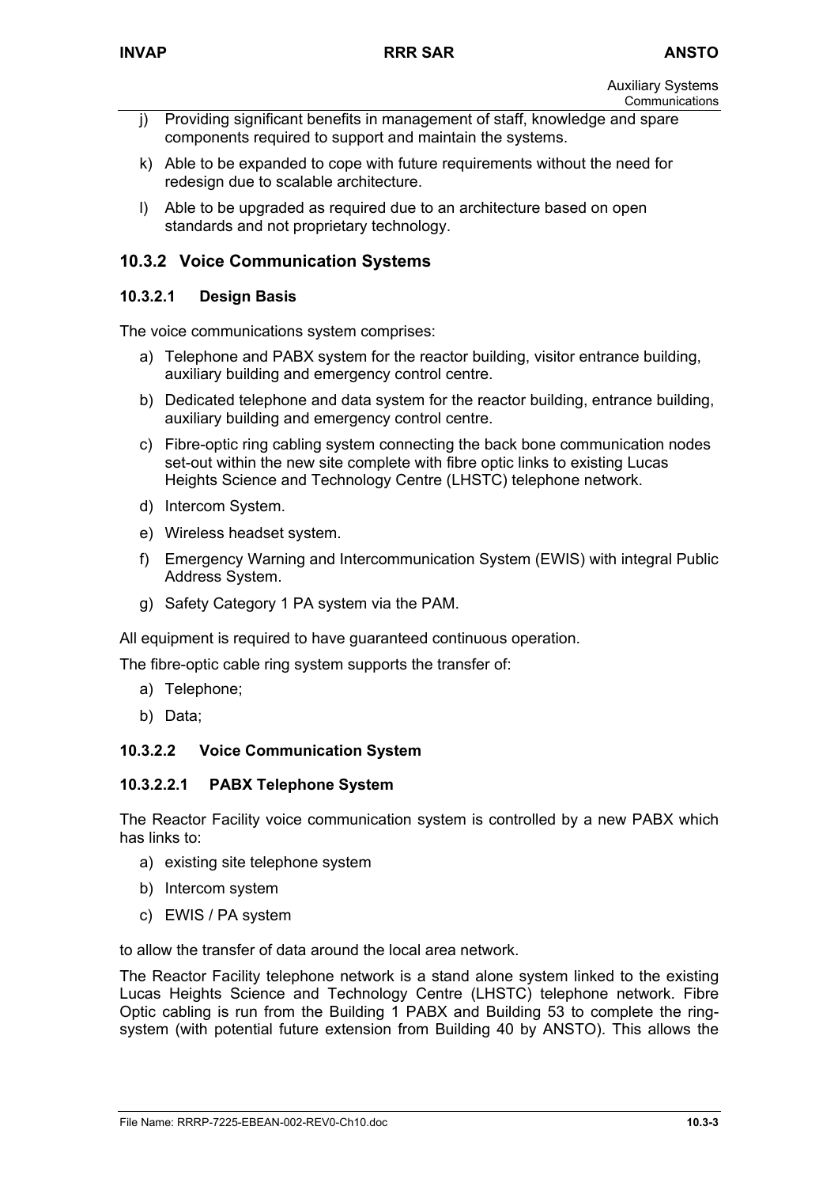j) Providing significant benefits in management of staff, knowledge and spare components required to support and maintain the systems.

k) Able to be expanded to cope with future requirements without the need for redesign due to scalable architecture.

l) Able to be upgraded as required due to an architecture based on open standards and not proprietary technology.

## 10.3.2 Voice Communication Systems

### 10.3.2.1 Design Basis

The voice communications system comprises:

a) Telephone and PABX system for the reactor building, visitor entrance building, auxiliary building and emergency control centre.

b) Dedicated telephone and data system for the reactor building, entrance building, auxiliary building and emergency control centre.

c) Fibre-optic ring cabling system connecting the back bone communication nodes set-out within the new site complete with fibre optic links to existing Lucas Heights Science and Technology Centre (LHSTC) telephone network.

d) Intercom System.

e) Wireless headset system.

f) Emergency Warning and Intercommunication System (EWIS) with integral Public Address System.

g) Safety Category 1 PA system via the PAM.

All equipment is required to have guaranteed continuous operation.

The fibre-optic cable ring system supports the transfer of:

a) Telephone;

b) Data;

### 10.3.2.2 Voice Communication System

#### 10.3.2.2.1 PABX Telephone System

The Reactor Facility voice communication system is controlled by a new PABX which has links to:

a) existing site telephone system

b) Intercom system

c) EWIS / PA system

to allow the transfer of data around the local area network.

The Reactor Facility telephone network is a stand alone system linked to the existing Lucas Heights Science and Technology Centre (LHSTC) telephone network. Fibre Optic cabling is run from the Building 1 PABX and Building 53 to complete the ring-system (with potential future extension from Building 40 by ANSTO). This allows the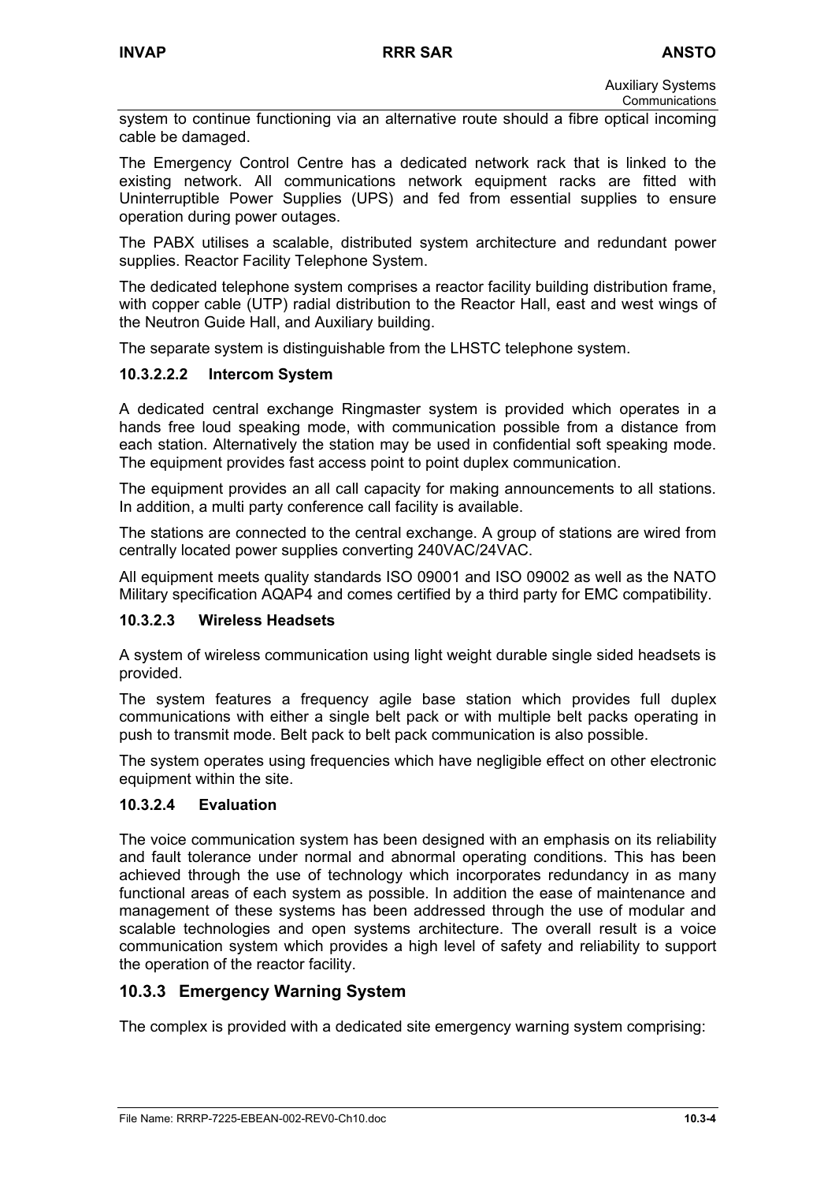system to continue functioning via an alternative route should a fibre optical incoming cable be damaged.

The Emergency Control Centre has a dedicated network rack that is linked to the existing network. All communications network equipment racks are fitted with Uninterruptible Power Supplies (UPS) and fed from essential supplies to ensure operation during power outages.

The PABX utilises a scalable, distributed system architecture and redundant power supplies. Reactor Facility Telephone System.

The dedicated telephone system comprises a reactor facility building distribution frame, with copper cable (UTP) radial distribution to the Reactor Hall, east and west wings of the Neutron Guide Hall, and Auxiliary building.

The separate system is distinguishable from the LHSTC telephone system.

#### 10.3.2.2.2 Intercom System

A dedicated central exchange Ringmaster system is provided which operates in a hands free loud speaking mode, with communication possible from a distance from each station. Alternatively the station may be used in confidential soft speaking mode. The equipment provides fast access point to point duplex communication.

The equipment provides an all call capacity for making announcements to all stations. In addition, a multi party conference call facility is available.

The stations are connected to the central exchange. A group of stations are wired from centrally located power supplies converting 240VAC/24VAC.

All equipment meets quality standards ISO 09001 and ISO 09002 as well as the NATO Military specification AQAP4 and comes certified by a third party for EMC compatibility.

#### 10.3.2.3 Wireless Headsets

A system of wireless communication using light weight durable single sided headsets is provided.

The system features a frequency agile base station which provides full duplex communications with either a single belt pack or with multiple belt packs operating in push to transmit mode. Belt pack to belt pack communication is also possible.

The system operates using frequencies which have negligible effect on other electronic equipment within the site.

#### 10.3.2.4 Evaluation

The voice communication system has been designed with an emphasis on its reliability and fault tolerance under normal and abnormal operating conditions. This has been achieved through the use of technology which incorporates redundancy in as many functional areas of each system as possible. In addition the ease of maintenance and management of these systems has been addressed through the use of modular and scalable technologies and open systems architecture. The overall result is a voice communication system which provides a high level of safety and reliability to support the operation of the reactor facility.

### 10.3.3 Emergency Warning System

The complex is provided with a dedicated site emergency warning system comprising: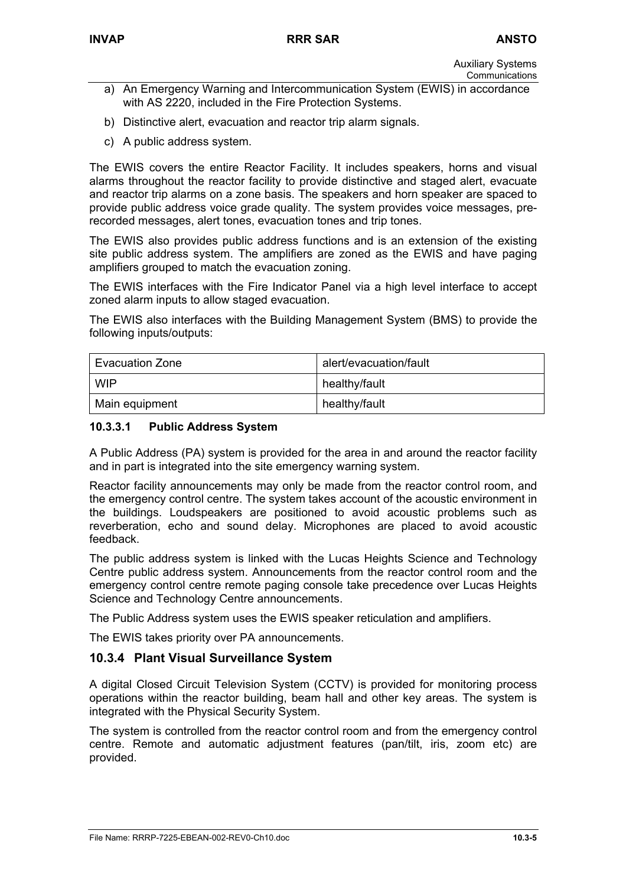a) An Emergency Warning and Intercommunication System (EWIS) in accordance with AS 2220, included in the Fire Protection Systems.

b) Distinctive alert, evacuation and reactor trip alarm signals.

c) A public address system.

The EWIS covers the entire Reactor Facility. It includes speakers, horns and visual alarms throughout the reactor facility to provide distinctive and staged alert, evacuate and reactor trip alarms on a zone basis. The speakers and horn speaker are spaced to provide public address voice grade quality. The system provides voice messages, pre-recorded messages, alert tones, evacuation tones and trip tones.

The EWIS also provides public address functions and is an extension of the existing site public address system. The amplifiers are zoned as the EWIS and have paging amplifiers grouped to match the evacuation zoning.

The EWIS interfaces with the Fire Indicator Panel via a high level interface to accept zoned alarm inputs to allow staged evacuation.

The EWIS also interfaces with the Building Management System (BMS) to provide the following inputs/outputs:

| Evacuation Zone | alert/evacuation/fault |
|---|---|
| WIP | healthy/fault |
| Main equipment | healthy/fault |

#### 10.3.3.1 Public Address System

A Public Address (PA) system is provided for the area in and around the reactor facility and in part is integrated into the site emergency warning system.

Reactor facility announcements may only be made from the reactor control room, and the emergency control centre. The system takes account of the acoustic environment in the buildings. Loudspeakers are positioned to avoid acoustic problems such as reverberation, echo and sound delay. Microphones are placed to avoid acoustic feedback.

The public address system is linked with the Lucas Heights Science and Technology Centre public address system. Announcements from the reactor control room and the emergency control centre remote paging console take precedence over Lucas Heights Science and Technology Centre announcements.

The Public Address system uses the EWIS speaker reticulation and amplifiers.

The EWIS takes priority over PA announcements.

### 10.3.4 Plant Visual Surveillance System

A digital Closed Circuit Television System (CCTV) is provided for monitoring process operations within the reactor building, beam hall and other key areas. The system is integrated with the Physical Security System.

The system is controlled from the reactor control room and from the emergency control centre. Remote and automatic adjustment features (pan/tilt, iris, zoom etc) are provided.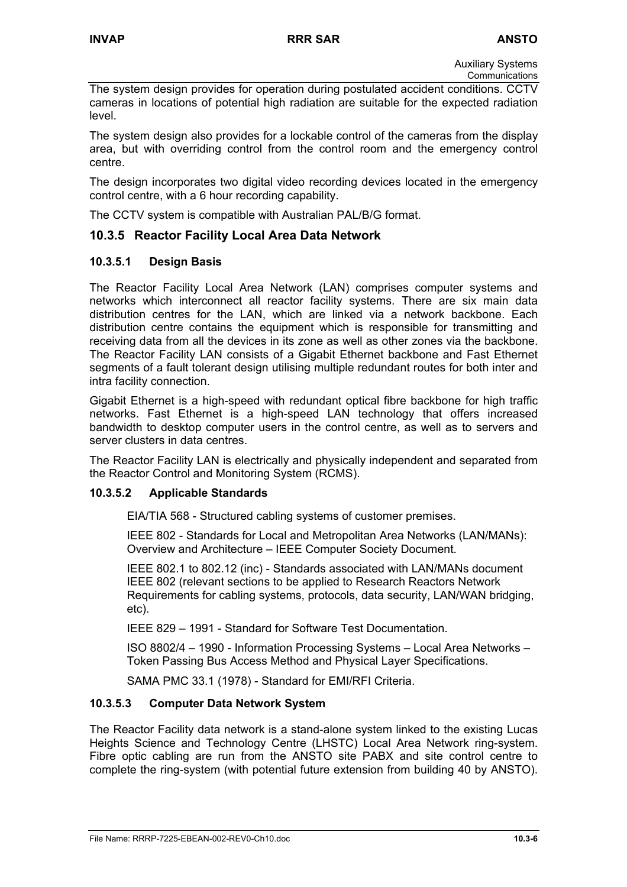The system design provides for operation during postulated accident conditions. CCTV cameras in locations of potential high radiation are suitable for the expected radiation level.

The system design also provides for a lockable control of the cameras from the display area, but with overriding control from the control room and the emergency control centre.

The design incorporates two digital video recording devices located in the emergency control centre, with a 6 hour recording capability.

The CCTV system is compatible with Australian PAL/B/G format.

### 10.3.5 Reactor Facility Local Area Data Network

#### 10.3.5.1 Design Basis

The Reactor Facility Local Area Network (LAN) comprises computer systems and networks which interconnect all reactor facility systems. There are six main data distribution centres for the LAN, which are linked via a network backbone. Each distribution centre contains the equipment which is responsible for transmitting and receiving data from all the devices in its zone as well as other zones via the backbone. The Reactor Facility LAN consists of a Gigabit Ethernet backbone and Fast Ethernet segments of a fault tolerant design utilising multiple redundant routes for both inter and intra facility connection.

Gigabit Ethernet is a high-speed with redundant optical fibre backbone for high traffic networks. Fast Ethernet is a high-speed LAN technology that offers increased bandwidth to desktop computer users in the control centre, as well as to servers and server clusters in data centres.

The Reactor Facility LAN is electrically and physically independent and separated from the Reactor Control and Monitoring System (RCMS).

#### 10.3.5.2 Applicable Standards

EIA/TIA 568 - Structured cabling systems of customer premises.

IEEE 802 - Standards for Local and Metropolitan Area Networks (LAN/MANs): Overview and Architecture – IEEE Computer Society Document.

IEEE 802.1 to 802.12 (inc) - Standards associated with LAN/MANs document IEEE 802 (relevant sections to be applied to Research Reactors Network Requirements for cabling systems, protocols, data security, LAN/WAN bridging, etc).

IEEE 829 – 1991 - Standard for Software Test Documentation.

ISO 8802/4 – 1990 - Information Processing Systems – Local Area Networks – Token Passing Bus Access Method and Physical Layer Specifications.

SAMA PMC 33.1 (1978) - Standard for EMI/RFI Criteria.

#### 10.3.5.3 Computer Data Network System

The Reactor Facility data network is a stand-alone system linked to the existing Lucas Heights Science and Technology Centre (LHSTC) Local Area Network ring-system. Fibre optic cabling are run from the ANSTO site PABX and site control centre to complete the ring-system (with potential future extension from building 40 by ANSTO).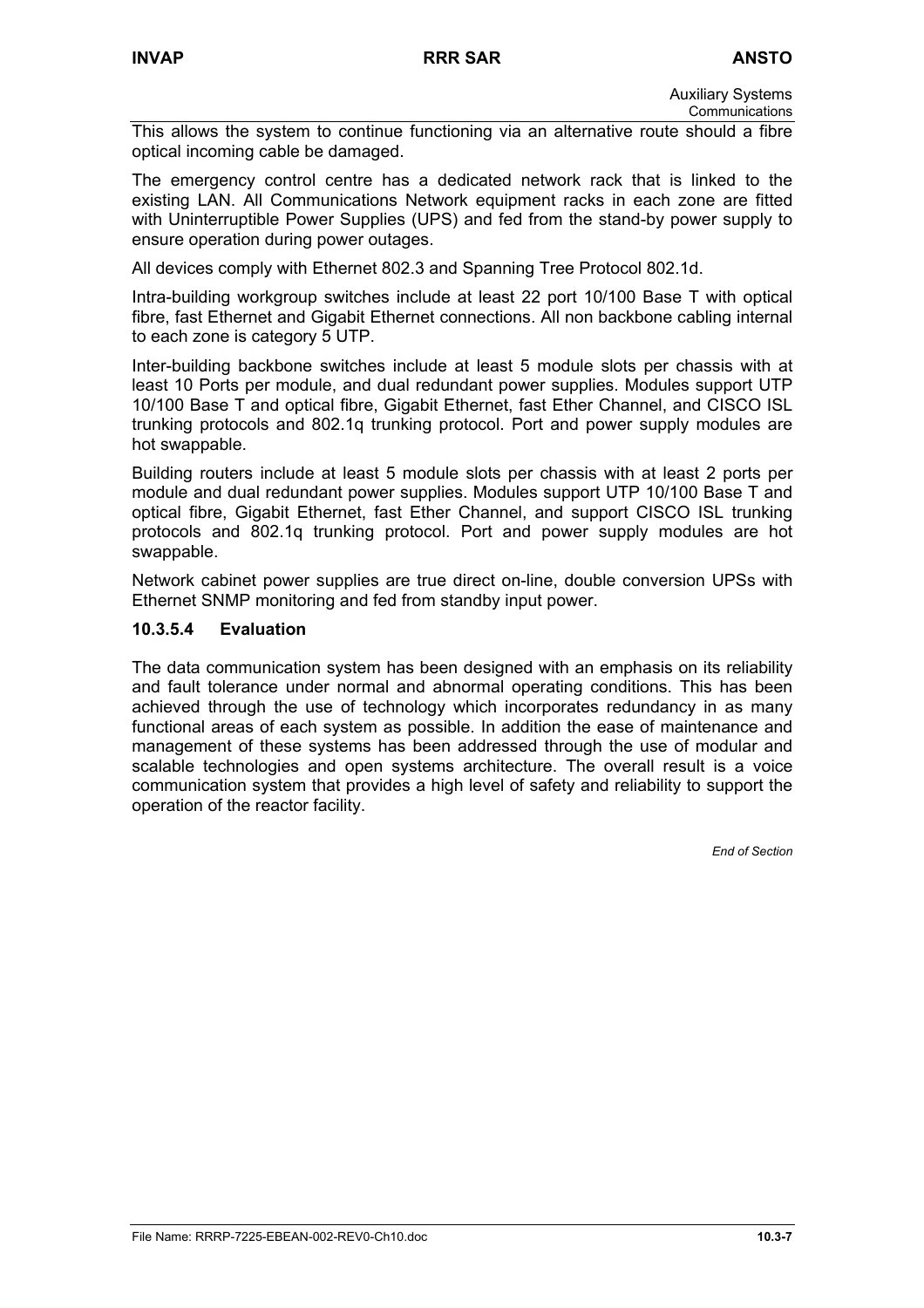This allows the system to continue functioning via an alternative route should a fibre optical incoming cable be damaged.

The emergency control centre has a dedicated network rack that is linked to the existing LAN. All Communications Network equipment racks in each zone are fitted with Uninterruptible Power Supplies (UPS) and fed from the stand-by power supply to ensure operation during power outages.

All devices comply with Ethernet 802.3 and Spanning Tree Protocol 802.1d.

Intra-building workgroup switches include at least 22 port 10/100 Base T with optical fibre, fast Ethernet and Gigabit Ethernet connections. All non backbone cabling internal to each zone is category 5 UTP.

Inter-building backbone switches include at least 5 module slots per chassis with at least 10 Ports per module, and dual redundant power supplies. Modules support UTP 10/100 Base T and optical fibre, Gigabit Ethernet, fast Ether Channel, and CISCO ISL trunking protocols and 802.1q trunking protocol. Port and power supply modules are hot swappable.

Building routers include at least 5 module slots per chassis with at least 2 ports per module and dual redundant power supplies. Modules support UTP 10/100 Base T and optical fibre, Gigabit Ethernet, fast Ether Channel, and support CISCO ISL trunking protocols and 802.1q trunking protocol. Port and power supply modules are hot swappable.

Network cabinet power supplies are true direct on-line, double conversion UPSs with Ethernet SNMP monitoring and fed from standby input power.

#### 10.3.5.4 Evaluation

The data communication system has been designed with an emphasis on its reliability and fault tolerance under normal and abnormal operating conditions. This has been achieved through the use of technology which incorporates redundancy in as many functional areas of each system as possible. In addition the ease of maintenance and management of these systems has been addressed through the use of modular and scalable technologies and open systems architecture. The overall result is a voice communication system that provides a high level of safety and reliability to support the operation of the reactor facility.

*End of Section*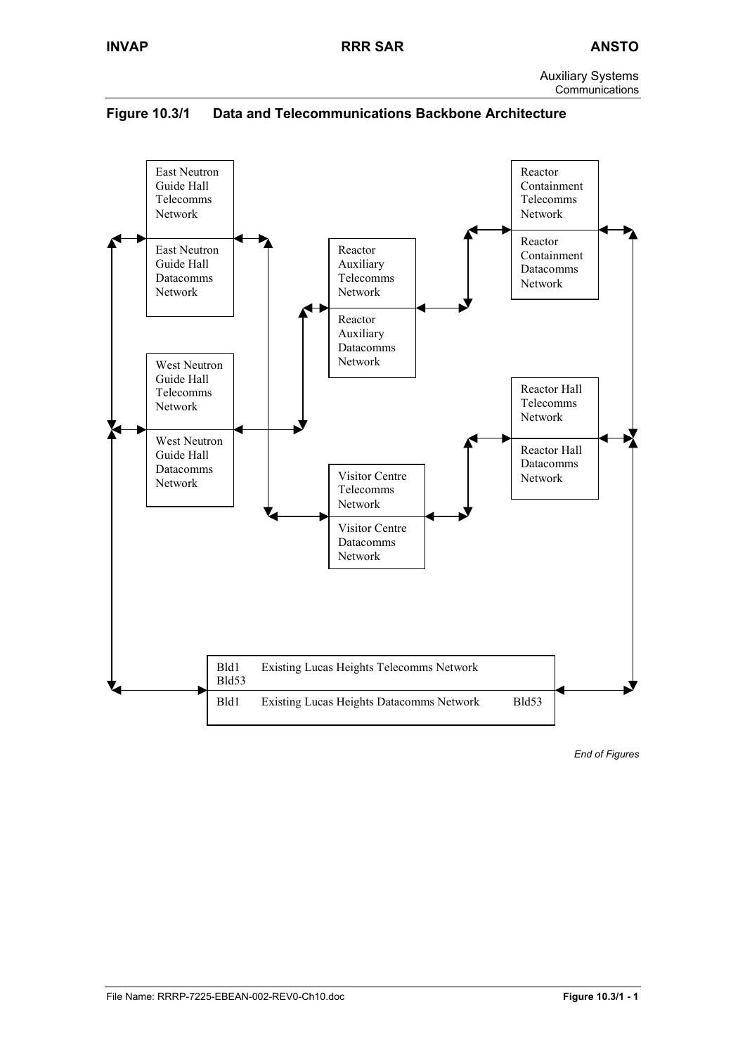**Figure 10.3/1 Data and Telecommunications Backbone Architecture**

East Neutron Guide Hall Telecomms Network

East Neutron Guide Hall Datacomms Network

West Neutron Guide Hall Telecomms Network

West Neutron Guide Hall Datacomms Network

Reactor Auxiliary Telecomms Network

Reactor Auxiliary Datacomms Network

Visitor Centre Telecomms Network

Visitor Centre Datacomms Network

Reactor Containment Telecomms Network

Reactor Containment Datacomms Network

Reactor Hall Telecomms Network

Reactor Hall Datacomms Network

Bld1 Bld53 Existing Lucas Heights Telecomms Network

Bld1 Existing Lucas Heights Datacomms Network Bld53

*End of Figures*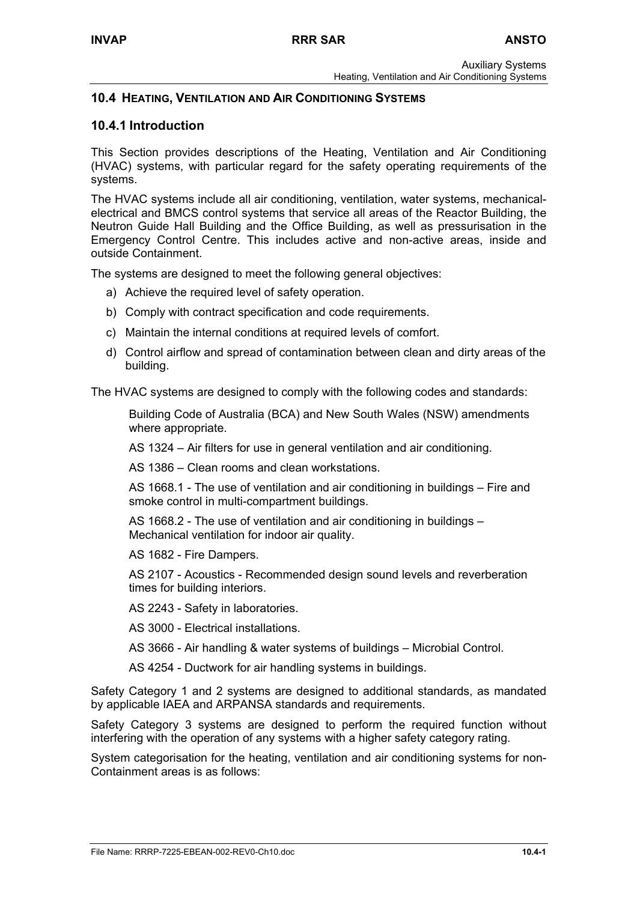## 10.4 Heating, Ventilation and Air Conditioning Systems

### 10.4.1 Introduction

This Section provides descriptions of the Heating, Ventilation and Air Conditioning (HVAC) systems, with particular regard for the safety operating requirements of the systems.

The HVAC systems include all air conditioning, ventilation, water systems, mechanical-electrical and BMCS control systems that service all areas of the Reactor Building, the Neutron Guide Hall Building and the Office Building, as well as pressurisation in the Emergency Control Centre. This includes active and non-active areas, inside and outside Containment.

The systems are designed to meet the following general objectives:

a) Achieve the required level of safety operation.

b) Comply with contract specification and code requirements.

c) Maintain the internal conditions at required levels of comfort.

d) Control airflow and spread of contamination between clean and dirty areas of the building.

The HVAC systems are designed to comply with the following codes and standards:

Building Code of Australia (BCA) and New South Wales (NSW) amendments where appropriate.

AS 1324 – Air filters for use in general ventilation and air conditioning.

AS 1386 – Clean rooms and clean workstations.

AS 1668.1 - The use of ventilation and air conditioning in buildings – Fire and smoke control in multi-compartment buildings.

AS 1668.2 - The use of ventilation and air conditioning in buildings – Mechanical ventilation for indoor air quality.

AS 1682 - Fire Dampers.

AS 2107 - Acoustics - Recommended design sound levels and reverberation times for building interiors.

AS 2243 - Safety in laboratories.

AS 3000 - Electrical installations.

AS 3666 - Air handling & water systems of buildings – Microbial Control.

AS 4254 - Ductwork for air handling systems in buildings.

Safety Category 1 and 2 systems are designed to additional standards, as mandated by applicable IAEA and ARPANSA standards and requirements.

Safety Category 3 systems are designed to perform the required function without interfering with the operation of any systems with a higher safety category rating.

System categorisation for the heating, ventilation and air conditioning systems for non-Containment areas is as follows: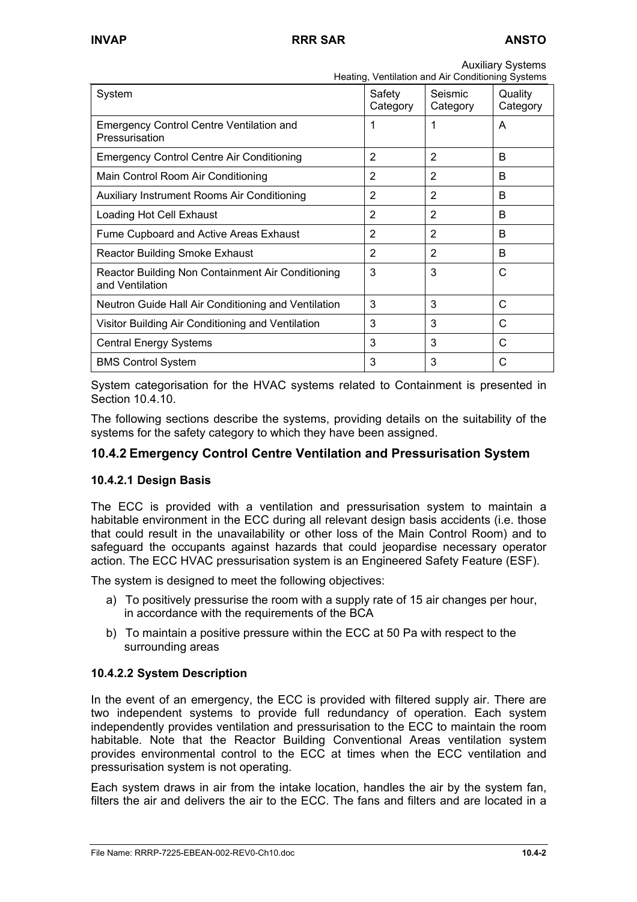| System | Safety Category | Seismic Category | Quality Category |
| --- | --- | --- | --- |
| Emergency Control Centre Ventilation and Pressurisation | 1 | 1 | A |
| Emergency Control Centre Air Conditioning | 2 | 2 | B |
| Main Control Room Air Conditioning | 2 | 2 | B |
| Auxiliary Instrument Rooms Air Conditioning | 2 | 2 | B |
| Loading Hot Cell Exhaust | 2 | 2 | B |
| Fume Cupboard and Active Areas Exhaust | 2 | 2 | B |
| Reactor Building Smoke Exhaust | 2 | 2 | B |
| Reactor Building Non Containment Air Conditioning and Ventilation | 3 | 3 | C |
| Neutron Guide Hall Air Conditioning and Ventilation | 3 | 3 | C |
| Visitor Building Air Conditioning and Ventilation | 3 | 3 | C |
| Central Energy Systems | 3 | 3 | C |
| BMS Control System | 3 | 3 | C |

System categorisation for the HVAC systems related to Containment is presented in Section 10.4.10.

The following sections describe the systems, providing details on the suitability of the systems for the safety category to which they have been assigned.

## 10.4.2 Emergency Control Centre Ventilation and Pressurisation System

### 10.4.2.1 Design Basis

The ECC is provided with a ventilation and pressurisation system to maintain a habitable environment in the ECC during all relevant design basis accidents (i.e. those that could result in the unavailability or other loss of the Main Control Room) and to safeguard the occupants against hazards that could jeopardise necessary operator action. The ECC HVAC pressurisation system is an Engineered Safety Feature (ESF).

The system is designed to meet the following objectives:

a) To positively pressurise the room with a supply rate of 15 air changes per hour, in accordance with the requirements of the BCA

b) To maintain a positive pressure within the ECC at 50 Pa with respect to the surrounding areas

### 10.4.2.2 System Description

In the event of an emergency, the ECC is provided with filtered supply air. There are two independent systems to provide full redundancy of operation. Each system independently provides ventilation and pressurisation to the ECC to maintain the room habitable. Note that the Reactor Building Conventional Areas ventilation system provides environmental control to the ECC at times when the ECC ventilation and pressurisation system is not operating.

Each system draws in air from the intake location, handles the air by the system fan, filters the air and delivers the air to the ECC. The fans and filters and are located in a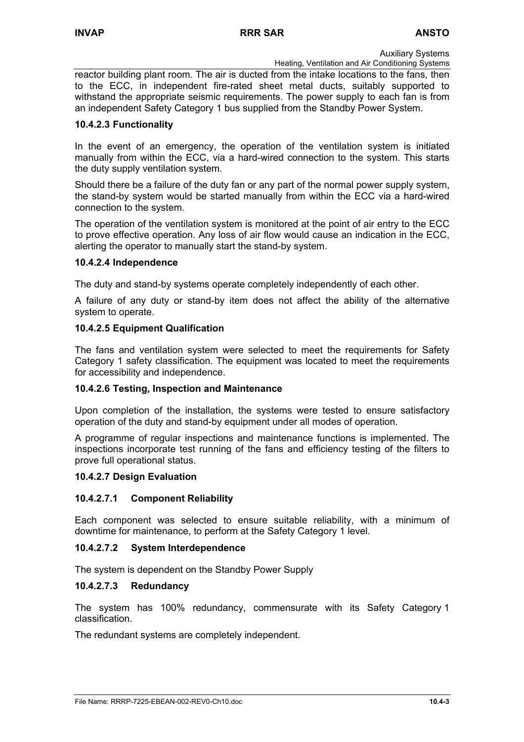reactor building plant room. The air is ducted from the intake locations to the fans, then to the ECC, in independent fire-rated sheet metal ducts, suitably supported to withstand the appropriate seismic requirements. The power supply to each fan is from an independent Safety Category 1 bus supplied from the Standby Power System.

### 10.4.2.3 Functionality

In the event of an emergency, the operation of the ventilation system is initiated manually from within the ECC, via a hard-wired connection to the system. This starts the duty supply ventilation system.

Should there be a failure of the duty fan or any part of the normal power supply system, the stand-by system would be started manually from within the ECC via a hard-wired connection to the system.

The operation of the ventilation system is monitored at the point of air entry to the ECC to prove effective operation. Any loss of air flow would cause an indication in the ECC, alerting the operator to manually start the stand-by system.

### 10.4.2.4 Independence

The duty and stand-by systems operate completely independently of each other.

A failure of any duty or stand-by item does not affect the ability of the alternative system to operate.

### 10.4.2.5 Equipment Qualification

The fans and ventilation system were selected to meet the requirements for Safety Category 1 safety classification. The equipment was located to meet the requirements for accessibility and independence.

### 10.4.2.6 Testing, Inspection and Maintenance

Upon completion of the installation, the systems were tested to ensure satisfactory operation of the duty and stand-by equipment under all modes of operation.

A programme of regular inspections and maintenance functions is implemented. The inspections incorporate test running of the fans and efficiency testing of the filters to prove full operational status.

### 10.4.2.7 Design Evaluation

#### 10.4.2.7.1 Component Reliability

Each component was selected to ensure suitable reliability, with a minimum of downtime for maintenance, to perform at the Safety Category 1 level.

#### 10.4.2.7.2 System Interdependence

The system is dependent on the Standby Power Supply

#### 10.4.2.7.3 Redundancy

The system has 100% redundancy, commensurate with its Safety Category 1 classification.

The redundant systems are completely independent.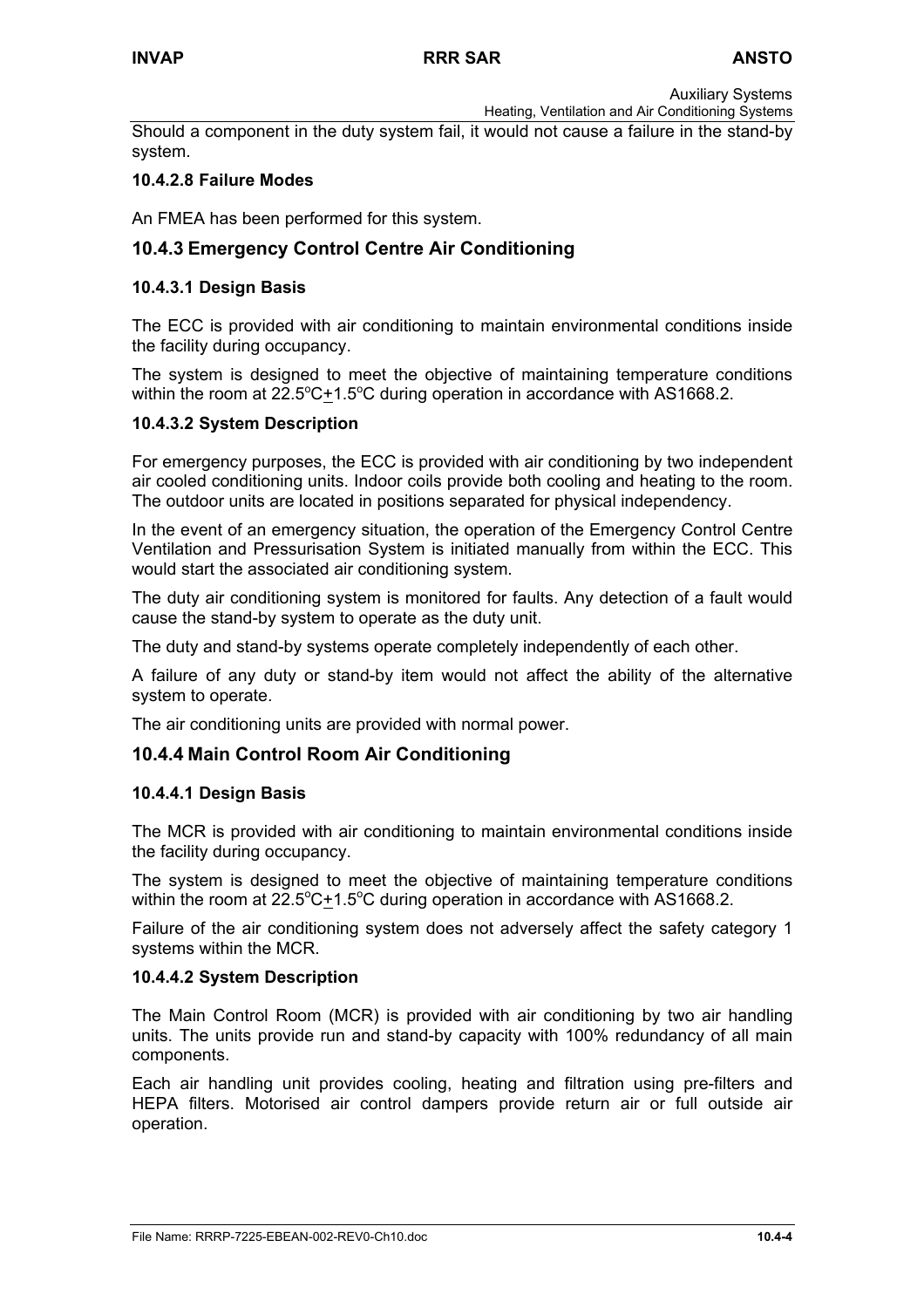Should a component in the duty system fail, it would not cause a failure in the stand-by system.

#### 10.4.2.8 Failure Modes

An FMEA has been performed for this system.

### 10.4.3 Emergency Control Centre Air Conditioning

#### 10.4.3.1 Design Basis

The ECC is provided with air conditioning to maintain environmental conditions inside the facility during occupancy.

The system is designed to meet the objective of maintaining temperature conditions within the room at 22.5°C±1.5°C during operation in accordance with AS1668.2.

#### 10.4.3.2 System Description

For emergency purposes, the ECC is provided with air conditioning by two independent air cooled conditioning units. Indoor coils provide both cooling and heating to the room. The outdoor units are located in positions separated for physical independency.

In the event of an emergency situation, the operation of the Emergency Control Centre Ventilation and Pressurisation System is initiated manually from within the ECC. This would start the associated air conditioning system.

The duty air conditioning system is monitored for faults. Any detection of a fault would cause the stand-by system to operate as the duty unit.

The duty and stand-by systems operate completely independently of each other.

A failure of any duty or stand-by item would not affect the ability of the alternative system to operate.

The air conditioning units are provided with normal power.

### 10.4.4 Main Control Room Air Conditioning

#### 10.4.4.1 Design Basis

The MCR is provided with air conditioning to maintain environmental conditions inside the facility during occupancy.

The system is designed to meet the objective of maintaining temperature conditions within the room at 22.5°C±1.5°C during operation in accordance with AS1668.2.

Failure of the air conditioning system does not adversely affect the safety category 1 systems within the MCR.

#### 10.4.4.2 System Description

The Main Control Room (MCR) is provided with air conditioning by two air handling units. The units provide run and stand-by capacity with 100% redundancy of all main components.

Each air handling unit provides cooling, heating and filtration using pre-filters and HEPA filters. Motorised air control dampers provide return air or full outside air operation.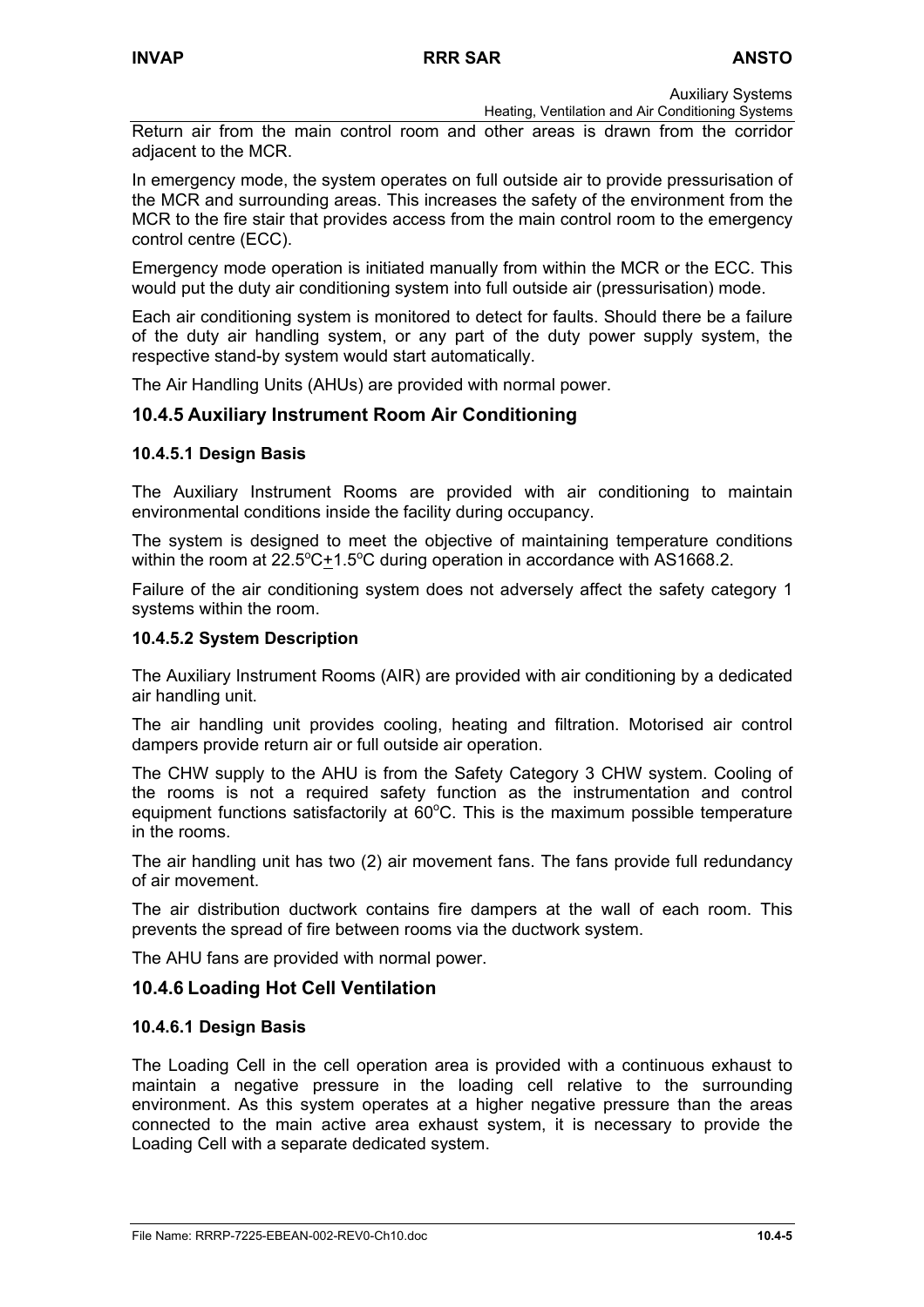Return air from the main control room and other areas is drawn from the corridor adjacent to the MCR.

In emergency mode, the system operates on full outside air to provide pressurisation of the MCR and surrounding areas. This increases the safety of the environment from the MCR to the fire stair that provides access from the main control room to the emergency control centre (ECC).

Emergency mode operation is initiated manually from within the MCR or the ECC. This would put the duty air conditioning system into full outside air (pressurisation) mode.

Each air conditioning system is monitored to detect for faults. Should there be a failure of the duty air handling system, or any part of the duty power supply system, the respective stand-by system would start automatically.

The Air Handling Units (AHUs) are provided with normal power.

## 10.4.5 Auxiliary Instrument Room Air Conditioning

### 10.4.5.1 Design Basis

The Auxiliary Instrument Rooms are provided with air conditioning to maintain environmental conditions inside the facility during occupancy.

The system is designed to meet the objective of maintaining temperature conditions within the room at 22.5°C$\pm$1.5°C during operation in accordance with AS1668.2.

Failure of the air conditioning system does not adversely affect the safety category 1 systems within the room.

### 10.4.5.2 System Description

The Auxiliary Instrument Rooms (AIR) are provided with air conditioning by a dedicated air handling unit.

The air handling unit provides cooling, heating and filtration. Motorised air control dampers provide return air or full outside air operation.

The CHW supply to the AHU is from the Safety Category 3 CHW system. Cooling of the rooms is not a required safety function as the instrumentation and control equipment functions satisfactorily at 60°C. This is the maximum possible temperature in the rooms.

The air handling unit has two (2) air movement fans. The fans provide full redundancy of air movement.

The air distribution ductwork contains fire dampers at the wall of each room. This prevents the spread of fire between rooms via the ductwork system.

The AHU fans are provided with normal power.

## 10.4.6 Loading Hot Cell Ventilation

### 10.4.6.1 Design Basis

The Loading Cell in the cell operation area is provided with a continuous exhaust to maintain a negative pressure in the loading cell relative to the surrounding environment. As this system operates at a higher negative pressure than the areas connected to the main active area exhaust system, it is necessary to provide the Loading Cell with a separate dedicated system.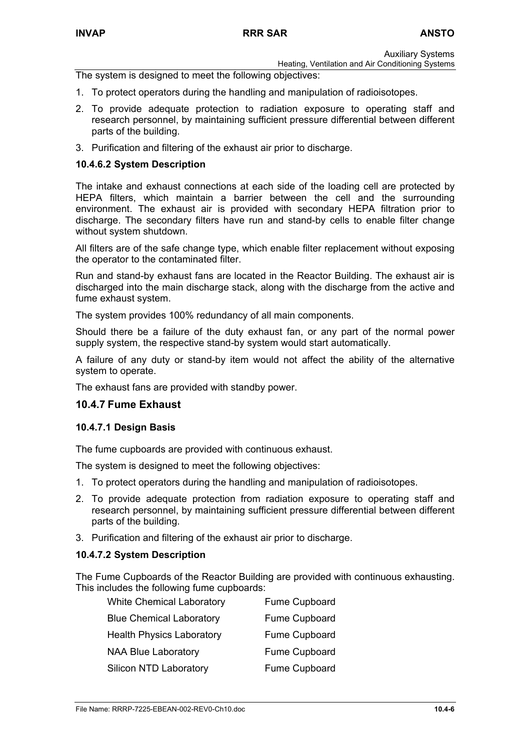The system is designed to meet the following objectives:

1. To protect operators during the handling and manipulation of radioisotopes.
2. To provide adequate protection to radiation exposure to operating staff and research personnel, by maintaining sufficient pressure differential between different parts of the building.
3. Purification and filtering of the exhaust air prior to discharge.

#### 10.4.6.2 System Description

The intake and exhaust connections at each side of the loading cell are protected by HEPA filters, which maintain a barrier between the cell and the surrounding environment. The exhaust air is provided with secondary HEPA filtration prior to discharge. The secondary filters have run and stand-by cells to enable filter change without system shutdown.

All filters are of the safe change type, which enable filter replacement without exposing the operator to the contaminated filter.

Run and stand-by exhaust fans are located in the Reactor Building. The exhaust air is discharged into the main discharge stack, along with the discharge from the active and fume exhaust system.

The system provides 100% redundancy of all main components.

Should there be a failure of the duty exhaust fan, or any part of the normal power supply system, the respective stand-by system would start automatically.

A failure of any duty or stand-by item would not affect the ability of the alternative system to operate.

The exhaust fans are provided with standby power.

### 10.4.7 Fume Exhaust

#### 10.4.7.1 Design Basis

The fume cupboards are provided with continuous exhaust.

The system is designed to meet the following objectives:

1. To protect operators during the handling and manipulation of radioisotopes.
2. To provide adequate protection from radiation exposure to operating staff and research personnel, by maintaining sufficient pressure differential between different parts of the building.
3. Purification and filtering of the exhaust air prior to discharge.

#### 10.4.7.2 System Description

The Fume Cupboards of the Reactor Building are provided with continuous exhausting. This includes the following fume cupboards:

| | |
|---|---|
| White Chemical Laboratory | Fume Cupboard |
| Blue Chemical Laboratory | Fume Cupboard |
| Health Physics Laboratory | Fume Cupboard |
| NAA Blue Laboratory | Fume Cupboard |
| Silicon NTD Laboratory | Fume Cupboard |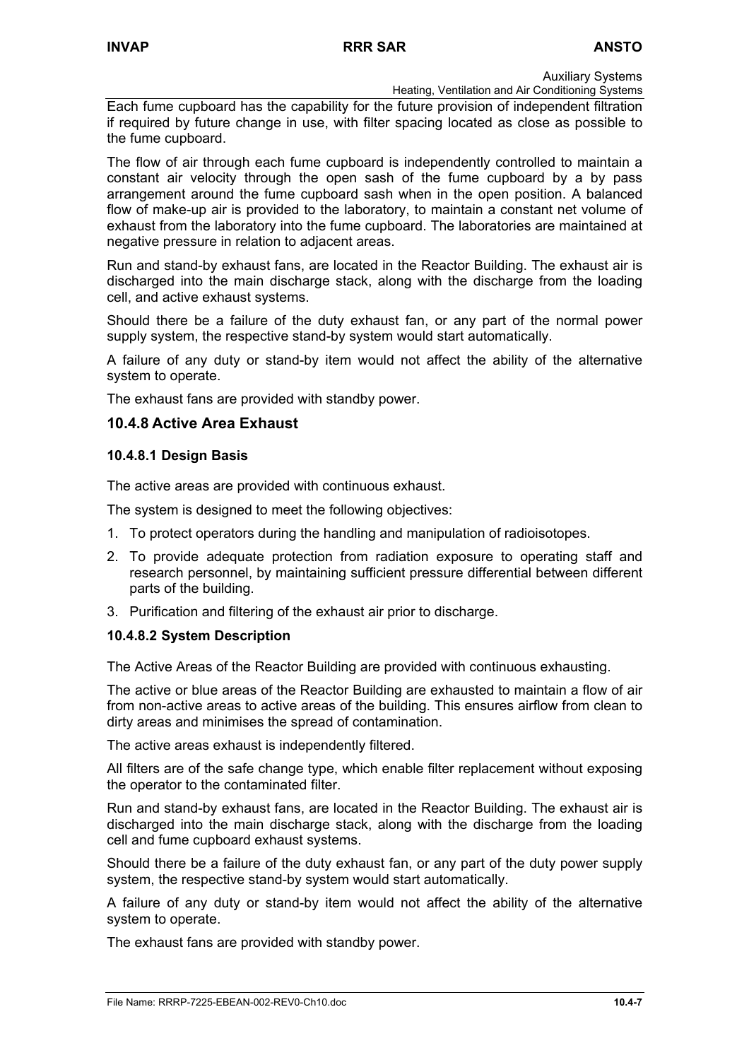Each fume cupboard has the capability for the future provision of independent filtration if required by future change in use, with filter spacing located as close as possible to the fume cupboard.

The flow of air through each fume cupboard is independently controlled to maintain a constant air velocity through the open sash of the fume cupboard by a by pass arrangement around the fume cupboard sash when in the open position. A balanced flow of make-up air is provided to the laboratory, to maintain a constant net volume of exhaust from the laboratory into the fume cupboard. The laboratories are maintained at negative pressure in relation to adjacent areas.

Run and stand-by exhaust fans, are located in the Reactor Building. The exhaust air is discharged into the main discharge stack, along with the discharge from the loading cell, and active exhaust systems.

Should there be a failure of the duty exhaust fan, or any part of the normal power supply system, the respective stand-by system would start automatically.

A failure of any duty or stand-by item would not affect the ability of the alternative system to operate.

The exhaust fans are provided with standby power.

## 10.4.8 Active Area Exhaust

### 10.4.8.1 Design Basis

The active areas are provided with continuous exhaust.

The system is designed to meet the following objectives:

1. To protect operators during the handling and manipulation of radioisotopes.
2. To provide adequate protection from radiation exposure to operating staff and research personnel, by maintaining sufficient pressure differential between different parts of the building.
3. Purification and filtering of the exhaust air prior to discharge.

### 10.4.8.2 System Description

The Active Areas of the Reactor Building are provided with continuous exhausting.

The active or blue areas of the Reactor Building are exhausted to maintain a flow of air from non-active areas to active areas of the building. This ensures airflow from clean to dirty areas and minimises the spread of contamination.

The active areas exhaust is independently filtered.

All filters are of the safe change type, which enable filter replacement without exposing the operator to the contaminated filter.

Run and stand-by exhaust fans, are located in the Reactor Building. The exhaust air is discharged into the main discharge stack, along with the discharge from the loading cell and fume cupboard exhaust systems.

Should there be a failure of the duty exhaust fan, or any part of the duty power supply system, the respective stand-by system would start automatically.

A failure of any duty or stand-by item would not affect the ability of the alternative system to operate.

The exhaust fans are provided with standby power.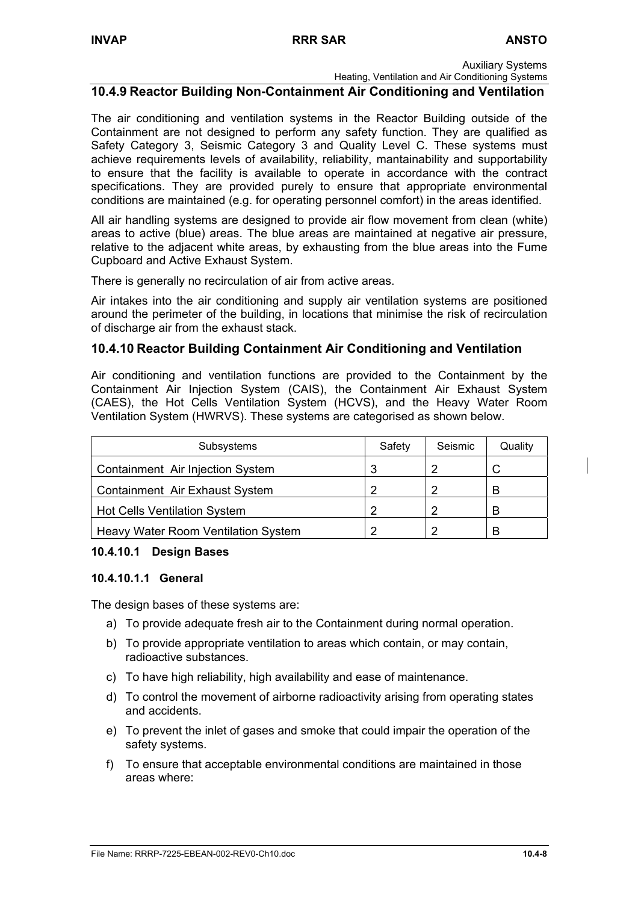## 10.4.9 Reactor Building Non-Containment Air Conditioning and Ventilation

The air conditioning and ventilation systems in the Reactor Building outside of the Containment are not designed to perform any safety function. They are qualified as Safety Category 3, Seismic Category 3 and Quality Level C. These systems must achieve requirements levels of availability, reliability, mantainability and supportability to ensure that the facility is available to operate in accordance with the contract specifications. They are provided purely to ensure that appropriate environmental conditions are maintained (e.g. for operating personnel comfort) in the areas identified.

All air handling systems are designed to provide air flow movement from clean (white) areas to active (blue) areas. The blue areas are maintained at negative air pressure, relative to the adjacent white areas, by exhausting from the blue areas into the Fume Cupboard and Active Exhaust System.

There is generally no recirculation of air from active areas.

Air intakes into the air conditioning and supply air ventilation systems are positioned around the perimeter of the building, in locations that minimise the risk of recirculation of discharge air from the exhaust stack.

## 10.4.10 Reactor Building Containment Air Conditioning and Ventilation

Air conditioning and ventilation functions are provided to the Containment by the Containment Air Injection System (CAIS), the Containment Air Exhaust System (CAES), the Hot Cells Ventilation System (HCVS), and the Heavy Water Room Ventilation System (HWRVS). These systems are categorised as shown below.

| Subsystems | Safety | Seismic | Quality |
|---|---|---|---|
| Containment Air Injection System | 3 | 2 | C |
| Containment Air Exhaust System | 2 | 2 | B |
| Hot Cells Ventilation System | 2 | 2 | B |
| Heavy Water Room Ventilation System | 2 | 2 | B |

### 10.4.10.1 Design Bases

#### 10.4.10.1.1 General

The design bases of these systems are:

a) To provide adequate fresh air to the Containment during normal operation.
b) To provide appropriate ventilation to areas which contain, or may contain, radioactive substances.
c) To have high reliability, high availability and ease of maintenance.
d) To control the movement of airborne radioactivity arising from operating states and accidents.
e) To prevent the inlet of gases and smoke that could impair the operation of the safety systems.
f) To ensure that acceptable environmental conditions are maintained in those areas where: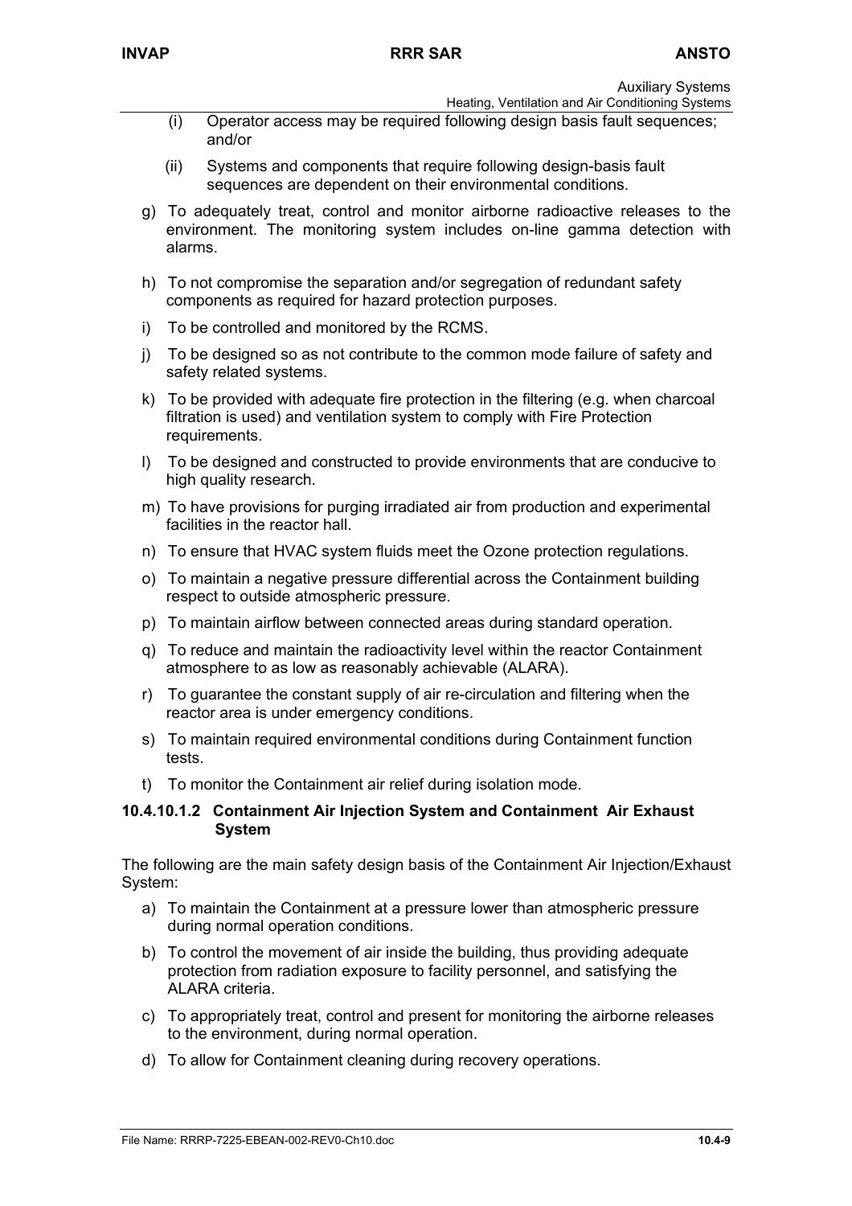(i) Operator access may be required following design basis fault sequences; and/or

(ii) Systems and components that require following design-basis fault sequences are dependent on their environmental conditions.

g) To adequately treat, control and monitor airborne radioactive releases to the environment. The monitoring system includes on-line gamma detection with alarms.

h) To not compromise the separation and/or segregation of redundant safety components as required for hazard protection purposes.

i) To be controlled and monitored by the RCMS.

j) To be designed so as not contribute to the common mode failure of safety and safety related systems.

k) To be provided with adequate fire protection in the filtering (e.g. when charcoal filtration is used) and ventilation system to comply with Fire Protection requirements.

l) To be designed and constructed to provide environments that are conducive to high quality research.

m) To have provisions for purging irradiated air from production and experimental facilities in the reactor hall.

n) To ensure that HVAC system fluids meet the Ozone protection regulations.

o) To maintain a negative pressure differential across the Containment building respect to outside atmospheric pressure.

p) To maintain airflow between connected areas during standard operation.

q) To reduce and maintain the radioactivity level within the reactor Containment atmosphere to as low as reasonably achievable (ALARA).

r) To guarantee the constant supply of air re-circulation and filtering when the reactor area is under emergency conditions.

s) To maintain required environmental conditions during Containment function tests.

t) To monitor the Containment air relief during isolation mode.

#### 10.4.10.1.2 Containment Air Injection System and Containment Air Exhaust System

The following are the main safety design basis of the Containment Air Injection/Exhaust System:

a) To maintain the Containment at a pressure lower than atmospheric pressure during normal operation conditions.

b) To control the movement of air inside the building, thus providing adequate protection from radiation exposure to facility personnel, and satisfying the ALARA criteria.

c) To appropriately treat, control and present for monitoring the airborne releases to the environment, during normal operation.

d) To allow for Containment cleaning during recovery operations.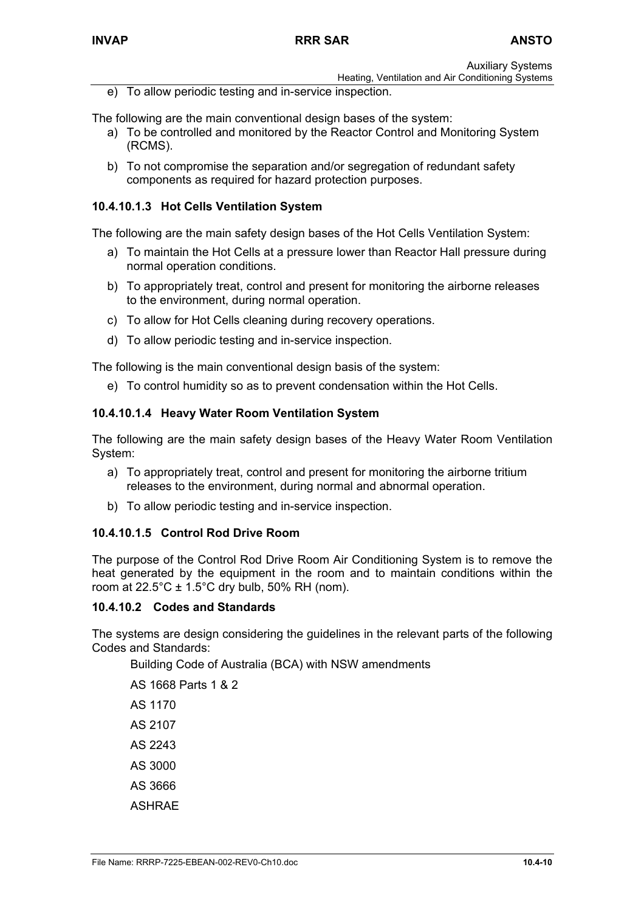e) To allow periodic testing and in-service inspection.

The following are the main conventional design bases of the system:

a) To be controlled and monitored by the Reactor Control and Monitoring System (RCMS).

b) To not compromise the separation and/or segregation of redundant safety components as required for hazard protection purposes.

#### 10.4.10.1.3 Hot Cells Ventilation System

The following are the main safety design bases of the Hot Cells Ventilation System:

a) To maintain the Hot Cells at a pressure lower than Reactor Hall pressure during normal operation conditions.

b) To appropriately treat, control and present for monitoring the airborne releases to the environment, during normal operation.

c) To allow for Hot Cells cleaning during recovery operations.

d) To allow periodic testing and in-service inspection.

The following is the main conventional design basis of the system:

e) To control humidity so as to prevent condensation within the Hot Cells.

#### 10.4.10.1.4 Heavy Water Room Ventilation System

The following are the main safety design bases of the Heavy Water Room Ventilation System:

a) To appropriately treat, control and present for monitoring the airborne tritium releases to the environment, during normal and abnormal operation.

b) To allow periodic testing and in-service inspection.

#### 10.4.10.1.5 Control Rod Drive Room

The purpose of the Control Rod Drive Room Air Conditioning System is to remove the heat generated by the equipment in the room and to maintain conditions within the room at 22.5°C ± 1.5°C dry bulb, 50% RH (nom).

### 10.4.10.2 Codes and Standards

The systems are design considering the guidelines in the relevant parts of the following Codes and Standards:

Building Code of Australia (BCA) with NSW amendments

AS 1668 Parts 1 & 2

AS 1170

AS 2107

AS 2243

AS 3000

AS 3666

ASHRAE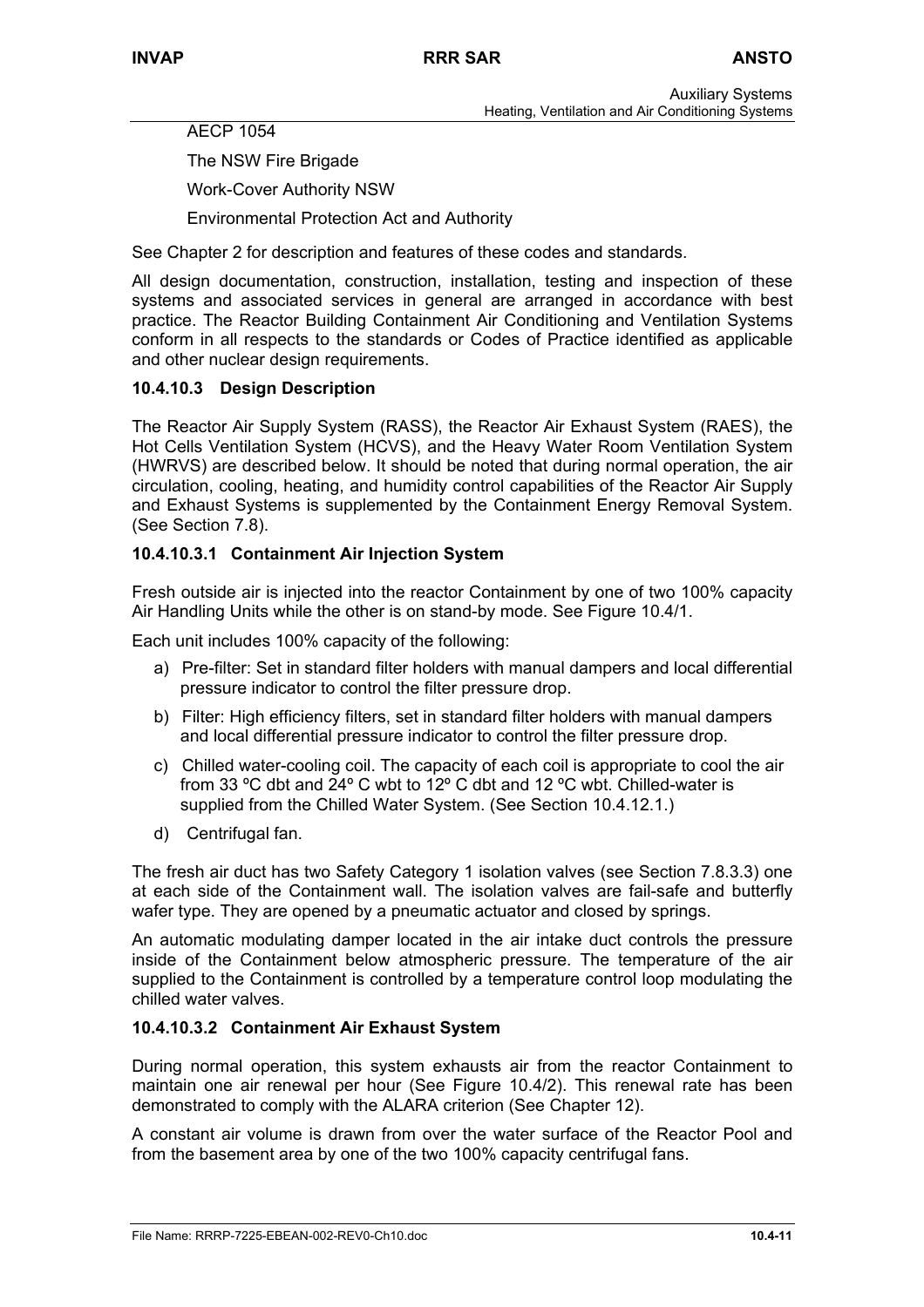AECP 1054

The NSW Fire Brigade

Work-Cover Authority NSW

Environmental Protection Act and Authority

See Chapter 2 for description and features of these codes and standards.

All design documentation, construction, installation, testing and inspection of these systems and associated services in general are arranged in accordance with best practice. The Reactor Building Containment Air Conditioning and Ventilation Systems conform in all respects to the standards or Codes of Practice identified as applicable and other nuclear design requirements.

#### 10.4.10.3 Design Description

The Reactor Air Supply System (RASS), the Reactor Air Exhaust System (RAES), the Hot Cells Ventilation System (HCVS), and the Heavy Water Room Ventilation System (HWRVS) are described below. It should be noted that during normal operation, the air circulation, cooling, heating, and humidity control capabilities of the Reactor Air Supply and Exhaust Systems is supplemented by the Containment Energy Removal System. (See Section 7.8).

##### 10.4.10.3.1 Containment Air Injection System

Fresh outside air is injected into the reactor Containment by one of two 100% capacity Air Handling Units while the other is on stand-by mode. See Figure 10.4/1.

Each unit includes 100% capacity of the following:

a) Pre-filter: Set in standard filter holders with manual dampers and local differential pressure indicator to control the filter pressure drop.

b) Filter: High efficiency filters, set in standard filter holders with manual dampers and local differential pressure indicator to control the filter pressure drop.

c) Chilled water-cooling coil. The capacity of each coil is appropriate to cool the air from 33 ºC dbt and 24º C wbt to 12º C dbt and 12 ºC wbt. Chilled-water is supplied from the Chilled Water System. (See Section 10.4.12.1.)

d) Centrifugal fan.

The fresh air duct has two Safety Category 1 isolation valves (see Section 7.8.3.3) one at each side of the Containment wall. The isolation valves are fail-safe and butterfly wafer type. They are opened by a pneumatic actuator and closed by springs.

An automatic modulating damper located in the air intake duct controls the pressure inside of the Containment below atmospheric pressure. The temperature of the air supplied to the Containment is controlled by a temperature control loop modulating the chilled water valves.

##### 10.4.10.3.2 Containment Air Exhaust System

During normal operation, this system exhausts air from the reactor Containment to maintain one air renewal per hour (See Figure 10.4/2). This renewal rate has been demonstrated to comply with the ALARA criterion (See Chapter 12).

A constant air volume is drawn from over the water surface of the Reactor Pool and from the basement area by one of the two 100% capacity centrifugal fans.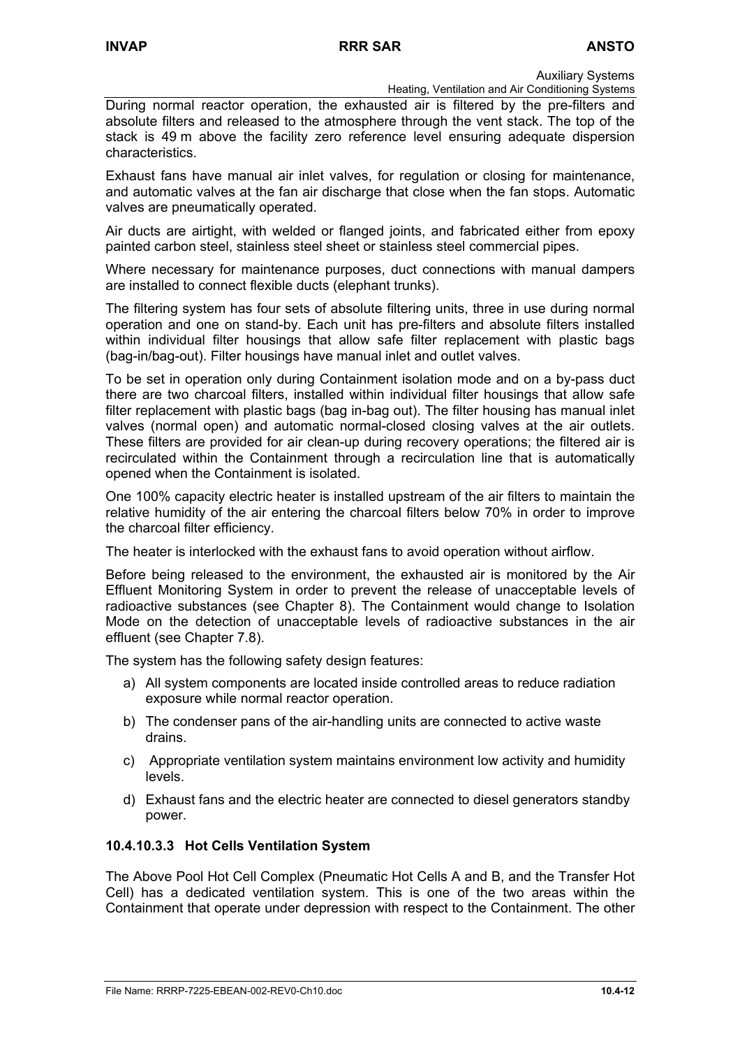During normal reactor operation, the exhausted air is filtered by the pre-filters and absolute filters and released to the atmosphere through the vent stack. The top of the stack is 49 m above the facility zero reference level ensuring adequate dispersion characteristics.

Exhaust fans have manual air inlet valves, for regulation or closing for maintenance, and automatic valves at the fan air discharge that close when the fan stops. Automatic valves are pneumatically operated.

Air ducts are airtight, with welded or flanged joints, and fabricated either from epoxy painted carbon steel, stainless steel sheet or stainless steel commercial pipes.

Where necessary for maintenance purposes, duct connections with manual dampers are installed to connect flexible ducts (elephant trunks).

The filtering system has four sets of absolute filtering units, three in use during normal operation and one on stand-by. Each unit has pre-filters and absolute filters installed within individual filter housings that allow safe filter replacement with plastic bags (bag-in/bag-out). Filter housings have manual inlet and outlet valves.

To be set in operation only during Containment isolation mode and on a by-pass duct there are two charcoal filters, installed within individual filter housings that allow safe filter replacement with plastic bags (bag in-bag out). The filter housing has manual inlet valves (normal open) and automatic normal-closed closing valves at the air outlets. These filters are provided for air clean-up during recovery operations; the filtered air is recirculated within the Containment through a recirculation line that is automatically opened when the Containment is isolated.

One 100% capacity electric heater is installed upstream of the air filters to maintain the relative humidity of the air entering the charcoal filters below 70% in order to improve the charcoal filter efficiency.

The heater is interlocked with the exhaust fans to avoid operation without airflow.

Before being released to the environment, the exhausted air is monitored by the Air Effluent Monitoring System in order to prevent the release of unacceptable levels of radioactive substances (see Chapter 8). The Containment would change to Isolation Mode on the detection of unacceptable levels of radioactive substances in the air effluent (see Chapter 7.8).

The system has the following safety design features:

a) All system components are located inside controlled areas to reduce radiation exposure while normal reactor operation.
b) The condenser pans of the air-handling units are connected to active waste drains.
c) Appropriate ventilation system maintains environment low activity and humidity levels.
d) Exhaust fans and the electric heater are connected to diesel generators standby power.

#### 10.4.10.3.3 Hot Cells Ventilation System

The Above Pool Hot Cell Complex (Pneumatic Hot Cells A and B, and the Transfer Hot Cell) has a dedicated ventilation system. This is one of the two areas within the Containment that operate under depression with respect to the Containment. The other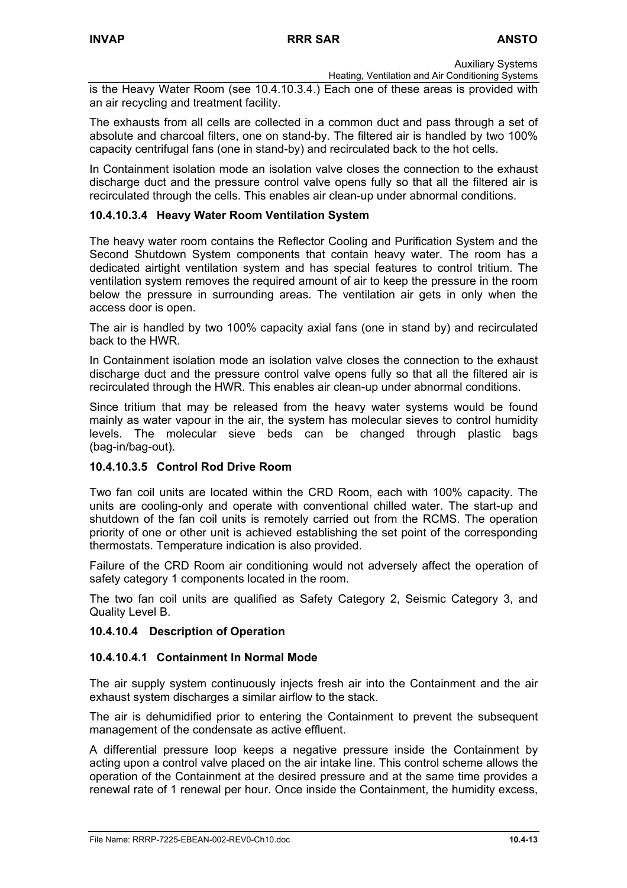is the Heavy Water Room (see 10.4.10.3.4.) Each one of these areas is provided with an air recycling and treatment facility.

The exhausts from all cells are collected in a common duct and pass through a set of absolute and charcoal filters, one on stand-by. The filtered air is handled by two 100% capacity centrifugal fans (one in stand-by) and recirculated back to the hot cells.

In Containment isolation mode an isolation valve closes the connection to the exhaust discharge duct and the pressure control valve opens fully so that all the filtered air is recirculated through the cells. This enables air clean-up under abnormal conditions.

#### 10.4.10.3.4 Heavy Water Room Ventilation System

The heavy water room contains the Reflector Cooling and Purification System and the Second Shutdown System components that contain heavy water. The room has a dedicated airtight ventilation system and has special features to control tritium. The ventilation system removes the required amount of air to keep the pressure in the room below the pressure in surrounding areas. The ventilation air gets in only when the access door is open.

The air is handled by two 100% capacity axial fans (one in stand by) and recirculated back to the HWR.

In Containment isolation mode an isolation valve closes the connection to the exhaust discharge duct and the pressure control valve opens fully so that all the filtered air is recirculated through the HWR. This enables air clean-up under abnormal conditions.

Since tritium that may be released from the heavy water systems would be found mainly as water vapour in the air, the system has molecular sieves to control humidity levels. The molecular sieve beds can be changed through plastic bags (bag-in/bag-out).

#### 10.4.10.3.5 Control Rod Drive Room

Two fan coil units are located within the CRD Room, each with 100% capacity. The units are cooling-only and operate with conventional chilled water. The start-up and shutdown of the fan coil units is remotely carried out from the RCMS. The operation priority of one or other unit is achieved establishing the set point of the corresponding thermostats. Temperature indication is also provided.

Failure of the CRD Room air conditioning would not adversely affect the operation of safety category 1 components located in the room.

The two fan coil units are qualified as Safety Category 2, Seismic Category 3, and Quality Level B.

### 10.4.10.4 Description of Operation

#### 10.4.10.4.1 Containment In Normal Mode

The air supply system continuously injects fresh air into the Containment and the air exhaust system discharges a similar airflow to the stack.

The air is dehumidified prior to entering the Containment to prevent the subsequent management of the condensate as active effluent.

A differential pressure loop keeps a negative pressure inside the Containment by acting upon a control valve placed on the air intake line. This control scheme allows the operation of the Containment at the desired pressure and at the same time provides a renewal rate of 1 renewal per hour. Once inside the Containment, the humidity excess,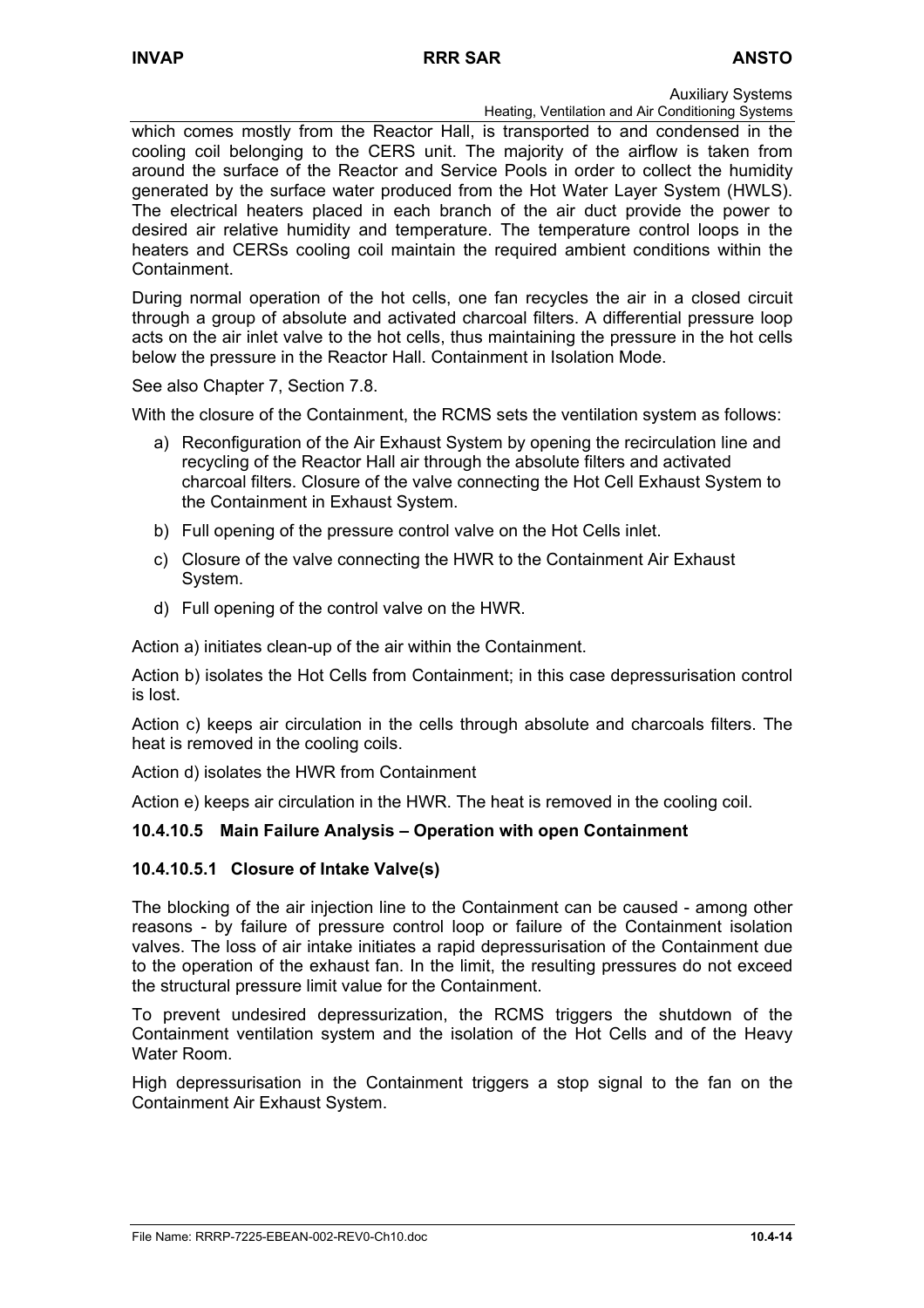which comes mostly from the Reactor Hall, is transported to and condensed in the cooling coil belonging to the CERS unit. The majority of the airflow is taken from around the surface of the Reactor and Service Pools in order to collect the humidity generated by the surface water produced from the Hot Water Layer System (HWLS). The electrical heaters placed in each branch of the air duct provide the power to desired air relative humidity and temperature. The temperature control loops in the heaters and CERSs cooling coil maintain the required ambient conditions within the Containment.

During normal operation of the hot cells, one fan recycles the air in a closed circuit through a group of absolute and activated charcoal filters. A differential pressure loop acts on the air inlet valve to the hot cells, thus maintaining the pressure in the hot cells below the pressure in the Reactor Hall. Containment in Isolation Mode.

See also Chapter 7, Section 7.8.

With the closure of the Containment, the RCMS sets the ventilation system as follows:

a) Reconfiguration of the Air Exhaust System by opening the recirculation line and recycling of the Reactor Hall air through the absolute filters and activated charcoal filters. Closure of the valve connecting the Hot Cell Exhaust System to the Containment in Exhaust System.
b) Full opening of the pressure control valve on the Hot Cells inlet.
c) Closure of the valve connecting the HWR to the Containment Air Exhaust System.
d) Full opening of the control valve on the HWR.

Action a) initiates clean-up of the air within the Containment.

Action b) isolates the Hot Cells from Containment; in this case depressurisation control is lost.

Action c) keeps air circulation in the cells through absolute and charcoals filters. The heat is removed in the cooling coils.

Action d) isolates the HWR from Containment

Action e) keeps air circulation in the HWR. The heat is removed in the cooling coil.

#### 10.4.10.5 Main Failure Analysis – Operation with open Containment

##### 10.4.10.5.1 Closure of Intake Valve(s)

The blocking of the air injection line to the Containment can be caused - among other reasons - by failure of pressure control loop or failure of the Containment isolation valves. The loss of air intake initiates a rapid depressurisation of the Containment due to the operation of the exhaust fan. In the limit, the resulting pressures do not exceed the structural pressure limit value for the Containment.

To prevent undesired depressurization, the RCMS triggers the shutdown of the Containment ventilation system and the isolation of the Hot Cells and of the Heavy Water Room.

High depressurisation in the Containment triggers a stop signal to the fan on the Containment Air Exhaust System.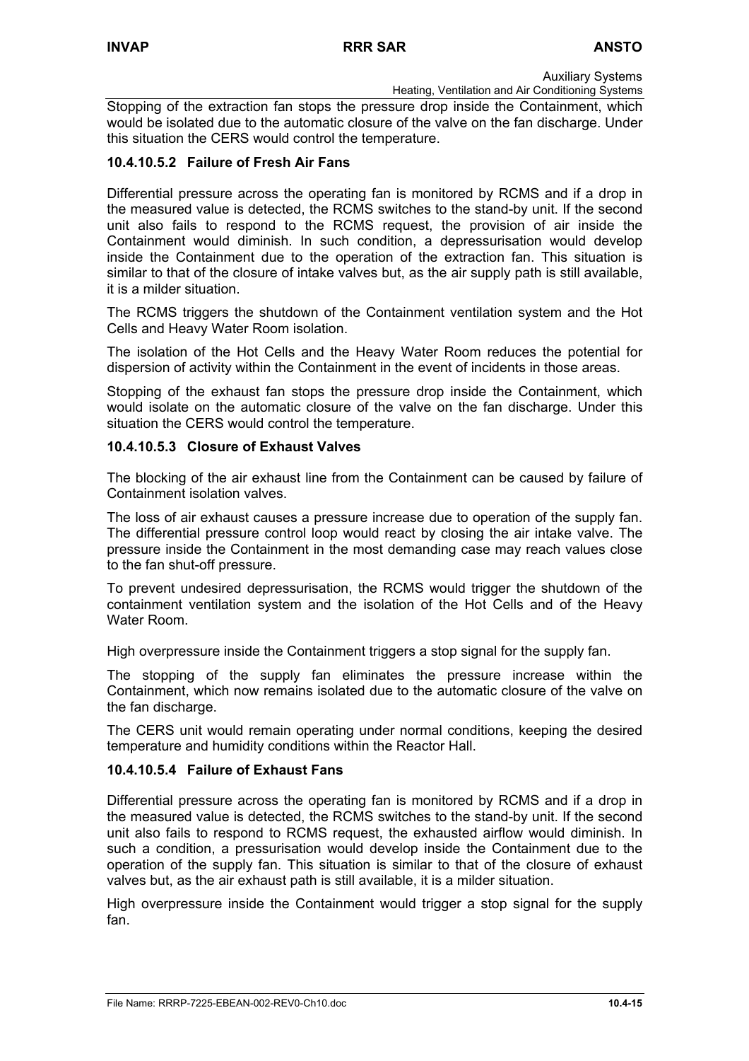Stopping of the extraction fan stops the pressure drop inside the Containment, which would be isolated due to the automatic closure of the valve on the fan discharge. Under this situation the CERS would control the temperature.

#### 10.4.10.5.2 Failure of Fresh Air Fans

Differential pressure across the operating fan is monitored by RCMS and if a drop in the measured value is detected, the RCMS switches to the stand-by unit. If the second unit also fails to respond to the RCMS request, the provision of air inside the Containment would diminish. In such condition, a depressurisation would develop inside the Containment due to the operation of the extraction fan. This situation is similar to that of the closure of intake valves but, as the air supply path is still available, it is a milder situation.

The RCMS triggers the shutdown of the Containment ventilation system and the Hot Cells and Heavy Water Room isolation.

The isolation of the Hot Cells and the Heavy Water Room reduces the potential for dispersion of activity within the Containment in the event of incidents in those areas.

Stopping of the exhaust fan stops the pressure drop inside the Containment, which would isolate on the automatic closure of the valve on the fan discharge. Under this situation the CERS would control the temperature.

#### 10.4.10.5.3 Closure of Exhaust Valves

The blocking of the air exhaust line from the Containment can be caused by failure of Containment isolation valves.

The loss of air exhaust causes a pressure increase due to operation of the supply fan. The differential pressure control loop would react by closing the air intake valve. The pressure inside the Containment in the most demanding case may reach values close to the fan shut-off pressure.

To prevent undesired depressurisation, the RCMS would trigger the shutdown of the containment ventilation system and the isolation of the Hot Cells and of the Heavy Water Room.

High overpressure inside the Containment triggers a stop signal for the supply fan.

The stopping of the supply fan eliminates the pressure increase within the Containment, which now remains isolated due to the automatic closure of the valve on the fan discharge.

The CERS unit would remain operating under normal conditions, keeping the desired temperature and humidity conditions within the Reactor Hall.

#### 10.4.10.5.4 Failure of Exhaust Fans

Differential pressure across the operating fan is monitored by RCMS and if a drop in the measured value is detected, the RCMS switches to the stand-by unit. If the second unit also fails to respond to RCMS request, the exhausted airflow would diminish. In such a condition, a pressurisation would develop inside the Containment due to the operation of the supply fan. This situation is similar to that of the closure of exhaust valves but, as the air exhaust path is still available, it is a milder situation.

High overpressure inside the Containment would trigger a stop signal for the supply fan.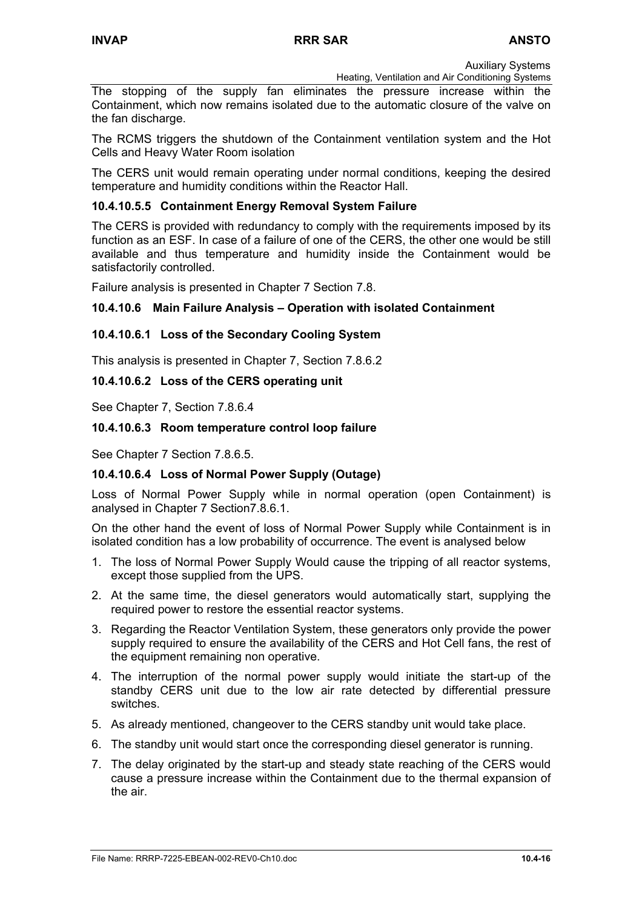The stopping of the supply fan eliminates the pressure increase within the Containment, which now remains isolated due to the automatic closure of the valve on the fan discharge.

The RCMS triggers the shutdown of the Containment ventilation system and the Hot Cells and Heavy Water Room isolation

The CERS unit would remain operating under normal conditions, keeping the desired temperature and humidity conditions within the Reactor Hall.

#### 10.4.10.5.5 Containment Energy Removal System Failure

The CERS is provided with redundancy to comply with the requirements imposed by its function as an ESF. In case of a failure of one of the CERS, the other one would be still available and thus temperature and humidity inside the Containment would be satisfactorily controlled.

Failure analysis is presented in Chapter 7 Section 7.8.

### 10.4.10.6 Main Failure Analysis – Operation with isolated Containment

#### 10.4.10.6.1 Loss of the Secondary Cooling System

This analysis is presented in Chapter 7, Section 7.8.6.2

#### 10.4.10.6.2 Loss of the CERS operating unit

See Chapter 7, Section 7.8.6.4

#### 10.4.10.6.3 Room temperature control loop failure

See Chapter 7 Section 7.8.6.5.

#### 10.4.10.6.4 Loss of Normal Power Supply (Outage)

Loss of Normal Power Supply while in normal operation (open Containment) is analysed in Chapter 7 Section7.8.6.1.

On the other hand the event of loss of Normal Power Supply while Containment is in isolated condition has a low probability of occurrence. The event is analysed below

1. The loss of Normal Power Supply Would cause the tripping of all reactor systems, except those supplied from the UPS.
2. At the same time, the diesel generators would automatically start, supplying the required power to restore the essential reactor systems.
3. Regarding the Reactor Ventilation System, these generators only provide the power supply required to ensure the availability of the CERS and Hot Cell fans, the rest of the equipment remaining non operative.
4. The interruption of the normal power supply would initiate the start-up of the standby CERS unit due to the low air rate detected by differential pressure switches.
5. As already mentioned, changeover to the CERS standby unit would take place.
6. The standby unit would start once the corresponding diesel generator is running.
7. The delay originated by the start-up and steady state reaching of the CERS would cause a pressure increase within the Containment due to the thermal expansion of the air.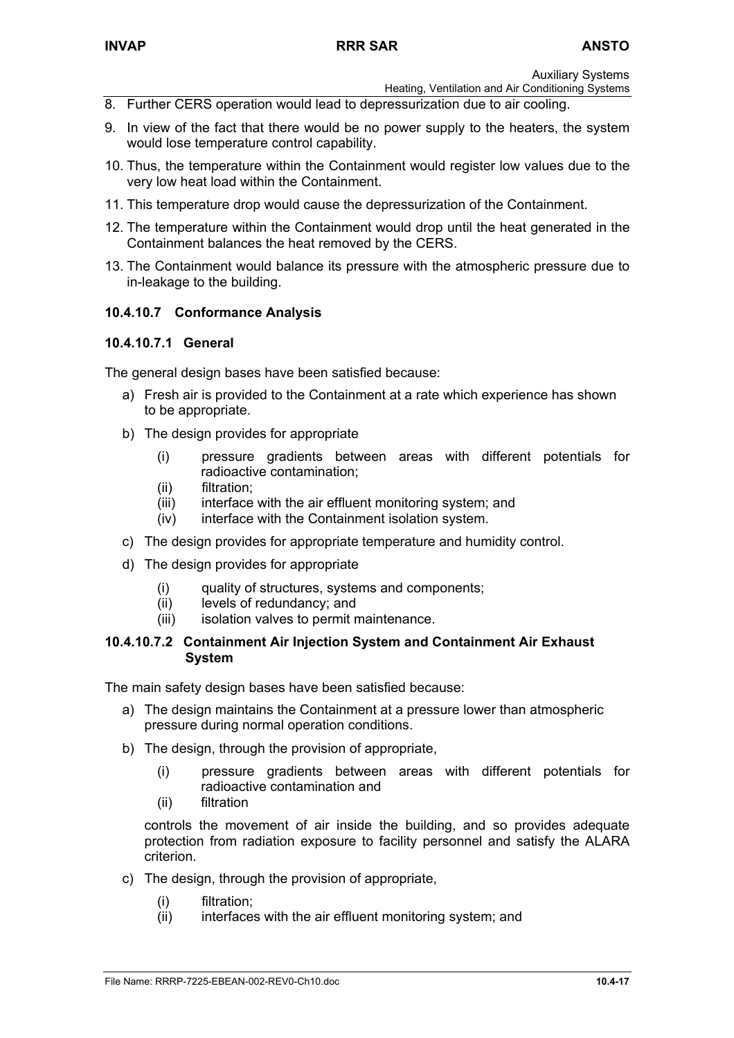8. Further CERS operation would lead to depressurization due to air cooling.
9. In view of the fact that there would be no power supply to the heaters, the system would lose temperature control capability.
10. Thus, the temperature within the Containment would register low values due to the very low heat load within the Containment.
11. This temperature drop would cause the depressurization of the Containment.
12. The temperature within the Containment would drop until the heat generated in the Containment balances the heat removed by the CERS.
13. The Containment would balance its pressure with the atmospheric pressure due to in-leakage to the building.

### 10.4.10.7 Conformance Analysis

#### 10.4.10.7.1 General

The general design bases have been satisfied because:

a) Fresh air is provided to the Containment at a rate which experience has shown to be appropriate.
b) The design provides for appropriate
   (i) pressure gradients between areas with different potentials for radioactive contamination;
   (ii) filtration;
   (iii) interface with the air effluent monitoring system; and
   (iv) interface with the Containment isolation system.
c) The design provides for appropriate temperature and humidity control.
d) The design provides for appropriate
   (i) quality of structures, systems and components;
   (ii) levels of redundancy; and
   (iii) isolation valves to permit maintenance.

#### 10.4.10.7.2 Containment Air Injection System and Containment Air Exhaust System

The main safety design bases have been satisfied because:

a) The design maintains the Containment at a pressure lower than atmospheric pressure during normal operation conditions.
b) The design, through the provision of appropriate,
   (i) pressure gradients between areas with different potentials for radioactive contamination and
   (ii) filtration

   controls the movement of air inside the building, and so provides adequate protection from radiation exposure to facility personnel and satisfy the ALARA criterion.
c) The design, through the provision of appropriate,
   (i) filtration;
   (ii) interfaces with the air effluent monitoring system; and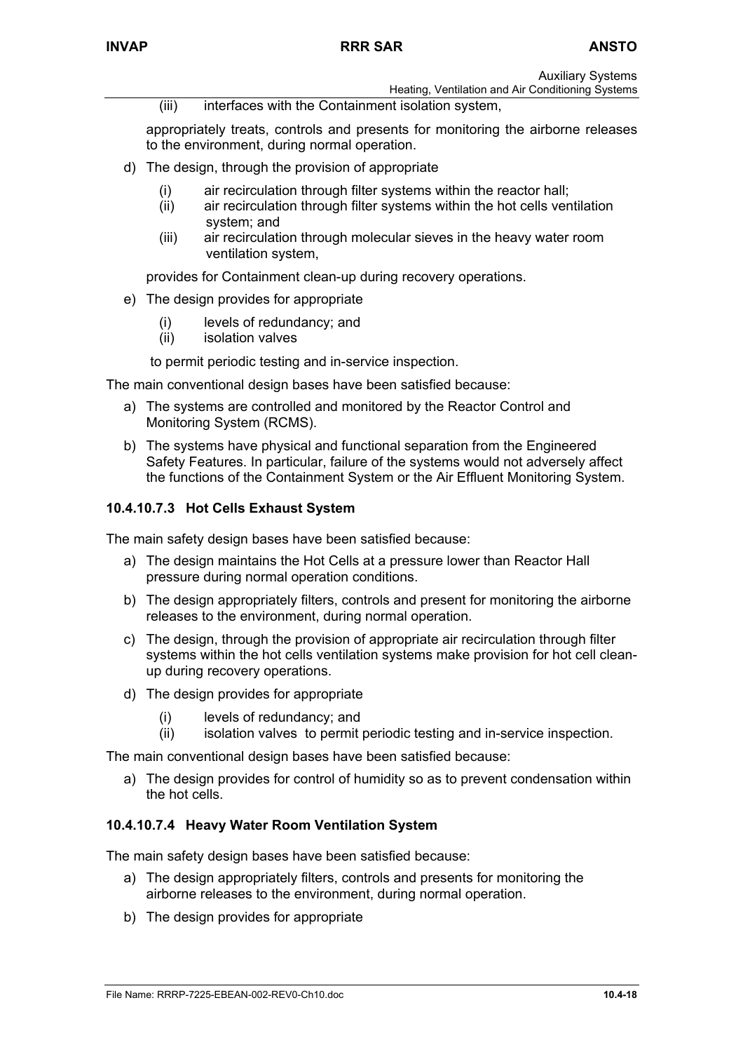(iii) interfaces with the Containment isolation system,

appropriately treats, controls and presents for monitoring the airborne releases to the environment, during normal operation.

d) The design, through the provision of appropriate

   (i) air recirculation through filter systems within the reactor hall;
   (ii) air recirculation through filter systems within the hot cells ventilation system; and
   (iii) air recirculation through molecular sieves in the heavy water room ventilation system,

   provides for Containment clean-up during recovery operations.

e) The design provides for appropriate

   (i) levels of redundancy; and
   (ii) isolation valves

   to permit periodic testing and in-service inspection.

The main conventional design bases have been satisfied because:

a) The systems are controlled and monitored by the Reactor Control and Monitoring System (RCMS).

b) The systems have physical and functional separation from the Engineered Safety Features. In particular, failure of the systems would not adversely affect the functions of the Containment System or the Air Effluent Monitoring System.

### 10.4.10.7.3 Hot Cells Exhaust System

The main safety design bases have been satisfied because:

a) The design maintains the Hot Cells at a pressure lower than Reactor Hall pressure during normal operation conditions.

b) The design appropriately filters, controls and present for monitoring the airborne releases to the environment, during normal operation.

c) The design, through the provision of appropriate air recirculation through filter systems within the hot cells ventilation systems make provision for hot cell clean-up during recovery operations.

d) The design provides for appropriate

   (i) levels of redundancy; and
   (ii) isolation valves to permit periodic testing and in-service inspection.

The main conventional design bases have been satisfied because:

a) The design provides for control of humidity so as to prevent condensation within the hot cells.

### 10.4.10.7.4 Heavy Water Room Ventilation System

The main safety design bases have been satisfied because:

a) The design appropriately filters, controls and presents for monitoring the airborne releases to the environment, during normal operation.

b) The design provides for appropriate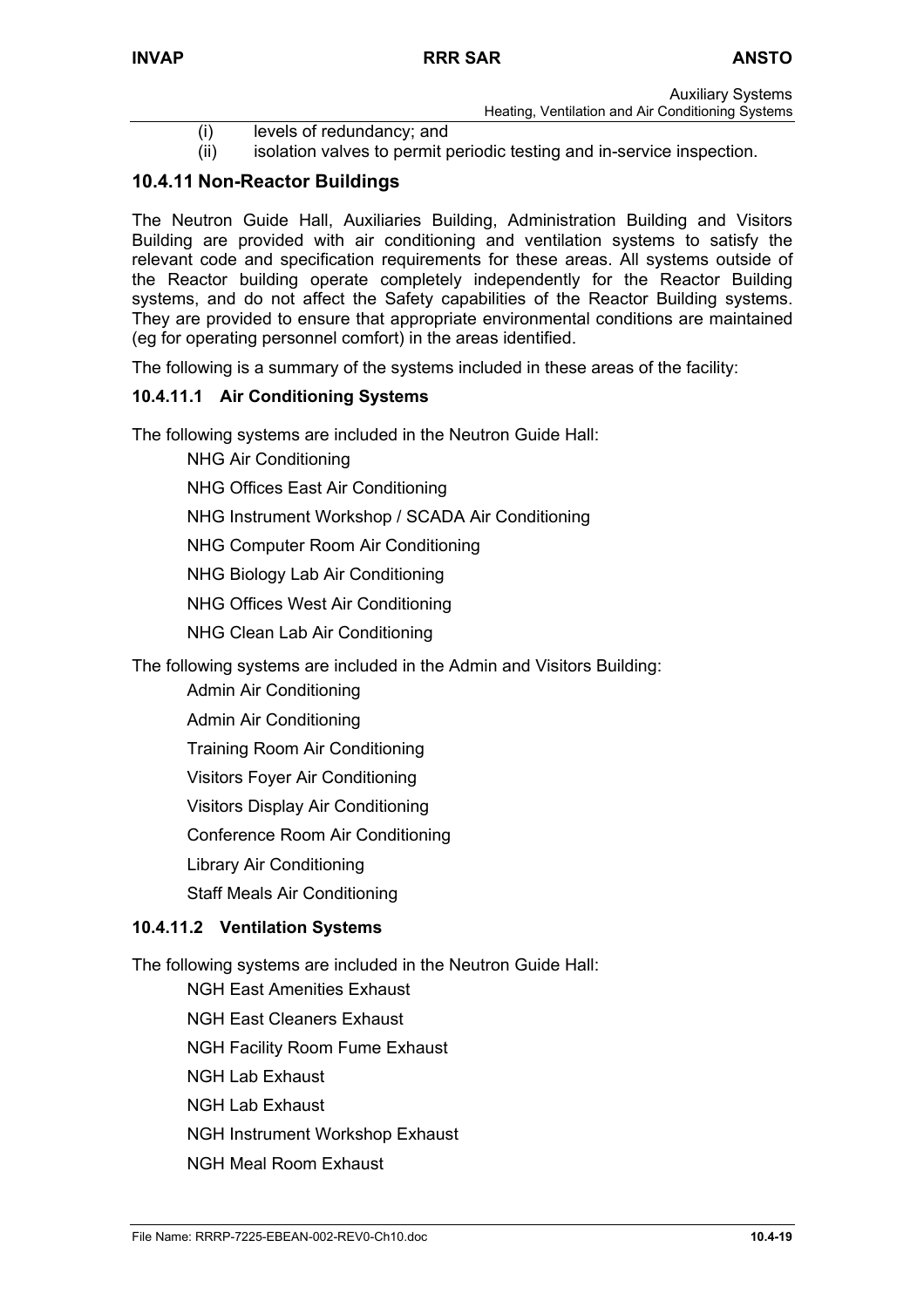(i) levels of redundancy; and

(ii) isolation valves to permit periodic testing and in-service inspection.

### 10.4.11 Non-Reactor Buildings

The Neutron Guide Hall, Auxiliaries Building, Administration Building and Visitors Building are provided with air conditioning and ventilation systems to satisfy the relevant code and specification requirements for these areas. All systems outside of the Reactor building operate completely independently for the Reactor Building systems, and do not affect the Safety capabilities of the Reactor Building systems. They are provided to ensure that appropriate environmental conditions are maintained (eg for operating personnel comfort) in the areas identified.

The following is a summary of the systems included in these areas of the facility:

#### 10.4.11.1 Air Conditioning Systems

The following systems are included in the Neutron Guide Hall:

NHG Air Conditioning

NHG Offices East Air Conditioning

NHG Instrument Workshop / SCADA Air Conditioning

NHG Computer Room Air Conditioning

NHG Biology Lab Air Conditioning

NHG Offices West Air Conditioning

NHG Clean Lab Air Conditioning

The following systems are included in the Admin and Visitors Building:

Admin Air Conditioning

Admin Air Conditioning

Training Room Air Conditioning

Visitors Foyer Air Conditioning

Visitors Display Air Conditioning

Conference Room Air Conditioning

Library Air Conditioning

Staff Meals Air Conditioning

#### 10.4.11.2 Ventilation Systems

The following systems are included in the Neutron Guide Hall:

NGH East Amenities Exhaust

NGH East Cleaners Exhaust

NGH Facility Room Fume Exhaust

NGH Lab Exhaust

NGH Lab Exhaust

NGH Instrument Workshop Exhaust

NGH Meal Room Exhaust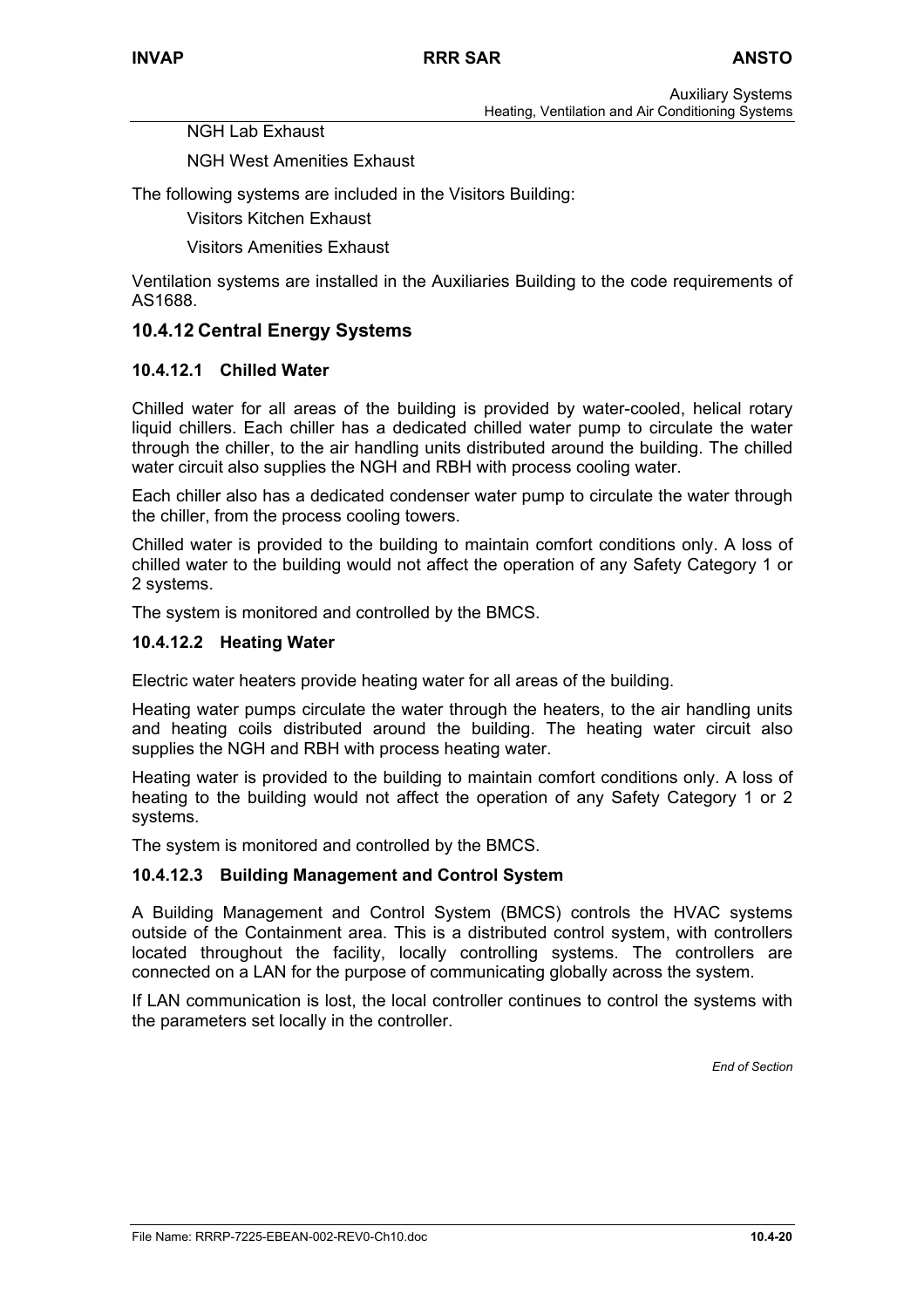NGH Lab Exhaust

NGH West Amenities Exhaust

The following systems are included in the Visitors Building:

Visitors Kitchen Exhaust

Visitors Amenities Exhaust

Ventilation systems are installed in the Auxiliaries Building to the code requirements of AS1688.

### 10.4.12 Central Energy Systems

#### 10.4.12.1 Chilled Water

Chilled water for all areas of the building is provided by water-cooled, helical rotary liquid chillers. Each chiller has a dedicated chilled water pump to circulate the water through the chiller, to the air handling units distributed around the building. The chilled water circuit also supplies the NGH and RBH with process cooling water.

Each chiller also has a dedicated condenser water pump to circulate the water through the chiller, from the process cooling towers.

Chilled water is provided to the building to maintain comfort conditions only. A loss of chilled water to the building would not affect the operation of any Safety Category 1 or 2 systems.

The system is monitored and controlled by the BMCS.

#### 10.4.12.2 Heating Water

Electric water heaters provide heating water for all areas of the building.

Heating water pumps circulate the water through the heaters, to the air handling units and heating coils distributed around the building. The heating water circuit also supplies the NGH and RBH with process heating water.

Heating water is provided to the building to maintain comfort conditions only. A loss of heating to the building would not affect the operation of any Safety Category 1 or 2 systems.

The system is monitored and controlled by the BMCS.

#### 10.4.12.3 Building Management and Control System

A Building Management and Control System (BMCS) controls the HVAC systems outside of the Containment area. This is a distributed control system, with controllers located throughout the facility, locally controlling systems. The controllers are connected on a LAN for the purpose of communicating globally across the system.

If LAN communication is lost, the local controller continues to control the systems with the parameters set locally in the controller.

*End of Section*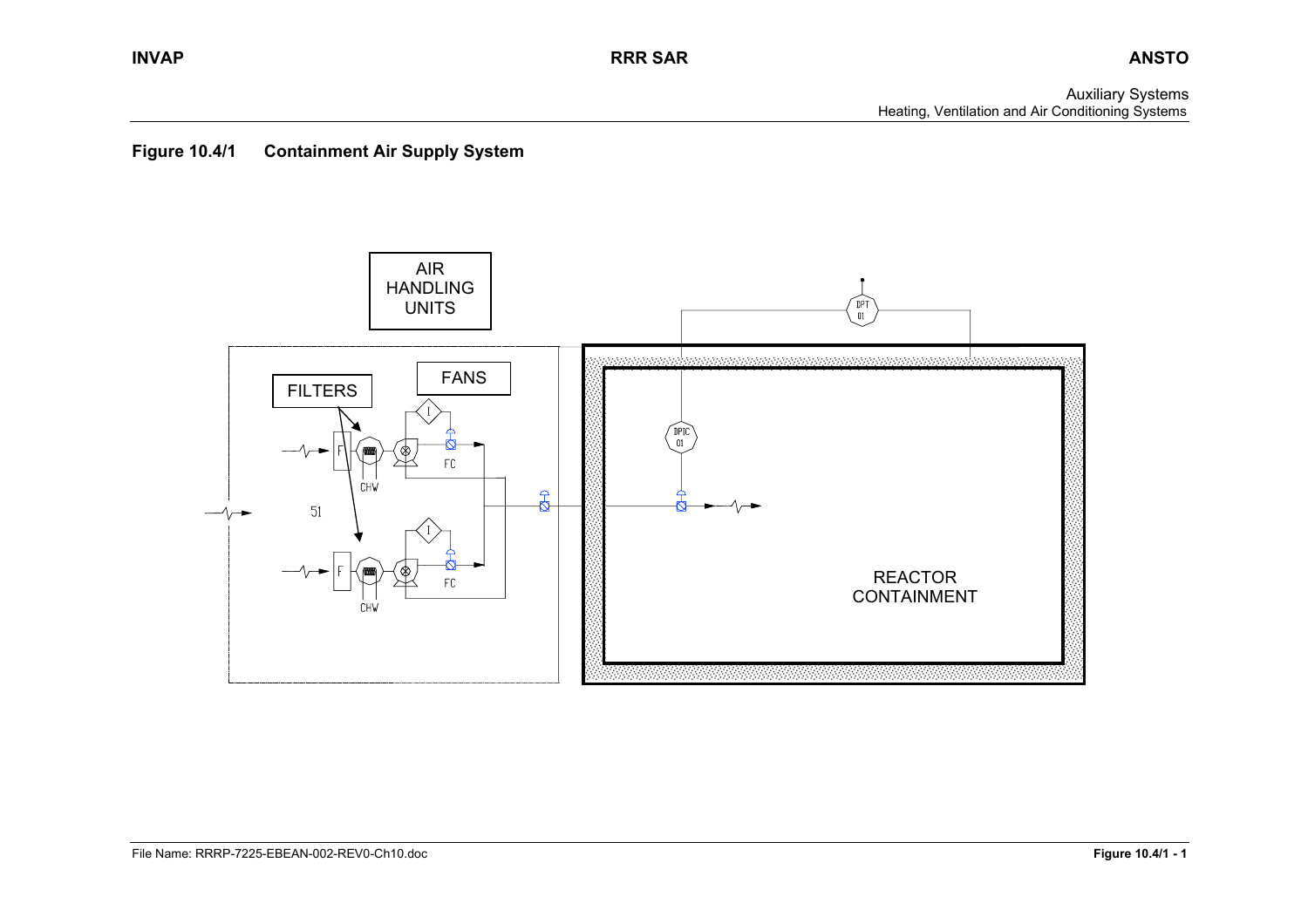**Figure 10.4/1 Containment Air Supply System**

AIR HANDLING UNITS

FILTERS

FANS

F

CHW

I

FC

51

DPT 01

DPIC 01

REACTOR CONTAINMENT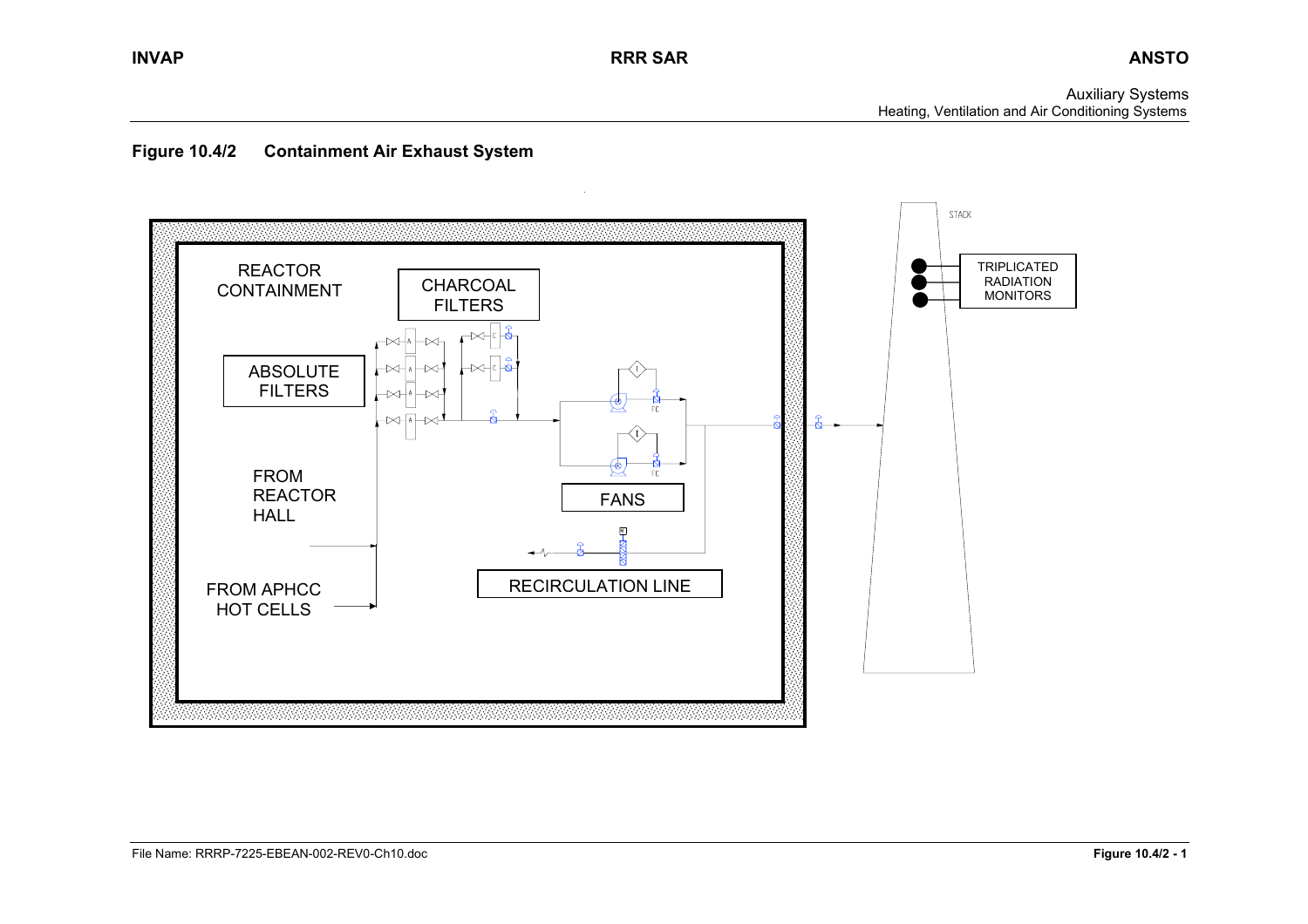**Figure 10.4/2 Containment Air Exhaust System**

REACTOR CONTAINMENT

CHARCOAL FILTERS

ABSOLUTE FILTERS

FROM REACTOR HALL

FROM APHCC HOT CELLS

FANS

RECIRCULATION LINE

STACK

TRIPLICATED RADIATION MONITORS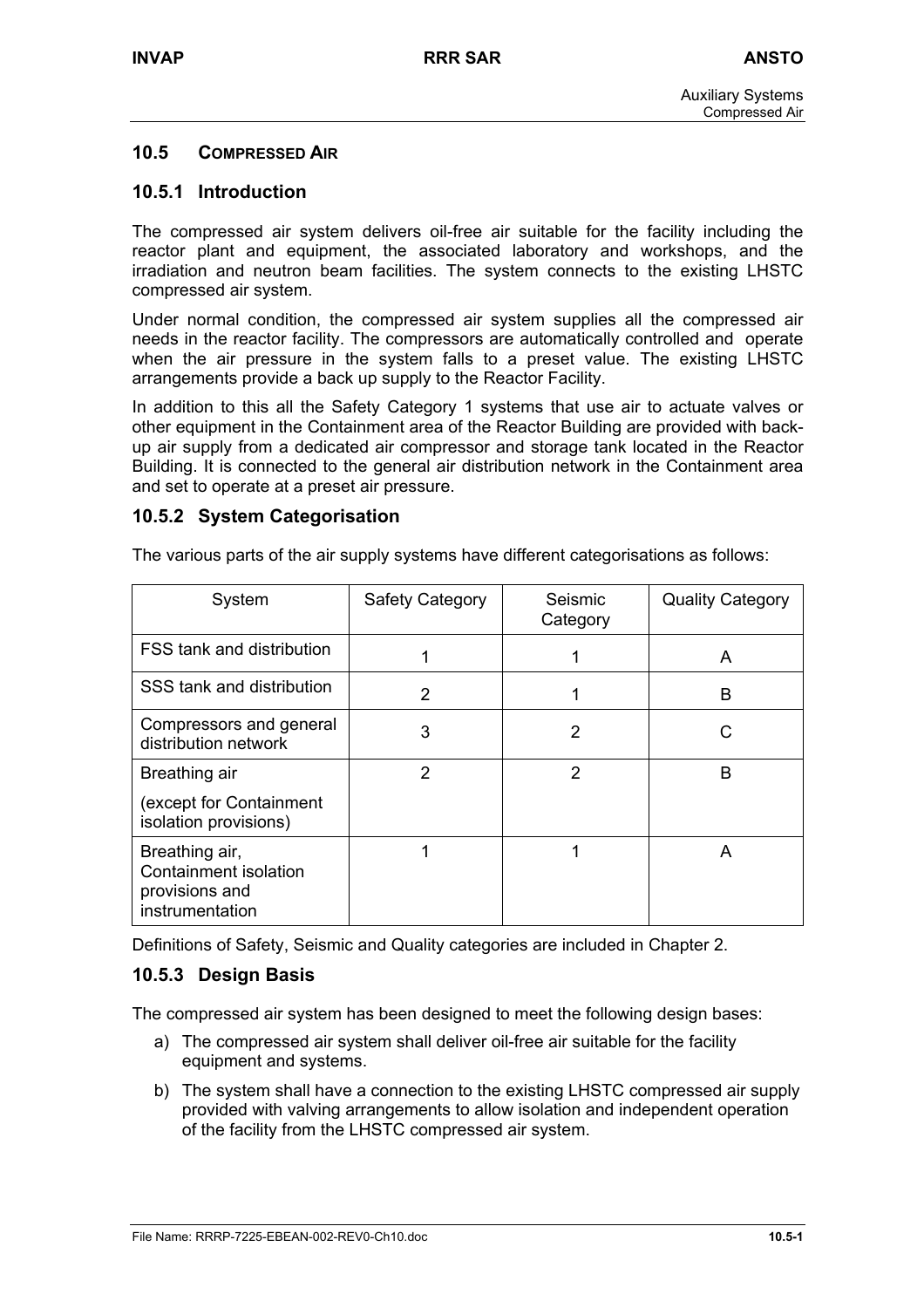## 10.5 COMPRESSED AIR

### 10.5.1 Introduction

The compressed air system delivers oil-free air suitable for the facility including the reactor plant and equipment, the associated laboratory and workshops, and the irradiation and neutron beam facilities. The system connects to the existing LHSTC compressed air system.

Under normal condition, the compressed air system supplies all the compressed air needs in the reactor facility. The compressors are automatically controlled and operate when the air pressure in the system falls to a preset value. The existing LHSTC arrangements provide a back up supply to the Reactor Facility.

In addition to this all the Safety Category 1 systems that use air to actuate valves or other equipment in the Containment area of the Reactor Building are provided with back-up air supply from a dedicated air compressor and storage tank located in the Reactor Building. It is connected to the general air distribution network in the Containment area and set to operate at a preset air pressure.

### 10.5.2 System Categorisation

The various parts of the air supply systems have different categorisations as follows:

| System | Safety Category | Seismic Category | Quality Category |
|---|---|---|---|
| FSS tank and distribution | 1 | 1 | A |
| SSS tank and distribution | 2 | 1 | B |
| Compressors and general distribution network | 3 | 2 | C |
| Breathing air (except for Containment isolation provisions) | 2 | 2 | B |
| Breathing air, Containment isolation provisions and instrumentation | 1 | 1 | A |

Definitions of Safety, Seismic and Quality categories are included in Chapter 2.

### 10.5.3 Design Basis

The compressed air system has been designed to meet the following design bases:

a) The compressed air system shall deliver oil-free air suitable for the facility equipment and systems.

b) The system shall have a connection to the existing LHSTC compressed air supply provided with valving arrangements to allow isolation and independent operation of the facility from the LHSTC compressed air system.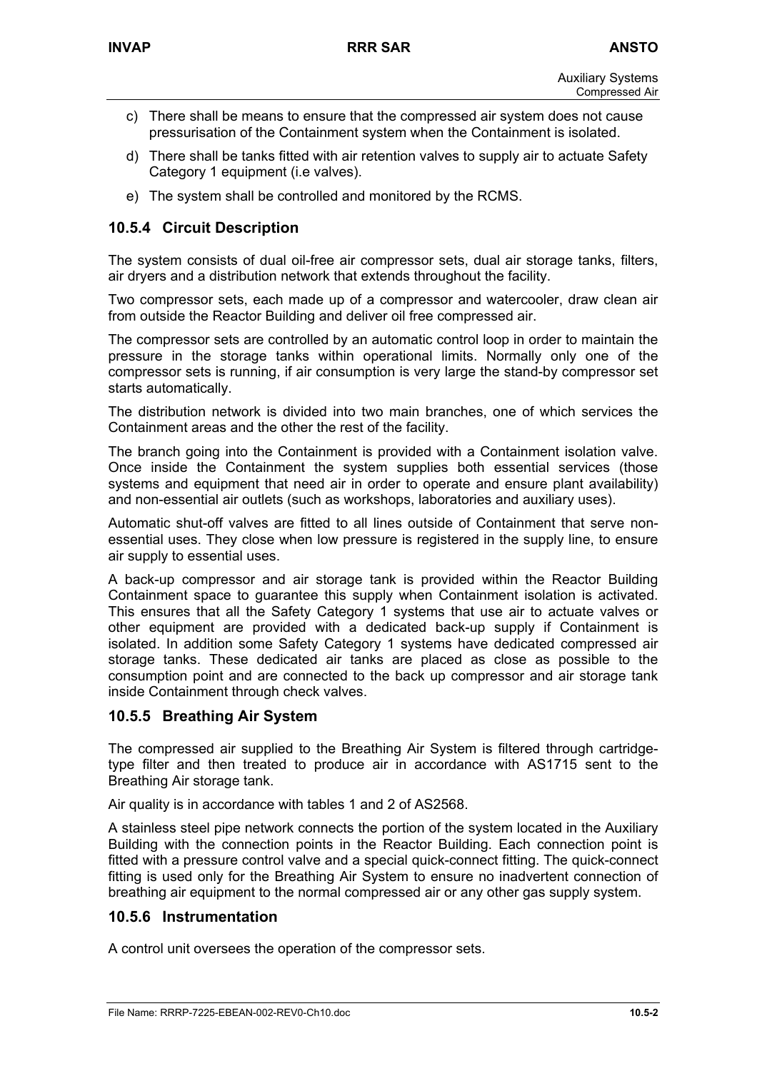c) There shall be means to ensure that the compressed air system does not cause pressurisation of the Containment system when the Containment is isolated.

d) There shall be tanks fitted with air retention valves to supply air to actuate Safety Category 1 equipment (i.e valves).

e) The system shall be controlled and monitored by the RCMS.

### 10.5.4 Circuit Description

The system consists of dual oil-free air compressor sets, dual air storage tanks, filters, air dryers and a distribution network that extends throughout the facility.

Two compressor sets, each made up of a compressor and watercooler, draw clean air from outside the Reactor Building and deliver oil free compressed air.

The compressor sets are controlled by an automatic control loop in order to maintain the pressure in the storage tanks within operational limits. Normally only one of the compressor sets is running, if air consumption is very large the stand-by compressor set starts automatically.

The distribution network is divided into two main branches, one of which services the Containment areas and the other the rest of the facility.

The branch going into the Containment is provided with a Containment isolation valve. Once inside the Containment the system supplies both essential services (those systems and equipment that need air in order to operate and ensure plant availability) and non-essential air outlets (such as workshops, laboratories and auxiliary uses).

Automatic shut-off valves are fitted to all lines outside of Containment that serve non-essential uses. They close when low pressure is registered in the supply line, to ensure air supply to essential uses.

A back-up compressor and air storage tank is provided within the Reactor Building Containment space to guarantee this supply when Containment isolation is activated. This ensures that all the Safety Category 1 systems that use air to actuate valves or other equipment are provided with a dedicated back-up supply if Containment is isolated. In addition some Safety Category 1 systems have dedicated compressed air storage tanks. These dedicated air tanks are placed as close as possible to the consumption point and are connected to the back up compressor and air storage tank inside Containment through check valves.

### 10.5.5 Breathing Air System

The compressed air supplied to the Breathing Air System is filtered through cartridge-type filter and then treated to produce air in accordance with AS1715 sent to the Breathing Air storage tank.

Air quality is in accordance with tables 1 and 2 of AS2568.

A stainless steel pipe network connects the portion of the system located in the Auxiliary Building with the connection points in the Reactor Building. Each connection point is fitted with a pressure control valve and a special quick-connect fitting. The quick-connect fitting is used only for the Breathing Air System to ensure no inadvertent connection of breathing air equipment to the normal compressed air or any other gas supply system.

### 10.5.6 Instrumentation

A control unit oversees the operation of the compressor sets.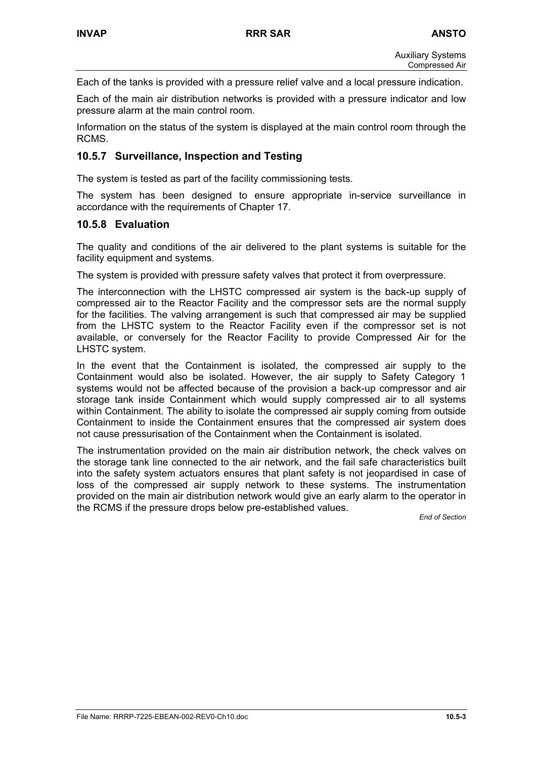Each of the tanks is provided with a pressure relief valve and a local pressure indication.

Each of the main air distribution networks is provided with a pressure indicator and low pressure alarm at the main control room.

Information on the status of the system is displayed at the main control room through the RCMS.

### 10.5.7 Surveillance, Inspection and Testing

The system is tested as part of the facility commissioning tests.

The system has been designed to ensure appropriate in-service surveillance in accordance with the requirements of Chapter 17.

### 10.5.8 Evaluation

The quality and conditions of the air delivered to the plant systems is suitable for the facility equipment and systems.

The system is provided with pressure safety valves that protect it from overpressure.

The interconnection with the LHSTC compressed air system is the back-up supply of compressed air to the Reactor Facility and the compressor sets are the normal supply for the facilities. The valving arrangement is such that compressed air may be supplied from the LHSTC system to the Reactor Facility even if the compressor set is not available, or conversely for the Reactor Facility to provide Compressed Air for the LHSTC system.

In the event that the Containment is isolated, the compressed air supply to the Containment would also be isolated. However, the air supply to Safety Category 1 systems would not be affected because of the provision a back-up compressor and air storage tank inside Containment which would supply compressed air to all systems within Containment. The ability to isolate the compressed air supply coming from outside Containment to inside the Containment ensures that the compressed air system does not cause pressurisation of the Containment when the Containment is isolated.

The instrumentation provided on the main air distribution network, the check valves on the storage tank line connected to the air network, and the fail safe characteristics built into the safety system actuators ensures that plant safety is not jeopardised in case of loss of the compressed air supply network to these systems. The instrumentation provided on the main air distribution network would give an early alarm to the operator in the RCMS if the pressure drops below pre-established values.

*End of Section*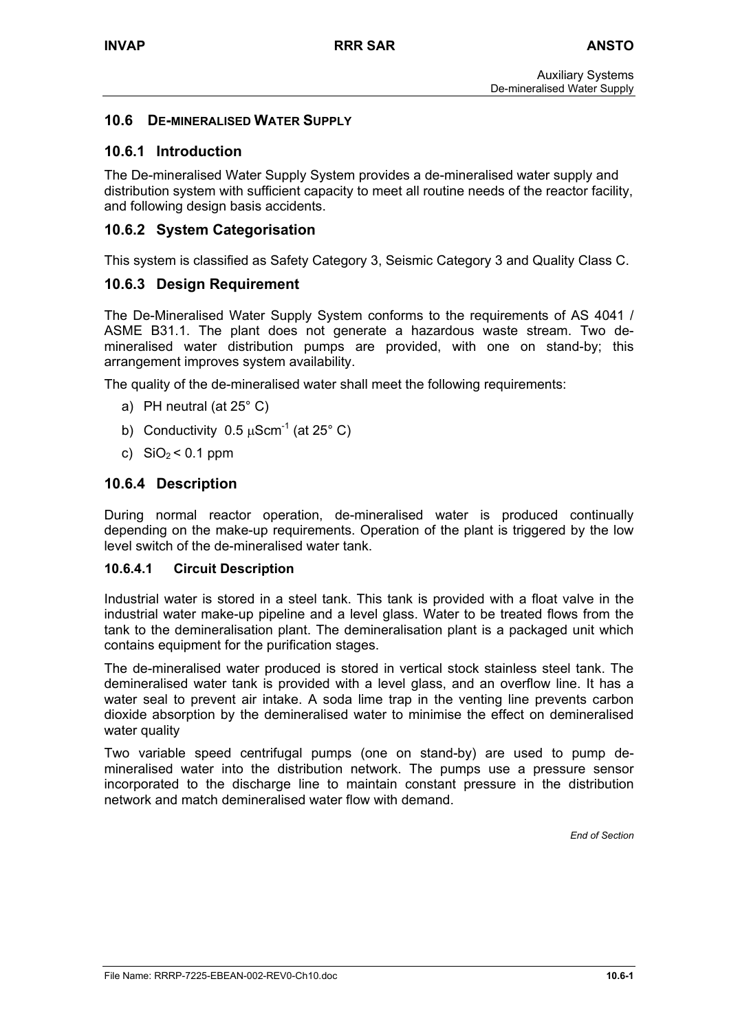## 10.6 DE-MINERALISED WATER SUPPLY

### 10.6.1 Introduction

The De-mineralised Water Supply System provides a de-mineralised water supply and distribution system with sufficient capacity to meet all routine needs of the reactor facility, and following design basis accidents.

### 10.6.2 System Categorisation

This system is classified as Safety Category 3, Seismic Category 3 and Quality Class C.

### 10.6.3 Design Requirement

The De-Mineralised Water Supply System conforms to the requirements of AS 4041 / ASME B31.1. The plant does not generate a hazardous waste stream. Two de-mineralised water distribution pumps are provided, with one on stand-by; this arrangement improves system availability.

The quality of the de-mineralised water shall meet the following requirements:

a) PH neutral (at 25° C)

b) Conductivity 0.5 $\mu Scm^{-1}$ (at 25° C)

c) $SiO_2$ < 0.1 ppm

### 10.6.4 Description

During normal reactor operation, de-mineralised water is produced continually depending on the make-up requirements. Operation of the plant is triggered by the low level switch of the de-mineralised water tank.

#### 10.6.4.1 Circuit Description

Industrial water is stored in a steel tank. This tank is provided with a float valve in the industrial water make-up pipeline and a level glass. Water to be treated flows from the tank to the demineralisation plant. The demineralisation plant is a packaged unit which contains equipment for the purification stages.

The de-mineralised water produced is stored in vertical stock stainless steel tank. The demineralised water tank is provided with a level glass, and an overflow line. It has a water seal to prevent air intake. A soda lime trap in the venting line prevents carbon dioxide absorption by the demineralised water to minimise the effect on demineralised water quality

Two variable speed centrifugal pumps (one on stand-by) are used to pump de-mineralised water into the distribution network. The pumps use a pressure sensor incorporated to the discharge line to maintain constant pressure in the distribution network and match demineralised water flow with demand.

*End of Section*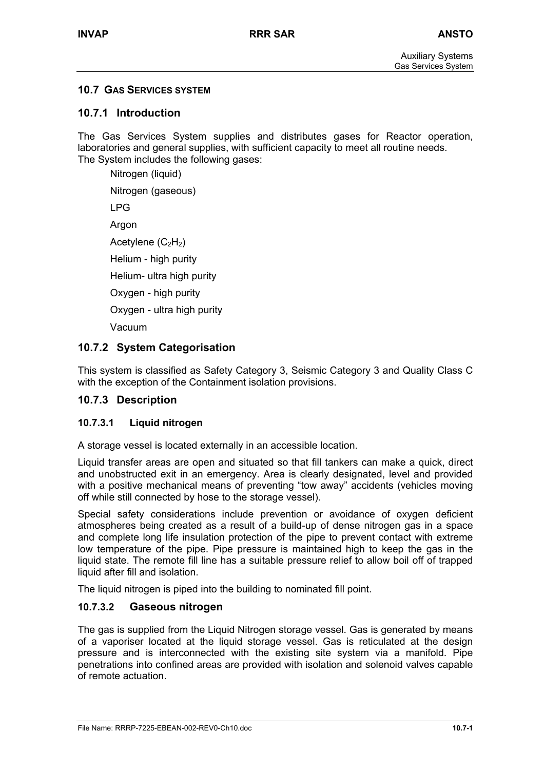## 10.7 GAS SERVICES SYSTEM

### 10.7.1 Introduction

The Gas Services System supplies and distributes gases for Reactor operation, laboratories and general supplies, with sufficient capacity to meet all routine needs.
The System includes the following gases:

- Nitrogen (liquid)
- Nitrogen (gaseous)
- LPG
- Argon
- Acetylene ($C_2H_2$)
- Helium - high purity
- Helium- ultra high purity
- Oxygen - high purity
- Oxygen - ultra high purity
- Vacuum

### 10.7.2 System Categorisation

This system is classified as Safety Category 3, Seismic Category 3 and Quality Class C with the exception of the Containment isolation provisions.

### 10.7.3 Description

#### 10.7.3.1 Liquid nitrogen

A storage vessel is located externally in an accessible location.

Liquid transfer areas are open and situated so that fill tankers can make a quick, direct and unobstructed exit in an emergency. Area is clearly designated, level and provided with a positive mechanical means of preventing "tow away" accidents (vehicles moving off while still connected by hose to the storage vessel).

Special safety considerations include prevention or avoidance of oxygen deficient atmospheres being created as a result of a build-up of dense nitrogen gas in a space and complete long life insulation protection of the pipe to prevent contact with extreme low temperature of the pipe. Pipe pressure is maintained high to keep the gas in the liquid state. The remote fill line has a suitable pressure relief to allow boil off of trapped liquid after fill and isolation.

The liquid nitrogen is piped into the building to nominated fill point.

#### 10.7.3.2 Gaseous nitrogen

The gas is supplied from the Liquid Nitrogen storage vessel. Gas is generated by means of a vaporiser located at the liquid storage vessel. Gas is reticulated at the design pressure and is interconnected with the existing site system via a manifold. Pipe penetrations into confined areas are provided with isolation and solenoid valves capable of remote actuation.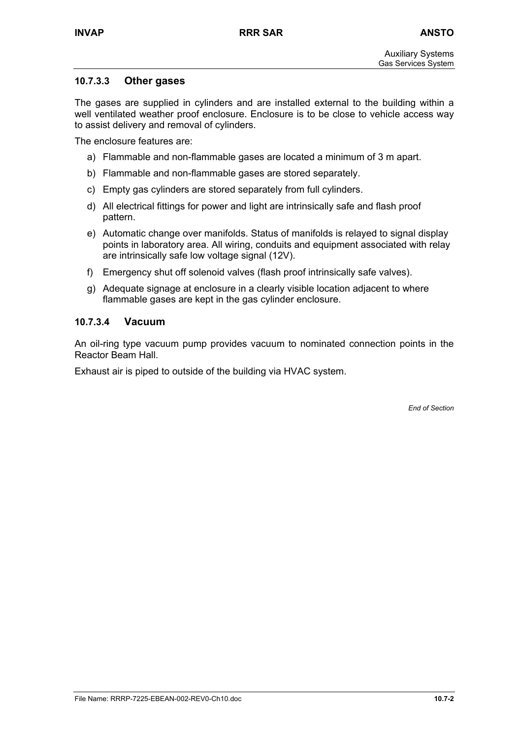#### 10.7.3.3 Other gases

The gases are supplied in cylinders and are installed external to the building within a well ventilated weather proof enclosure. Enclosure is to be close to vehicle access way to assist delivery and removal of cylinders.

The enclosure features are:

a) Flammable and non-flammable gases are located a minimum of 3 m apart.

b) Flammable and non-flammable gases are stored separately.

c) Empty gas cylinders are stored separately from full cylinders.

d) All electrical fittings for power and light are intrinsically safe and flash proof pattern.

e) Automatic change over manifolds. Status of manifolds is relayed to signal display points in laboratory area. All wiring, conduits and equipment associated with relay are intrinsically safe low voltage signal (12V).

f) Emergency shut off solenoid valves (flash proof intrinsically safe valves).

g) Adequate signage at enclosure in a clearly visible location adjacent to where flammable gases are kept in the gas cylinder enclosure.

#### 10.7.3.4 Vacuum

An oil-ring type vacuum pump provides vacuum to nominated connection points in the Reactor Beam Hall.

Exhaust air is piped to outside of the building via HVAC system.

*End of Section*